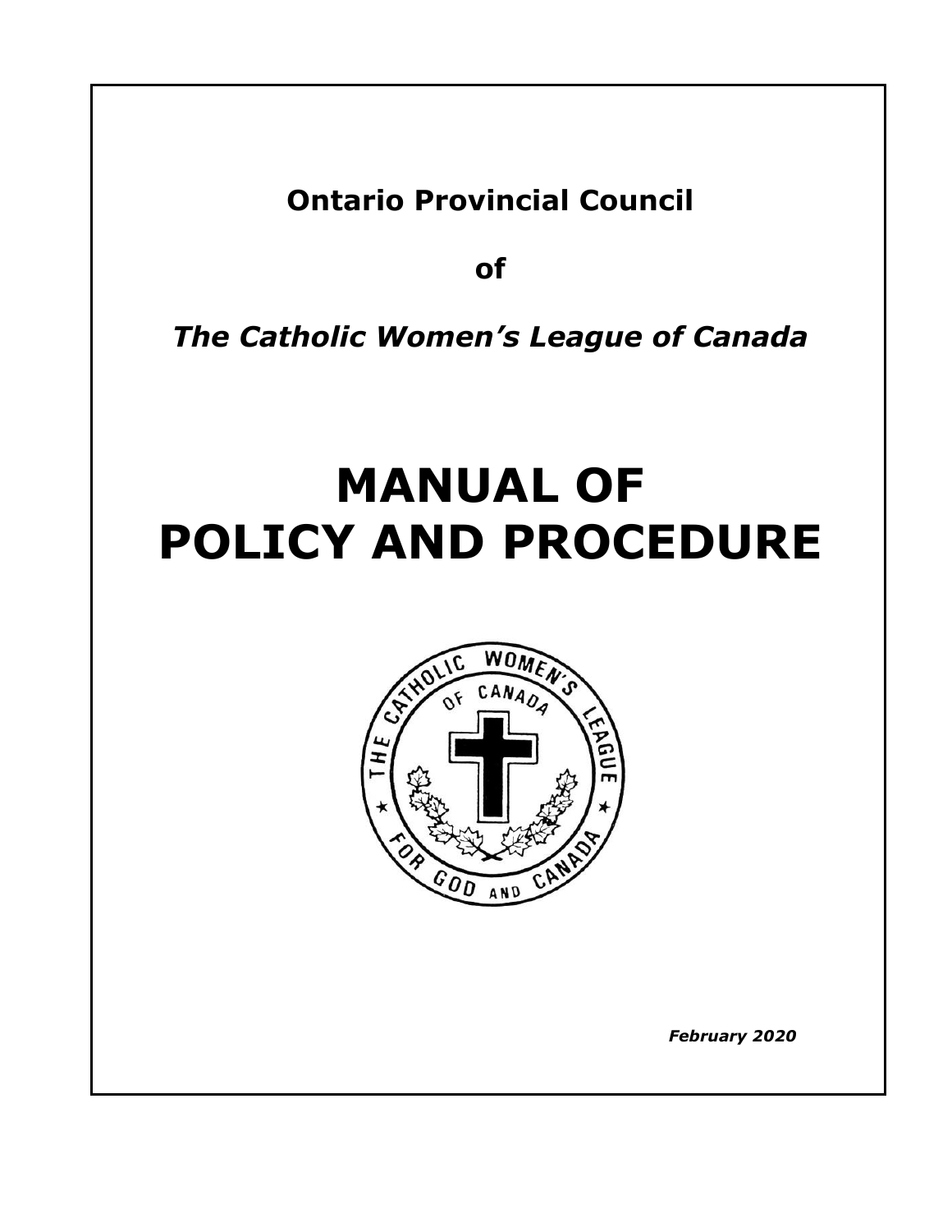**Ontario Provincial Council**

**of**

***The Catholic Women's League of Canada***

# MANUAL OF POLICY AND PROCEDURE

***February 2020***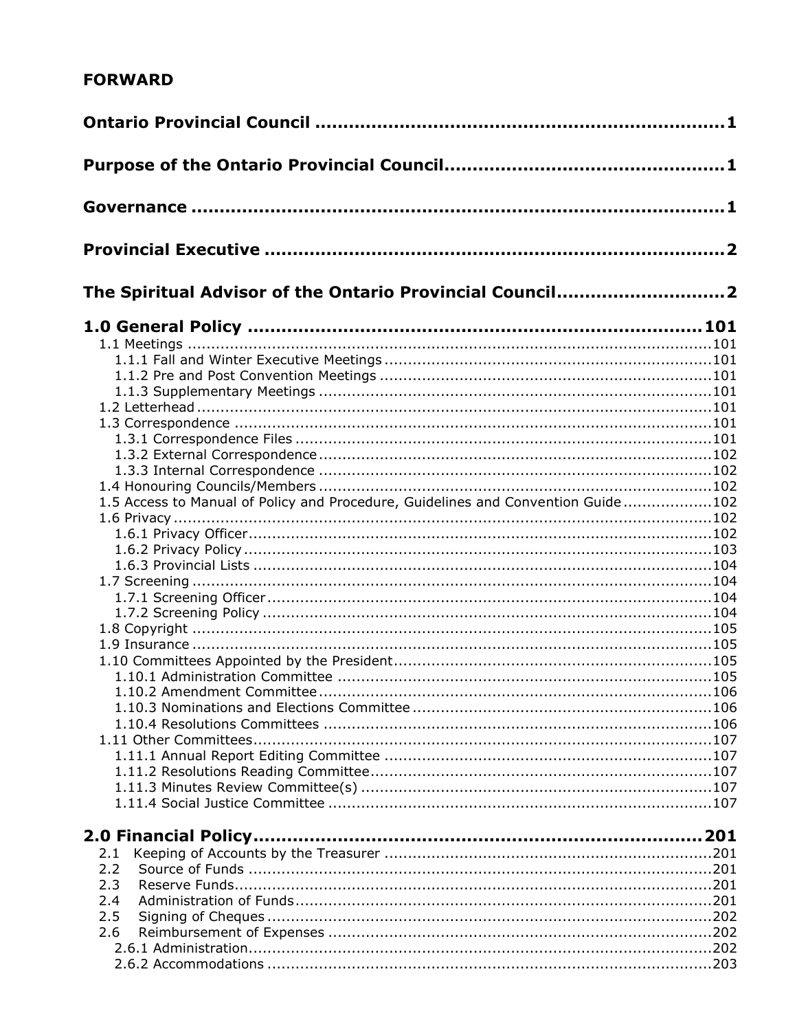**FORWARD**

**Ontario Provincial Council** ........................................................................ **1**

**Purpose of the Ontario Provincial Council** .................................................. **1**

**Governance** .................................................................................................. **1**

**Provincial Executive** ..................................................................................... **2**

**The Spiritual Advisor of the Ontario Provincial Council** ............................. **2**

**1.0 General Policy** ........................................................................................ **101**

- 1.1 Meetings ........................................................................................................ 101
  - 1.1.1 Fall and Winter Executive Meetings ........................................................ 101
  - 1.1.2 Pre and Post Convention Meetings ......................................................... 101
  - 1.1.3 Supplementary Meetings ....................................................................... 101
- 1.2 Letterhead ...................................................................................................... 101
- 1.3 Correspondence ............................................................................................. 101
  - 1.3.1 Correspondence Files ............................................................................. 101
  - 1.3.2 External Correspondence ....................................................................... 102
  - 1.3.3 Internal Correspondence ........................................................................ 102
- 1.4 Honouring Councils/Members ......................................................................... 102
- 1.5 Access to Manual of Policy and Procedure, Guidelines and Convention Guide .................. 102
- 1.6 Privacy .......................................................................................................... 102
  - 1.6.1 Privacy Officer ........................................................................................ 102
  - 1.6.2 Privacy Policy ......................................................................................... 103
  - 1.6.3 Provincial Lists ....................................................................................... 104
- 1.7 Screening ...................................................................................................... 104
  - 1.7.1 Screening Officer .................................................................................... 104
  - 1.7.2 Screening Policy ..................................................................................... 104
- 1.8 Copyright ....................................................................................................... 105
- 1.9 Insurance ....................................................................................................... 105
- 1.10 Committees Appointed by the President ...................................................... 105
  - 1.10.1 Administration Committee .................................................................... 105
  - 1.10.2 Amendment Committee ........................................................................ 106
  - 1.10.3 Nominations and Elections Committee .................................................. 106
  - 1.10.4 Resolutions Committees ....................................................................... 106
- 1.11 Other Committees ........................................................................................ 107
  - 1.11.1 Annual Report Editing Committee ......................................................... 107
  - 1.11.2 Resolutions Reading Committee ........................................................... 107
  - 1.11.3 Minutes Review Committee(s) .............................................................. 107
  - 1.11.4 Social Justice Committee ...................................................................... 107

**2.0 Financial Policy** ..................................................................................... **201**

- 2.1 Keeping of Accounts by the Treasurer ........................................................... 201
- 2.2 Source of Funds ............................................................................................. 201
- 2.3 Reserve Funds ................................................................................................ 201
- 2.4 Administration of Funds ................................................................................. 201
- 2.5 Signing of Cheques ........................................................................................ 202
- 2.6 Reimbursement of Expenses .......................................................................... 202
  - 2.6.1 Administration ......................................................................................... 202
  - 2.6.2 Accommodations ..................................................................................... 203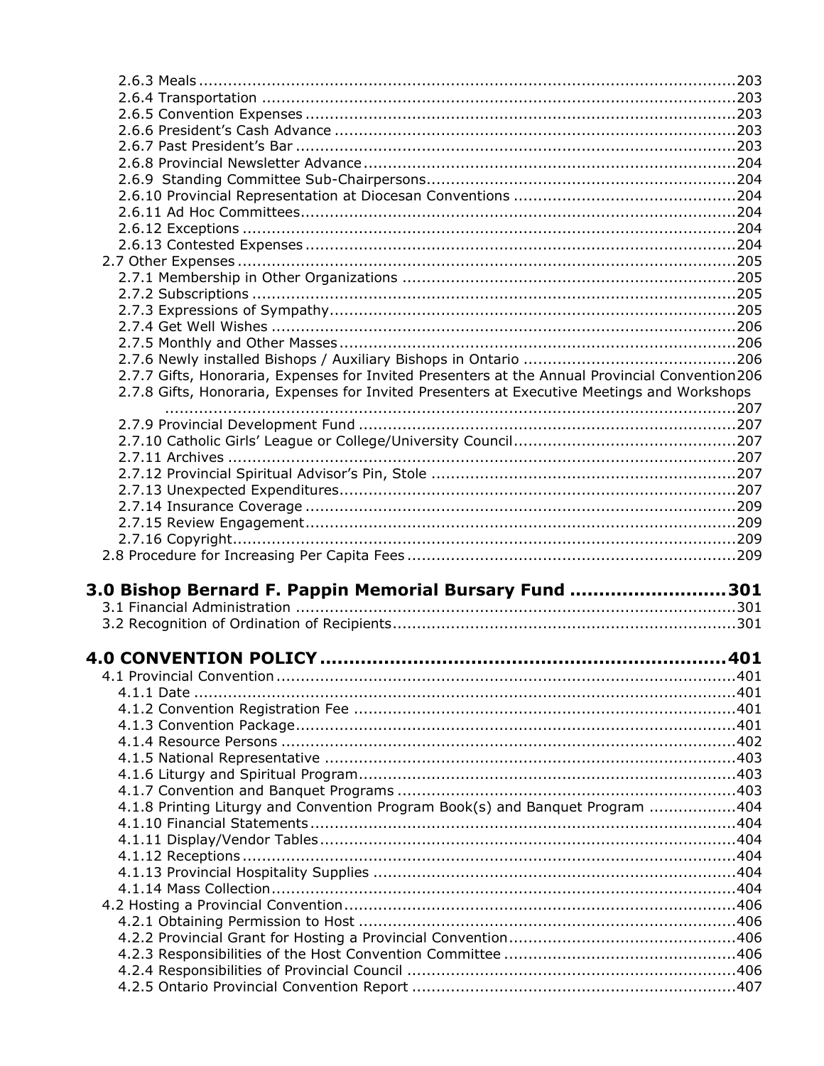2.6.3 Meals ....................................................................................................... 203
2.6.4 Transportation ............................................................................................ 203
2.6.5 Convention Expenses .................................................................................. 203
2.6.6 President's Cash Advance ............................................................................. 203
2.6.7 Past President's Bar ..................................................................................... 203
2.6.8 Provincial Newsletter Advance ....................................................................... 204
2.6.9 Standing Committee Sub-Chairpersons .......................................................... 204
2.6.10 Provincial Representation at Diocesan Conventions ........................................ 204
2.6.11 Ad Hoc Committees .................................................................................... 204
2.6.12 Exceptions ............................................................................................... 204
2.6.13 Contested Expenses ................................................................................... 204

2.7 Other Expenses ............................................................................................... 205
2.7.1 Membership in Other Organizations ............................................................... 205
2.7.2 Subscriptions ............................................................................................. 205
2.7.3 Expressions of Sympathy .............................................................................. 205
2.7.4 Get Well Wishes .......................................................................................... 206
2.7.5 Monthly and Other Masses ............................................................................ 206
2.7.6 Newly installed Bishops / Auxiliary Bishops in Ontario ...................................... 206
2.7.7 Gifts, Honoraria, Expenses for Invited Presenters at the Annual Provincial Convention 206
2.7.8 Gifts, Honoraria, Expenses for Invited Presenters at Executive Meetings and Workshops ........................................................................................................ 207
2.7.9 Provincial Development Fund ........................................................................ 207
2.7.10 Catholic Girls' League or College/University Council ....................................... 207
2.7.11 Archives .................................................................................................. 207
2.7.12 Provincial Spiritual Advisor's Pin, Stole ......................................................... 207
2.7.13 Unexpected Expenditures ............................................................................ 207
2.7.14 Insurance Coverage ................................................................................... 209
2.7.15 Review Engagement ................................................................................... 209
2.7.16 Copyright ................................................................................................. 209

2.8 Procedure for Increasing Per Capita Fees ............................................................ 209

## 3.0 Bishop Bernard F. Pappin Memorial Bursary Fund .......................... 301

3.1 Financial Administration .................................................................................... 301
3.2 Recognition of Ordination of Recipients ............................................................... 301

## 4.0 CONVENTION POLICY .................................................................. 401

4.1 Provincial Convention ........................................................................................ 401
4.1.1 Date .......................................................................................................... 401
4.1.2 Convention Registration Fee .......................................................................... 401
4.1.3 Convention Package ..................................................................................... 401
4.1.4 Resource Persons ......................................................................................... 402
4.1.5 National Representative ................................................................................ 403
4.1.6 Liturgy and Spiritual Program ........................................................................ 403
4.1.7 Convention and Banquet Programs ................................................................. 403
4.1.8 Printing Liturgy and Convention Program Book(s) and Banquet Program ............... 404
4.1.10 Financial Statements ................................................................................... 404
4.1.11 Display/Vendor Tables ................................................................................. 404
4.1.12 Receptions ................................................................................................ 404
4.1.13 Provincial Hospitality Supplies ...................................................................... 404
4.1.14 Mass Collection ........................................................................................... 404

4.2 Hosting a Provincial Convention .......................................................................... 406
4.2.1 Obtaining Permission to Host .......................................................................... 406
4.2.2 Provincial Grant for Hosting a Provincial Convention ........................................... 406
4.2.3 Responsibilities of the Host Convention Committee ............................................ 406
4.2.4 Responsibilities of Provincial Council ................................................................ 406
4.2.5 Ontario Provincial Convention Report ............................................................... 407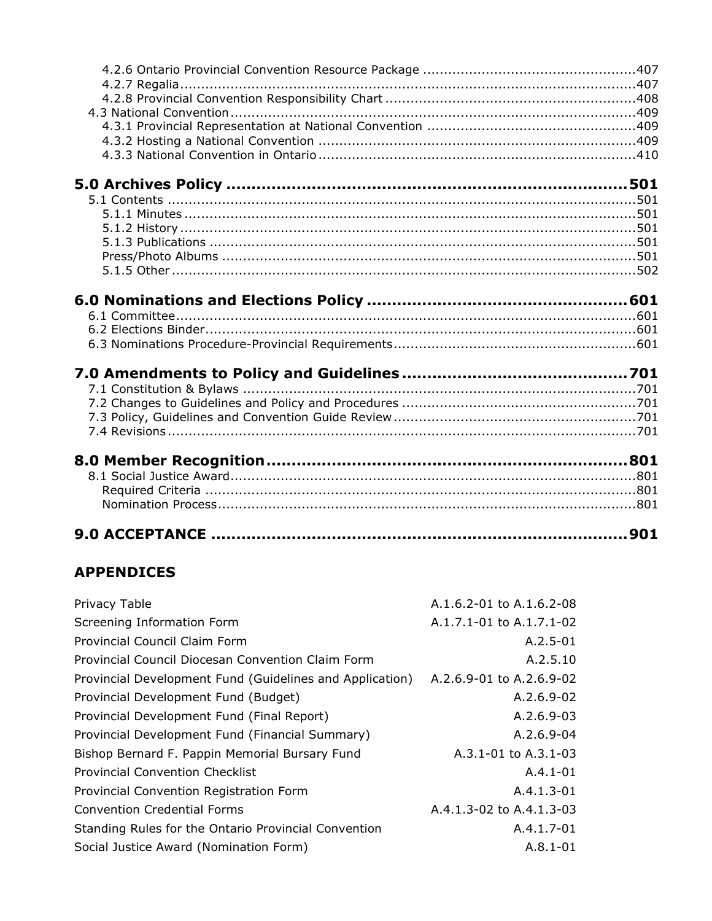4.2.6 Ontario Provincial Convention Resource Package ....................................................407
4.2.7 Regalia ....................................................................................................................407
4.2.8 Provincial Convention Responsibility Chart ...............................................................408
4.3 National Convention ........................................................................................................409
4.3.1 Provincial Representation at National Convention ....................................................409
4.3.2 Hosting a National Convention .................................................................................409
4.3.3 National Convention in Ontario ................................................................................410

**5.0 Archives Policy ...................................................................................501**
5.1 Contents ..........................................................................................................................501
5.1.1 Minutes .....................................................................................................................501
5.1.2 History ......................................................................................................................501
5.1.3 Publications ..............................................................................................................501
Press/Photo Albums .......................................................................................................501
5.1.5 Other ........................................................................................................................502

**6.0 Nominations and Elections Policy .......................................................601**
6.1 Committee .......................................................................................................................601
6.2 Elections Binder ...............................................................................................................601
6.3 Nominations Procedure-Provincial Requirements ...............................................................601

**7.0 Amendments to Policy and Guidelines ................................................701**
7.1 Constitution & Bylaws ......................................................................................................701
7.2 Changes to Guidelines and Policy and Procedures ............................................................701
7.3 Policy, Guidelines and Convention Guide Review ..............................................................701
7.4 Revisions .........................................................................................................................701

**8.0 Member Recognition ...........................................................................801**
8.1 Social Justice Award .........................................................................................................801
Required Criteria ...............................................................................................................801
Nomination Process ...........................................................................................................801

**9.0 ACCEPTANCE .......................................................................................901**

## APPENDICES

| | |
|---|---|
| Privacy Table | A.1.6.2-01 to A.1.6.2-08 |
| Screening Information Form | A.1.7.1-01 to A.1.7.1-02 |
| Provincial Council Claim Form | A.2.5-01 |
| Provincial Council Diocesan Convention Claim Form | A.2.5.10 |
| Provincial Development Fund (Guidelines and Application) | A.2.6.9-01 to A.2.6.9-02 |
| Provincial Development Fund (Budget) | A.2.6.9-02 |
| Provincial Development Fund (Final Report) | A.2.6.9-03 |
| Provincial Development Fund (Financial Summary) | A.2.6.9-04 |
| Bishop Bernard F. Pappin Memorial Bursary Fund | A.3.1-01 to A.3.1-03 |
| Provincial Convention Checklist | A.4.1-01 |
| Provincial Convention Registration Form | A.4.1.3-01 |
| Convention Credential Forms | A.4.1.3-02 to A.4.1.3-03 |
| Standing Rules for the Ontario Provincial Convention | A.4.1.7-01 |
| Social Justice Award (Nomination Form) | A.8.1-01 |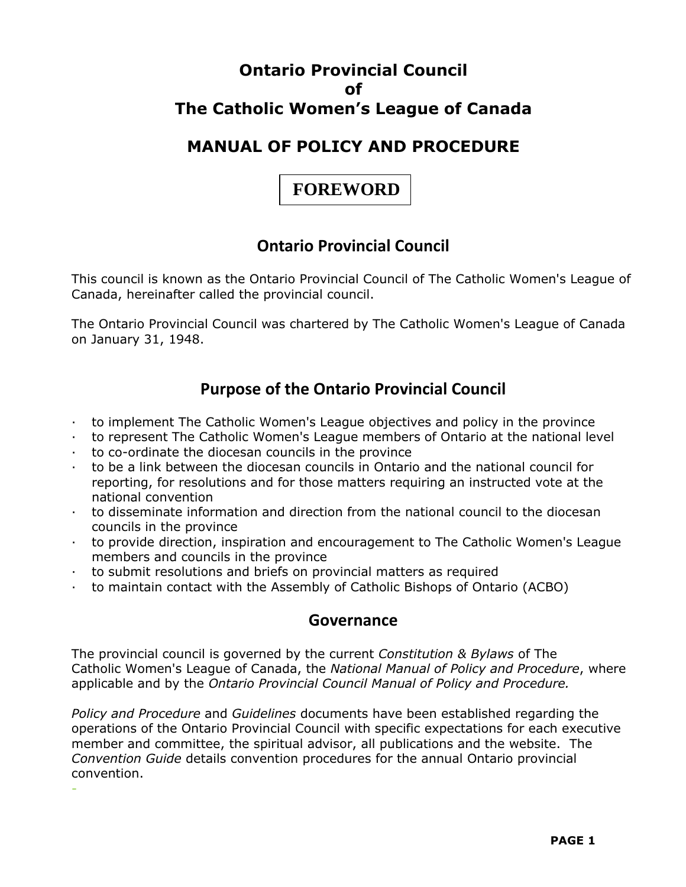# Ontario Provincial Council of The Catholic Women's League of Canada

# MANUAL OF POLICY AND PROCEDURE

## FOREWORD

### Ontario Provincial Council

This council is known as the Ontario Provincial Council of The Catholic Women's League of Canada, hereinafter called the provincial council.

The Ontario Provincial Council was chartered by The Catholic Women's League of Canada on January 31, 1948.

### Purpose of the Ontario Provincial Council

- to implement The Catholic Women's League objectives and policy in the province
- to represent The Catholic Women's League members of Ontario at the national level
- to co-ordinate the diocesan councils in the province
- to be a link between the diocesan councils in Ontario and the national council for reporting, for resolutions and for those matters requiring an instructed vote at the national convention
- to disseminate information and direction from the national council to the diocesan councils in the province
- to provide direction, inspiration and encouragement to The Catholic Women's League members and councils in the province
- to submit resolutions and briefs on provincial matters as required
- to maintain contact with the Assembly of Catholic Bishops of Ontario (ACBO)

### Governance

The provincial council is governed by the current *Constitution & Bylaws* of The Catholic Women's League of Canada, the *National Manual of Policy and Procedure*, where applicable and by the *Ontario Provincial Council Manual of Policy and Procedure.*

*Policy and Procedure* and *Guidelines* documents have been established regarding the operations of the Ontario Provincial Council with specific expectations for each executive member and committee, the spiritual advisor, all publications and the website. The *Convention Guide* details convention procedures for the annual Ontario provincial convention.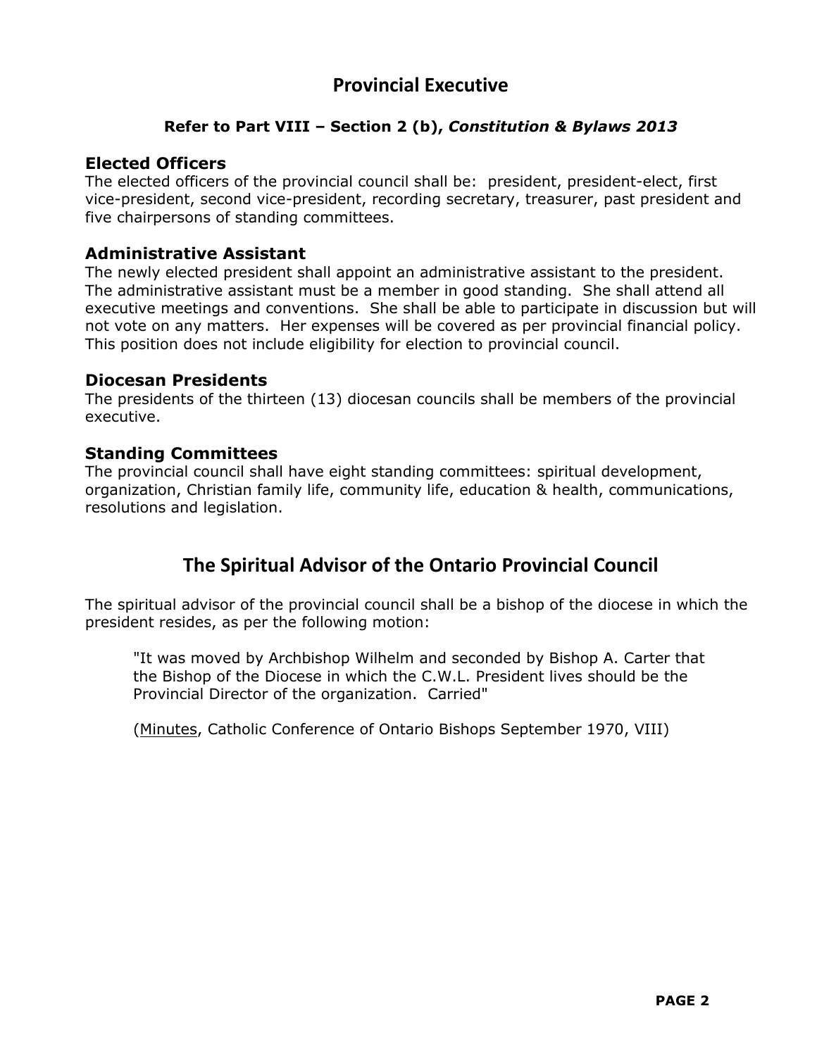# Provincial Executive

**Refer to Part VIII – Section 2 (b), *Constitution & Bylaws 2013***

### Elected Officers

The elected officers of the provincial council shall be: president, president-elect, first vice-president, second vice-president, recording secretary, treasurer, past president and five chairpersons of standing committees.

### Administrative Assistant

The newly elected president shall appoint an administrative assistant to the president. The administrative assistant must be a member in good standing. She shall attend all executive meetings and conventions. She shall be able to participate in discussion but will not vote on any matters. Her expenses will be covered as per provincial financial policy. This position does not include eligibility for election to provincial council.

### Diocesan Presidents

The presidents of the thirteen (13) diocesan councils shall be members of the provincial executive.

### Standing Committees

The provincial council shall have eight standing committees: spiritual development, organization, Christian family life, community life, education & health, communications, resolutions and legislation.

# The Spiritual Advisor of the Ontario Provincial Council

The spiritual advisor of the provincial council shall be a bishop of the diocese in which the president resides, as per the following motion:

> "It was moved by Archbishop Wilhelm and seconded by Bishop A. Carter that the Bishop of the Diocese in which the C.W.L. President lives should be the Provincial Director of the organization. Carried"
>
> (Minutes, Catholic Conference of Ontario Bishops September 1970, VIII)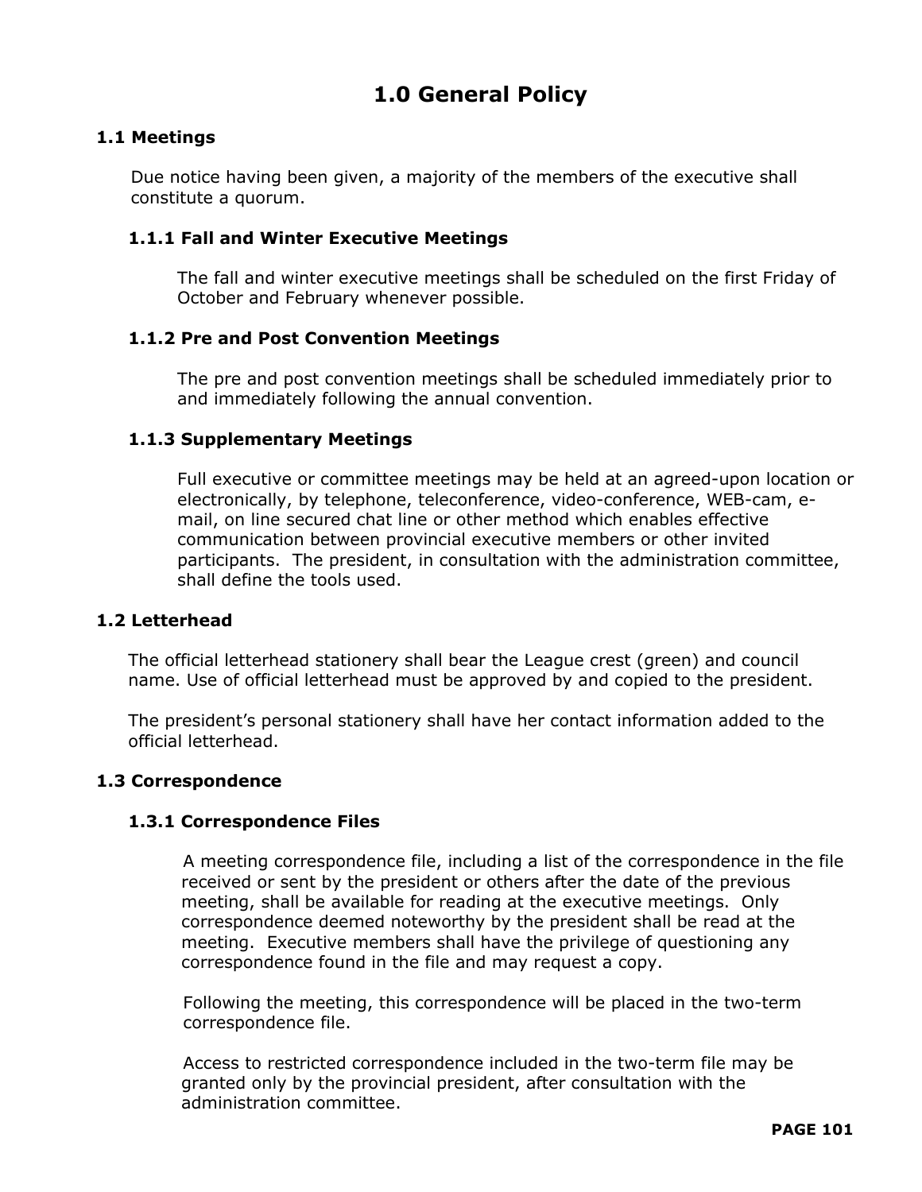# 1.0 General Policy

## 1.1 Meetings

Due notice having been given, a majority of the members of the executive shall constitute a quorum.

### 1.1.1 Fall and Winter Executive Meetings

The fall and winter executive meetings shall be scheduled on the first Friday of October and February whenever possible.

### 1.1.2 Pre and Post Convention Meetings

The pre and post convention meetings shall be scheduled immediately prior to and immediately following the annual convention.

### 1.1.3 Supplementary Meetings

Full executive or committee meetings may be held at an agreed-upon location or electronically, by telephone, teleconference, video-conference, WEB-cam, e-mail, on line secured chat line or other method which enables effective communication between provincial executive members or other invited participants. The president, in consultation with the administration committee, shall define the tools used.

## 1.2 Letterhead

The official letterhead stationery shall bear the League crest (green) and council name. Use of official letterhead must be approved by and copied to the president.

The president's personal stationery shall have her contact information added to the official letterhead.

## 1.3 Correspondence

### 1.3.1 Correspondence Files

A meeting correspondence file, including a list of the correspondence in the file received or sent by the president or others after the date of the previous meeting, shall be available for reading at the executive meetings. Only correspondence deemed noteworthy by the president shall be read at the meeting. Executive members shall have the privilege of questioning any correspondence found in the file and may request a copy.

Following the meeting, this correspondence will be placed in the two-term correspondence file.

Access to restricted correspondence included in the two-term file may be granted only by the provincial president, after consultation with the administration committee.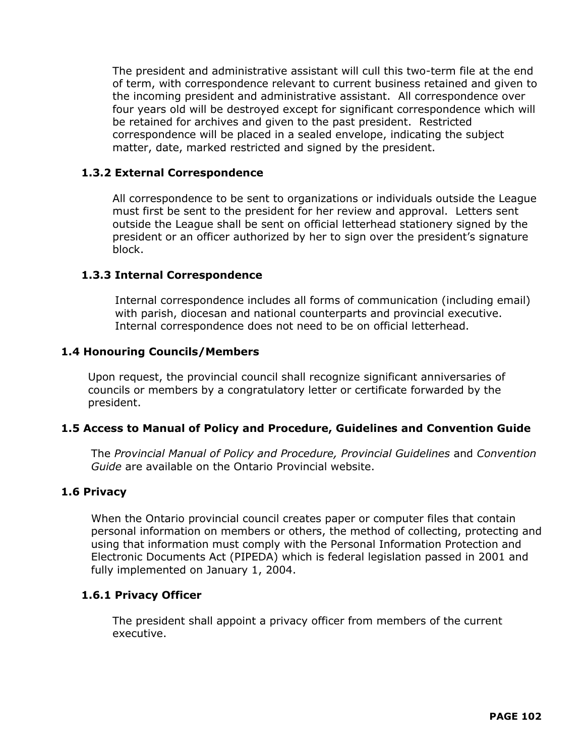The president and administrative assistant will cull this two-term file at the end of term, with correspondence relevant to current business retained and given to the incoming president and administrative assistant. All correspondence over four years old will be destroyed except for significant correspondence which will be retained for archives and given to the past president. Restricted correspondence will be placed in a sealed envelope, indicating the subject matter, date, marked restricted and signed by the president.

### 1.3.2 External Correspondence

All correspondence to be sent to organizations or individuals outside the League must first be sent to the president for her review and approval. Letters sent outside the League shall be sent on official letterhead stationery signed by the president or an officer authorized by her to sign over the president's signature block.

### 1.3.3 Internal Correspondence

Internal correspondence includes all forms of communication (including email) with parish, diocesan and national counterparts and provincial executive. Internal correspondence does not need to be on official letterhead.

## 1.4 Honouring Councils/Members

Upon request, the provincial council shall recognize significant anniversaries of councils or members by a congratulatory letter or certificate forwarded by the president.

## 1.5 Access to Manual of Policy and Procedure, Guidelines and Convention Guide

The *Provincial Manual of Policy and Procedure, Provincial Guidelines* and *Convention Guide* are available on the Ontario Provincial website.

## 1.6 Privacy

When the Ontario provincial council creates paper or computer files that contain personal information on members or others, the method of collecting, protecting and using that information must comply with the Personal Information Protection and Electronic Documents Act (PIPEDA) which is federal legislation passed in 2001 and fully implemented on January 1, 2004.

### 1.6.1 Privacy Officer

The president shall appoint a privacy officer from members of the current executive.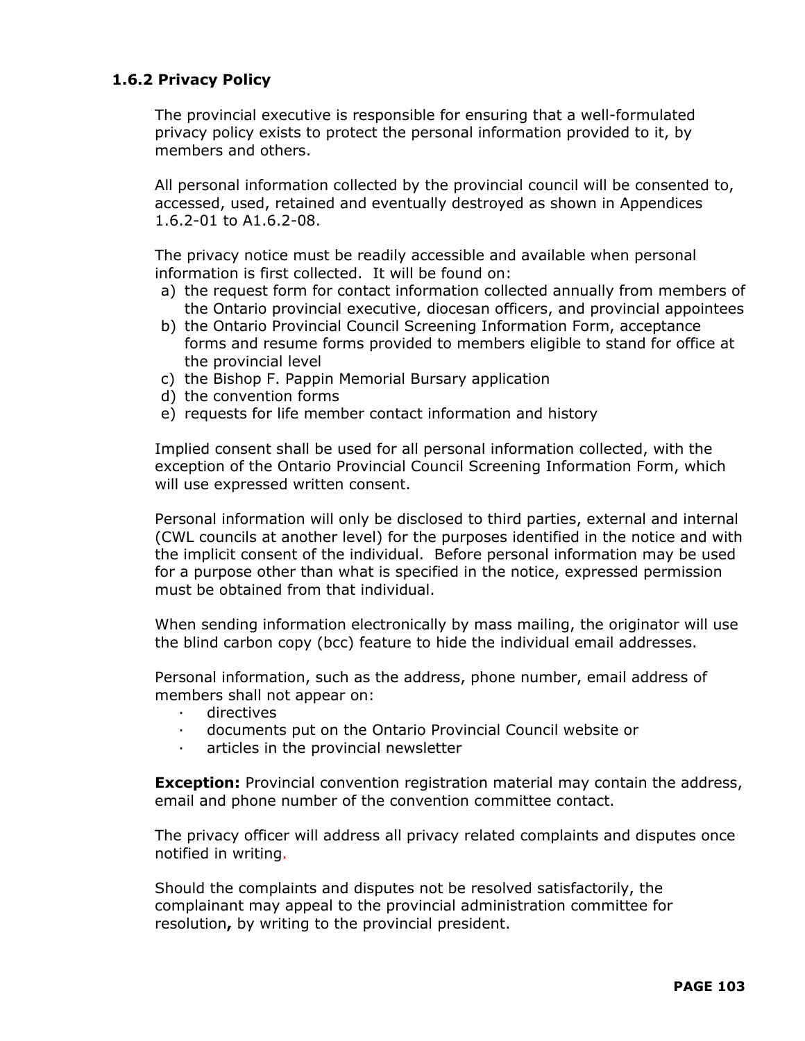### 1.6.2 Privacy Policy

The provincial executive is responsible for ensuring that a well-formulated privacy policy exists to protect the personal information provided to it, by members and others.

All personal information collected by the provincial council will be consented to, accessed, used, retained and eventually destroyed as shown in Appendices 1.6.2-01 to A1.6.2-08.

The privacy notice must be readily accessible and available when personal information is first collected. It will be found on:

a) the request form for contact information collected annually from members of the Ontario provincial executive, diocesan officers, and provincial appointees
b) the Ontario Provincial Council Screening Information Form, acceptance forms and resume forms provided to members eligible to stand for office at the provincial level
c) the Bishop F. Pappin Memorial Bursary application
d) the convention forms
e) requests for life member contact information and history

Implied consent shall be used for all personal information collected, with the exception of the Ontario Provincial Council Screening Information Form, which will use expressed written consent.

Personal information will only be disclosed to third parties, external and internal (CWL councils at another level) for the purposes identified in the notice and with the implicit consent of the individual. Before personal information may be used for a purpose other than what is specified in the notice, expressed permission must be obtained from that individual.

When sending information electronically by mass mailing, the originator will use the blind carbon copy (bcc) feature to hide the individual email addresses.

Personal information, such as the address, phone number, email address of members shall not appear on:

- directives
- documents put on the Ontario Provincial Council website or
- articles in the provincial newsletter

**Exception:** Provincial convention registration material may contain the address, email and phone number of the convention committee contact.

The privacy officer will address all privacy related complaints and disputes once notified in writing.

Should the complaints and disputes not be resolved satisfactorily, the complainant may appeal to the provincial administration committee for resolution**,** by writing to the provincial president.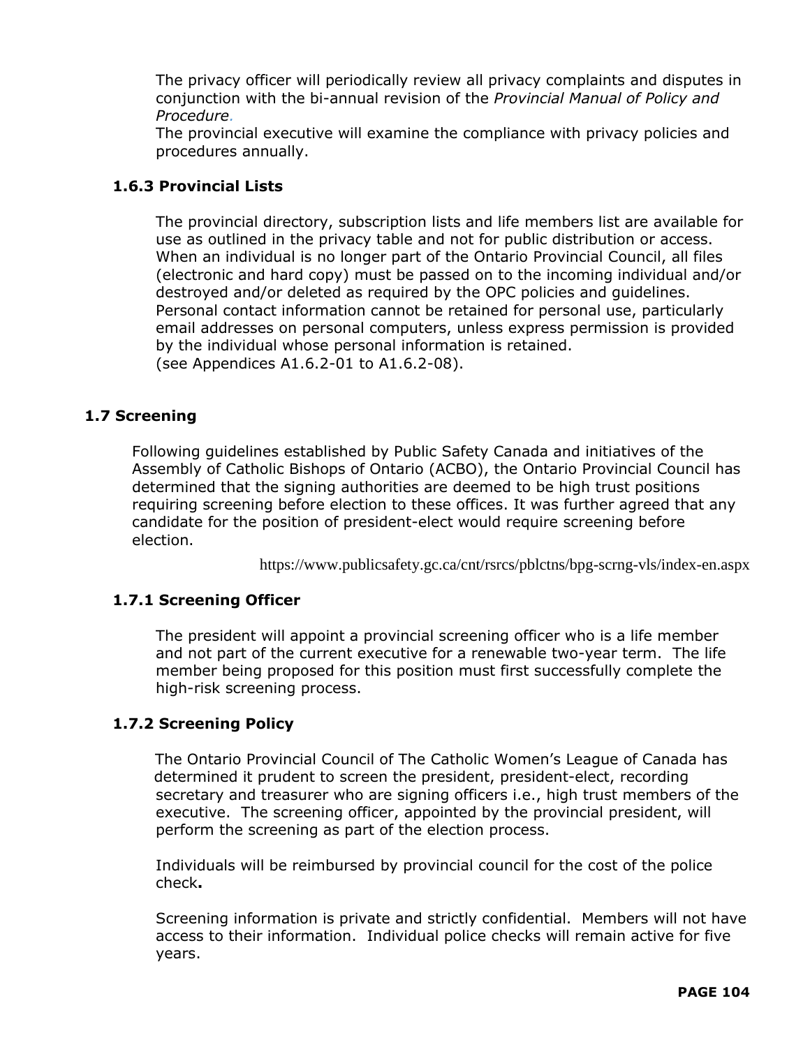The privacy officer will periodically review all privacy complaints and disputes in conjunction with the bi-annual revision of the *Provincial Manual of Policy and Procedure*.

The provincial executive will examine the compliance with privacy policies and procedures annually.

### 1.6.3 Provincial Lists

The provincial directory, subscription lists and life members list are available for use as outlined in the privacy table and not for public distribution or access. When an individual is no longer part of the Ontario Provincial Council, all files (electronic and hard copy) must be passed on to the incoming individual and/or destroyed and/or deleted as required by the OPC policies and guidelines. Personal contact information cannot be retained for personal use, particularly email addresses on personal computers, unless express permission is provided by the individual whose personal information is retained.
(see Appendices A1.6.2-01 to A1.6.2-08).

## 1.7 Screening

Following guidelines established by Public Safety Canada and initiatives of the Assembly of Catholic Bishops of Ontario (ACBO), the Ontario Provincial Council has determined that the signing authorities are deemed to be high trust positions requiring screening before election to these offices. It was further agreed that any candidate for the position of president-elect would require screening before election.

https://www.publicsafety.gc.ca/cnt/rsrcs/pblctns/bpg-scrng-vls/index-en.aspx

### 1.7.1 Screening Officer

The president will appoint a provincial screening officer who is a life member and not part of the current executive for a renewable two-year term. The life member being proposed for this position must first successfully complete the high-risk screening process.

### 1.7.2 Screening Policy

The Ontario Provincial Council of The Catholic Women's League of Canada has determined it prudent to screen the president, president-elect, recording secretary and treasurer who are signing officers i.e., high trust members of the executive. The screening officer, appointed by the provincial president, will perform the screening as part of the election process.

Individuals will be reimbursed by provincial council for the cost of the police check**.**

Screening information is private and strictly confidential. Members will not have access to their information. Individual police checks will remain active for five years.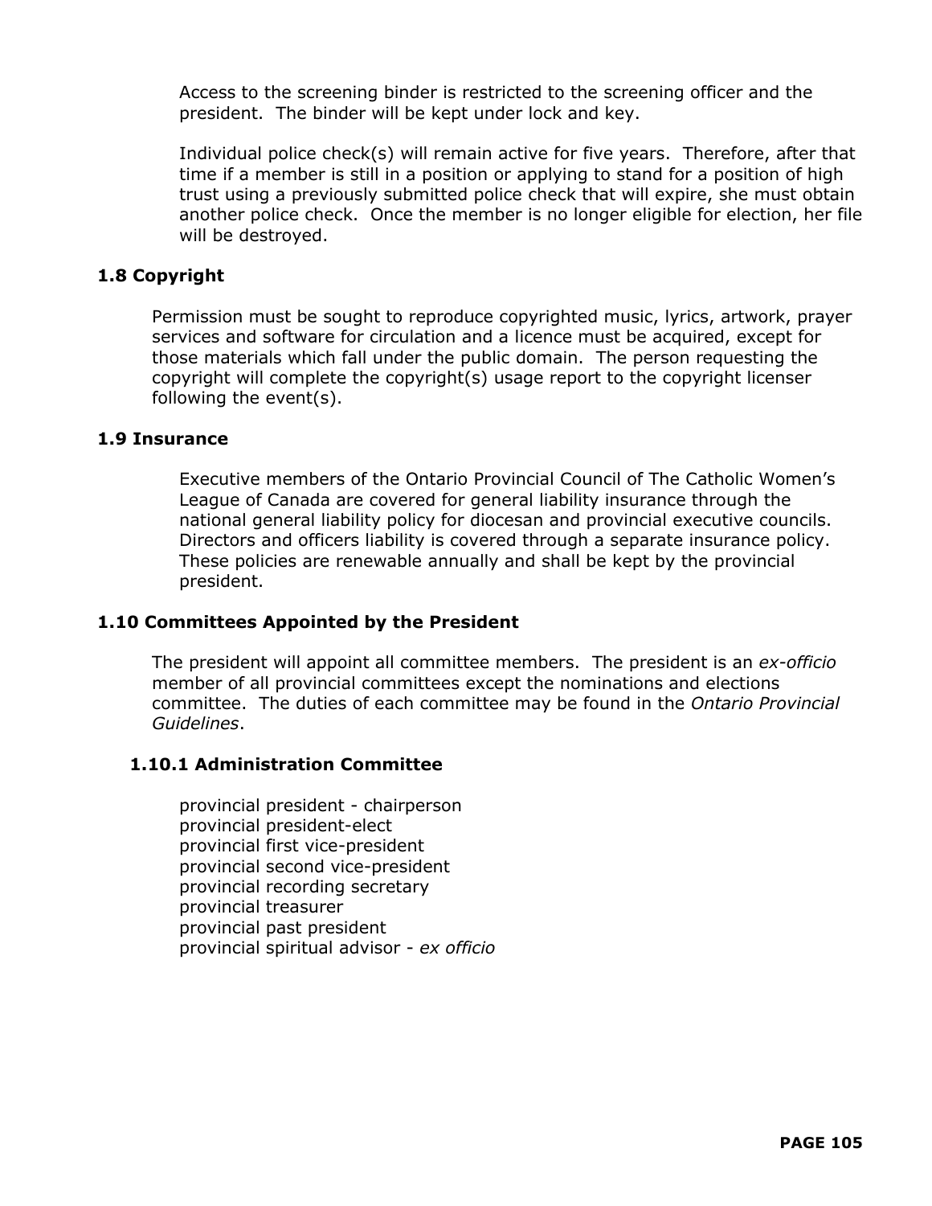Access to the screening binder is restricted to the screening officer and the president. The binder will be kept under lock and key.

Individual police check(s) will remain active for five years. Therefore, after that time if a member is still in a position or applying to stand for a position of high trust using a previously submitted police check that will expire, she must obtain another police check. Once the member is no longer eligible for election, her file will be destroyed.

## 1.8 Copyright

Permission must be sought to reproduce copyrighted music, lyrics, artwork, prayer services and software for circulation and a licence must be acquired, except for those materials which fall under the public domain. The person requesting the copyright will complete the copyright(s) usage report to the copyright licenser following the event(s).

## 1.9 Insurance

Executive members of the Ontario Provincial Council of The Catholic Women's League of Canada are covered for general liability insurance through the national general liability policy for diocesan and provincial executive councils. Directors and officers liability is covered through a separate insurance policy. These policies are renewable annually and shall be kept by the provincial president.

## 1.10 Committees Appointed by the President

The president will appoint all committee members. The president is an *ex-officio* member of all provincial committees except the nominations and elections committee. The duties of each committee may be found in the *Ontario Provincial Guidelines*.

### 1.10.1 Administration Committee

provincial president - chairperson
provincial president-elect
provincial first vice-president
provincial second vice-president
provincial recording secretary
provincial treasurer
provincial past president
provincial spiritual advisor - *ex officio*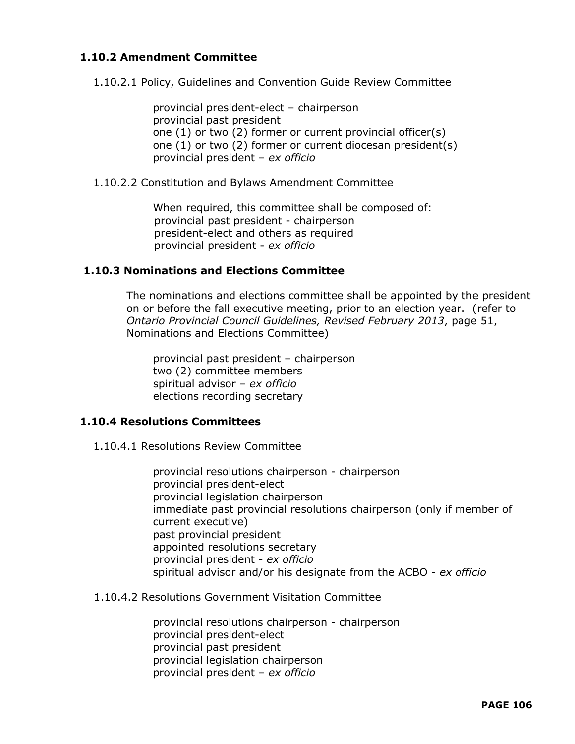### 1.10.2 Amendment Committee

1.10.2.1 Policy, Guidelines and Convention Guide Review Committee

provincial president-elect – chairperson
provincial past president
one (1) or two (2) former or current provincial officer(s)
one (1) or two (2) former or current diocesan president(s)
provincial president – *ex officio*

1.10.2.2 Constitution and Bylaws Amendment Committee

When required, this committee shall be composed of:
provincial past president - chairperson
president-elect and others as required
provincial president - *ex officio*

### 1.10.3 Nominations and Elections Committee

The nominations and elections committee shall be appointed by the president on or before the fall executive meeting, prior to an election year. (refer to *Ontario Provincial Council Guidelines, Revised February 2013*, page 51, Nominations and Elections Committee)

provincial past president – chairperson
two (2) committee members
spiritual advisor – *ex officio*
elections recording secretary

### 1.10.4 Resolutions Committees

1.10.4.1 Resolutions Review Committee

provincial resolutions chairperson - chairperson
provincial president-elect
provincial legislation chairperson
immediate past provincial resolutions chairperson (only if member of current executive)
past provincial president
appointed resolutions secretary
provincial president - *ex officio*
spiritual advisor and/or his designate from the ACBO - *ex officio*

1.10.4.2 Resolutions Government Visitation Committee

provincial resolutions chairperson - chairperson
provincial president-elect
provincial past president
provincial legislation chairperson
provincial president – *ex officio*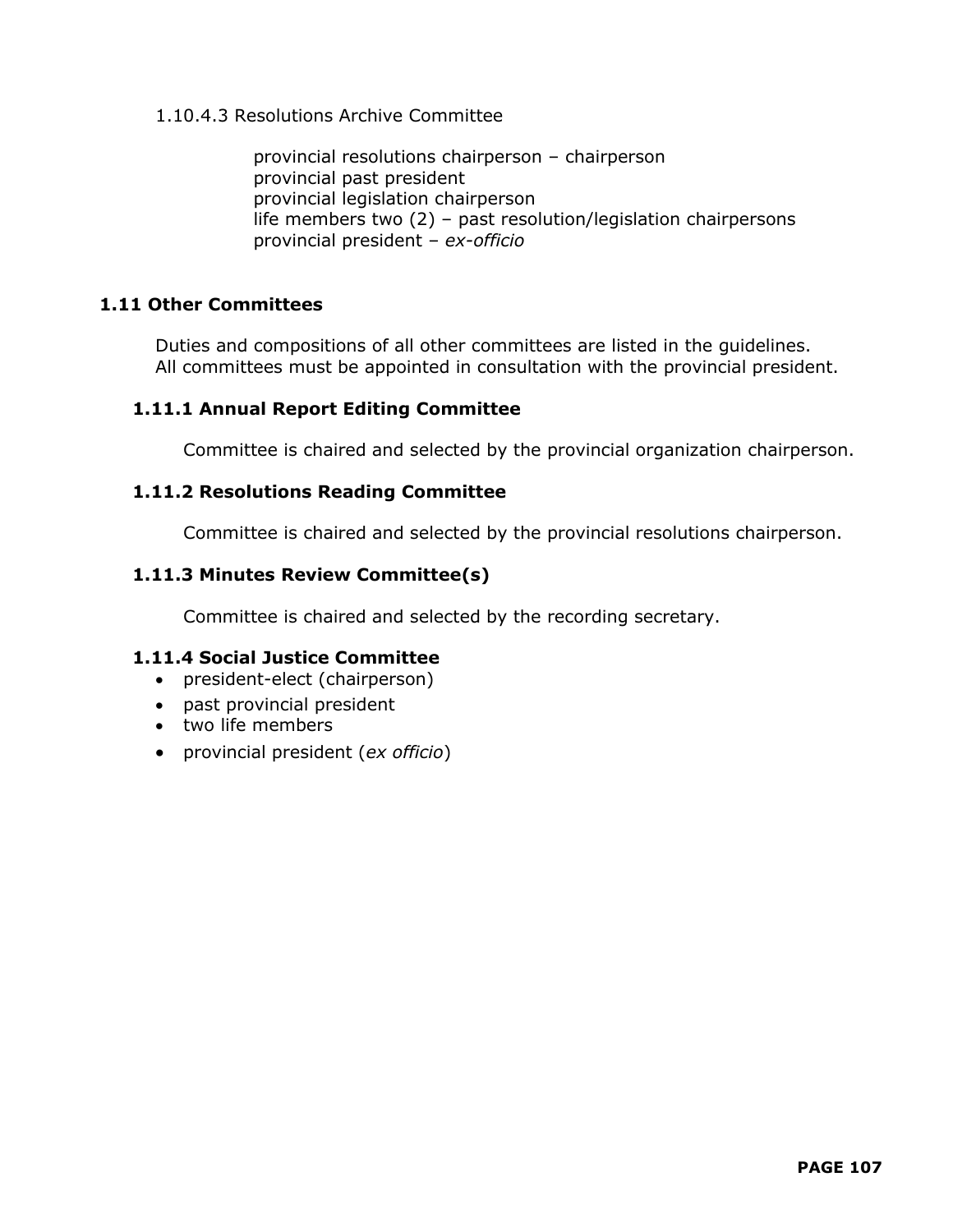1.10.4.3 Resolutions Archive Committee

provincial resolutions chairperson – chairperson
provincial past president
provincial legislation chairperson
life members two (2) – past resolution/legislation chairpersons
provincial president – *ex-officio*

## 1.11 Other Committees

Duties and compositions of all other committees are listed in the guidelines.
All committees must be appointed in consultation with the provincial president.

### 1.11.1 Annual Report Editing Committee

Committee is chaired and selected by the provincial organization chairperson.

### 1.11.2 Resolutions Reading Committee

Committee is chaired and selected by the provincial resolutions chairperson.

### 1.11.3 Minutes Review Committee(s)

Committee is chaired and selected by the recording secretary.

### 1.11.4 Social Justice Committee

- president-elect (chairperson)
- past provincial president
- two life members
- provincial president (*ex officio*)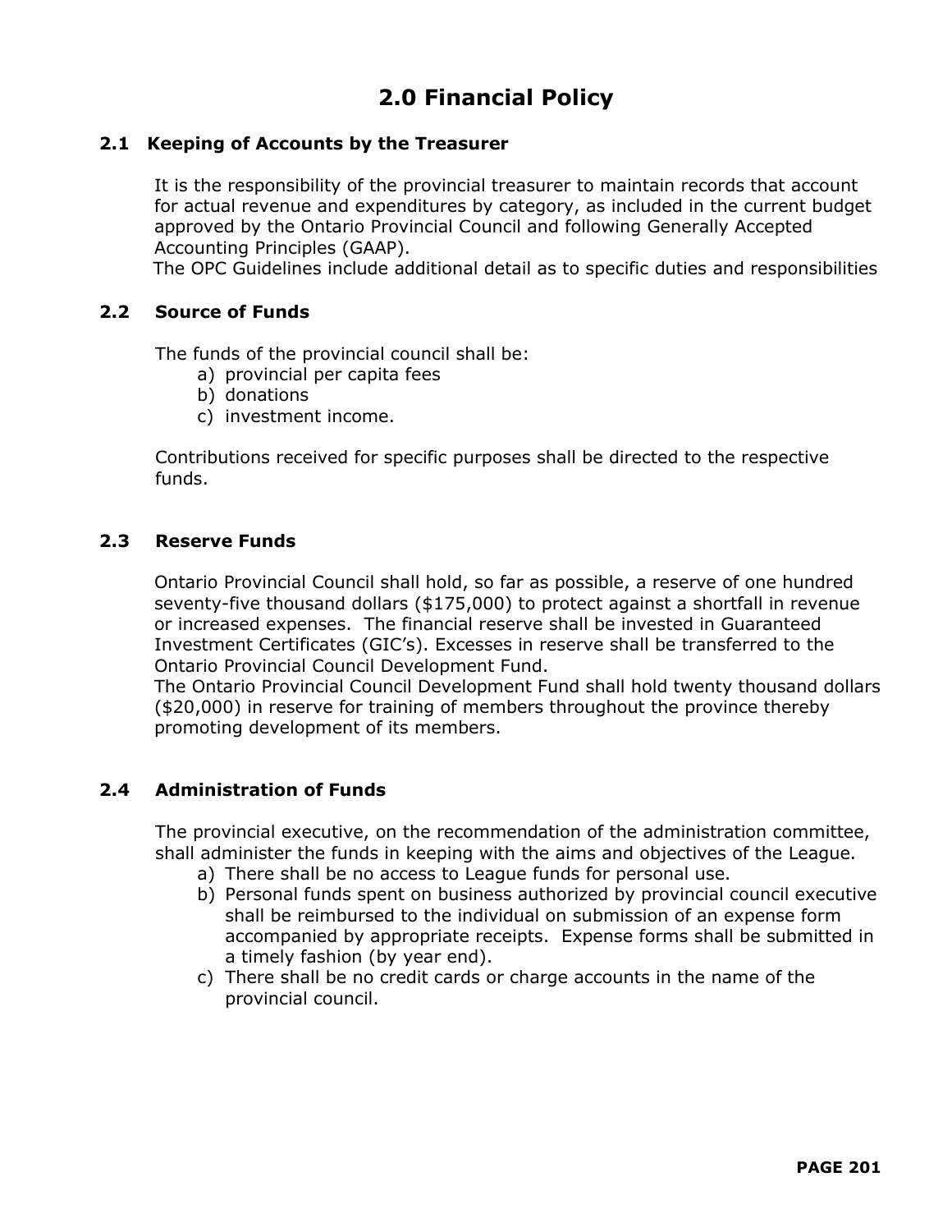# 2.0 Financial Policy

## 2.1 Keeping of Accounts by the Treasurer

It is the responsibility of the provincial treasurer to maintain records that account for actual revenue and expenditures by category, as included in the current budget approved by the Ontario Provincial Council and following Generally Accepted Accounting Principles (GAAP).

The OPC Guidelines include additional detail as to specific duties and responsibilities

## 2.2 Source of Funds

The funds of the provincial council shall be:

a) provincial per capita fees
b) donations
c) investment income.

Contributions received for specific purposes shall be directed to the respective funds.

## 2.3 Reserve Funds

Ontario Provincial Council shall hold, so far as possible, a reserve of one hundred seventy-five thousand dollars ($175,000) to protect against a shortfall in revenue or increased expenses. The financial reserve shall be invested in Guaranteed Investment Certificates (GIC's). Excesses in reserve shall be transferred to the Ontario Provincial Council Development Fund.

The Ontario Provincial Council Development Fund shall hold twenty thousand dollars ($20,000) in reserve for training of members throughout the province thereby promoting development of its members.

## 2.4 Administration of Funds

The provincial executive, on the recommendation of the administration committee, shall administer the funds in keeping with the aims and objectives of the League.

a) There shall be no access to League funds for personal use.
b) Personal funds spent on business authorized by provincial council executive shall be reimbursed to the individual on submission of an expense form accompanied by appropriate receipts. Expense forms shall be submitted in a timely fashion (by year end).
c) There shall be no credit cards or charge accounts in the name of the provincial council.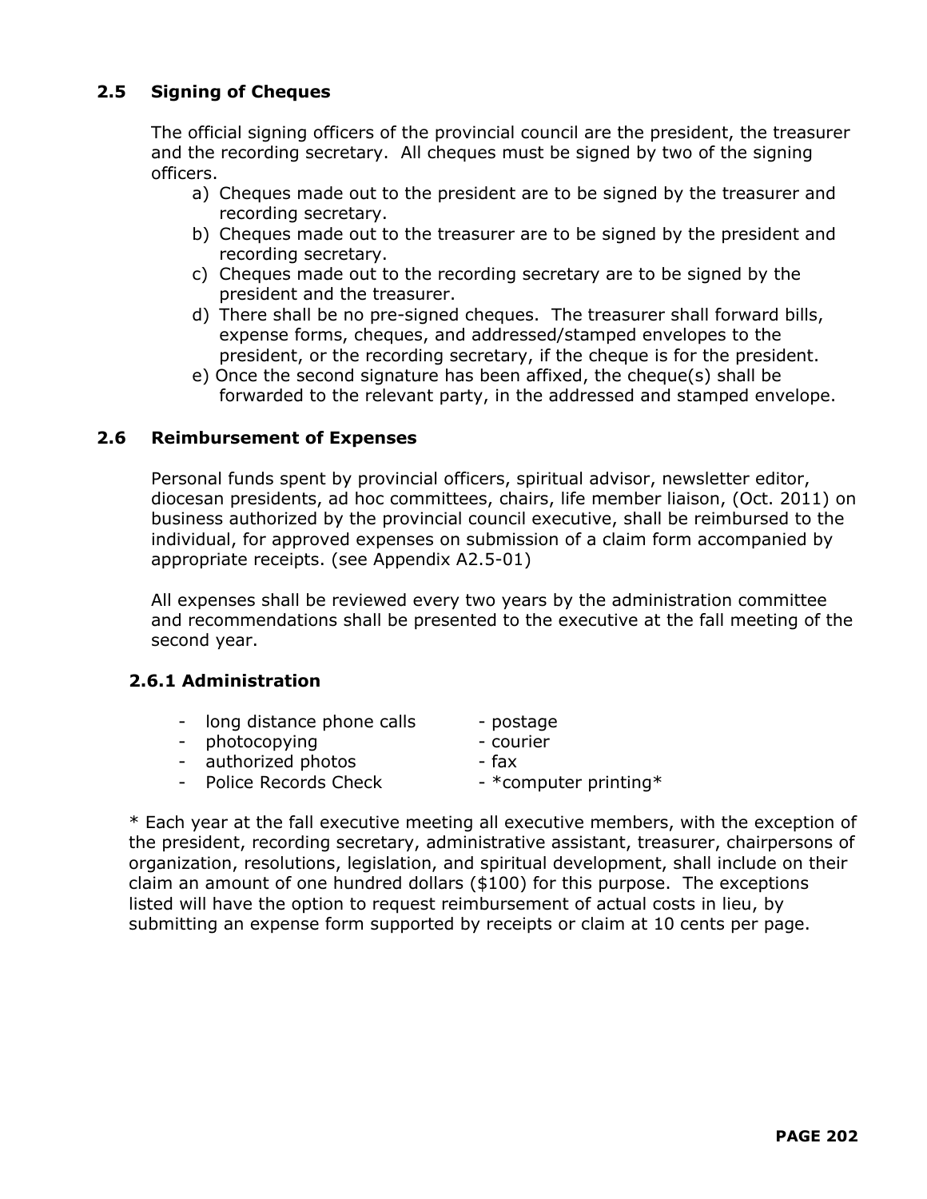## 2.5 Signing of Cheques

The official signing officers of the provincial council are the president, the treasurer and the recording secretary. All cheques must be signed by two of the signing officers.

a) Cheques made out to the president are to be signed by the treasurer and recording secretary.
b) Cheques made out to the treasurer are to be signed by the president and recording secretary.
c) Cheques made out to the recording secretary are to be signed by the president and the treasurer.
d) There shall be no pre-signed cheques. The treasurer shall forward bills, expense forms, cheques, and addressed/stamped envelopes to the president, or the recording secretary, if the cheque is for the president.
e) Once the second signature has been affixed, the cheque(s) shall be forwarded to the relevant party, in the addressed and stamped envelope.

## 2.6 Reimbursement of Expenses

Personal funds spent by provincial officers, spiritual advisor, newsletter editor, diocesan presidents, ad hoc committees, chairs, life member liaison, (Oct. 2011) on business authorized by the provincial council executive, shall be reimbursed to the individual, for approved expenses on submission of a claim form accompanied by appropriate receipts. (see Appendix A2.5-01)

All expenses shall be reviewed every two years by the administration committee and recommendations shall be presented to the executive at the fall meeting of the second year.

### 2.6.1 Administration

- long distance phone calls
- photocopying
- authorized photos
- Police Records Check
- postage
- courier
- fax
- *computer printing*

* Each year at the fall executive meeting all executive members, with the exception of the president, recording secretary, administrative assistant, treasurer, chairpersons of organization, resolutions, legislation, and spiritual development, shall include on their claim an amount of one hundred dollars ($100) for this purpose. The exceptions listed will have the option to request reimbursement of actual costs in lieu, by submitting an expense form supported by receipts or claim at 10 cents per page.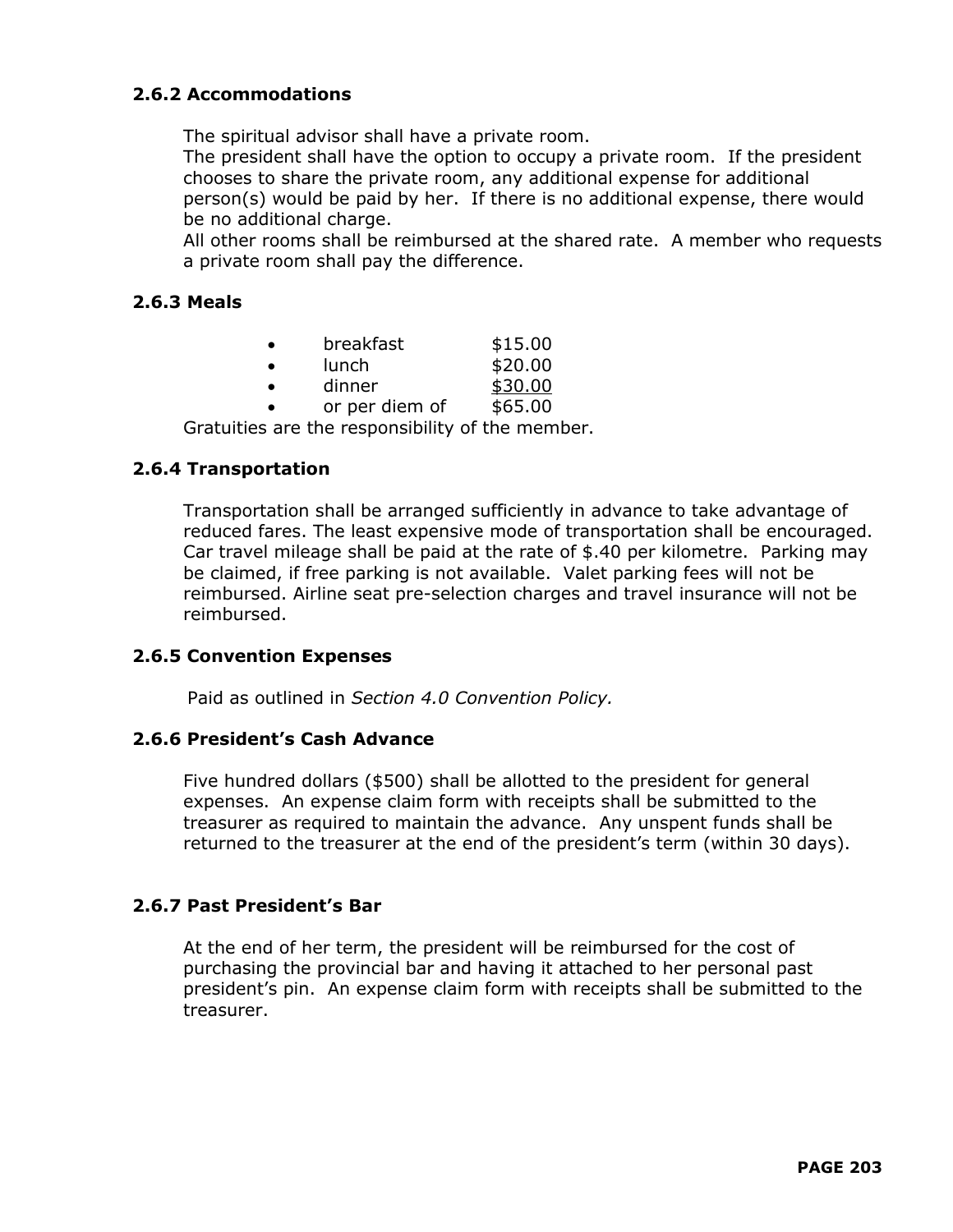### 2.6.2 Accommodations

The spiritual advisor shall have a private room.
The president shall have the option to occupy a private room. If the president chooses to share the private room, any additional expense for additional person(s) would be paid by her. If there is no additional expense, there would be no additional charge.
All other rooms shall be reimbursed at the shared rate. A member who requests a private room shall pay the difference.

### 2.6.3 Meals

- breakfast $15.00
- lunch $20.00
- dinner <u>$30.00</u>
- or per diem of $65.00

Gratuities are the responsibility of the member.

### 2.6.4 Transportation

Transportation shall be arranged sufficiently in advance to take advantage of reduced fares. The least expensive mode of transportation shall be encouraged. Car travel mileage shall be paid at the rate of $.40 per kilometre. Parking may be claimed, if free parking is not available. Valet parking fees will not be reimbursed. Airline seat pre-selection charges and travel insurance will not be reimbursed.

### 2.6.5 Convention Expenses

Paid as outlined in *Section 4.0 Convention Policy.*

### 2.6.6 President's Cash Advance

Five hundred dollars ($500) shall be allotted to the president for general expenses. An expense claim form with receipts shall be submitted to the treasurer as required to maintain the advance. Any unspent funds shall be returned to the treasurer at the end of the president's term (within 30 days).

### 2.6.7 Past President's Bar

At the end of her term, the president will be reimbursed for the cost of purchasing the provincial bar and having it attached to her personal past president's pin. An expense claim form with receipts shall be submitted to the treasurer.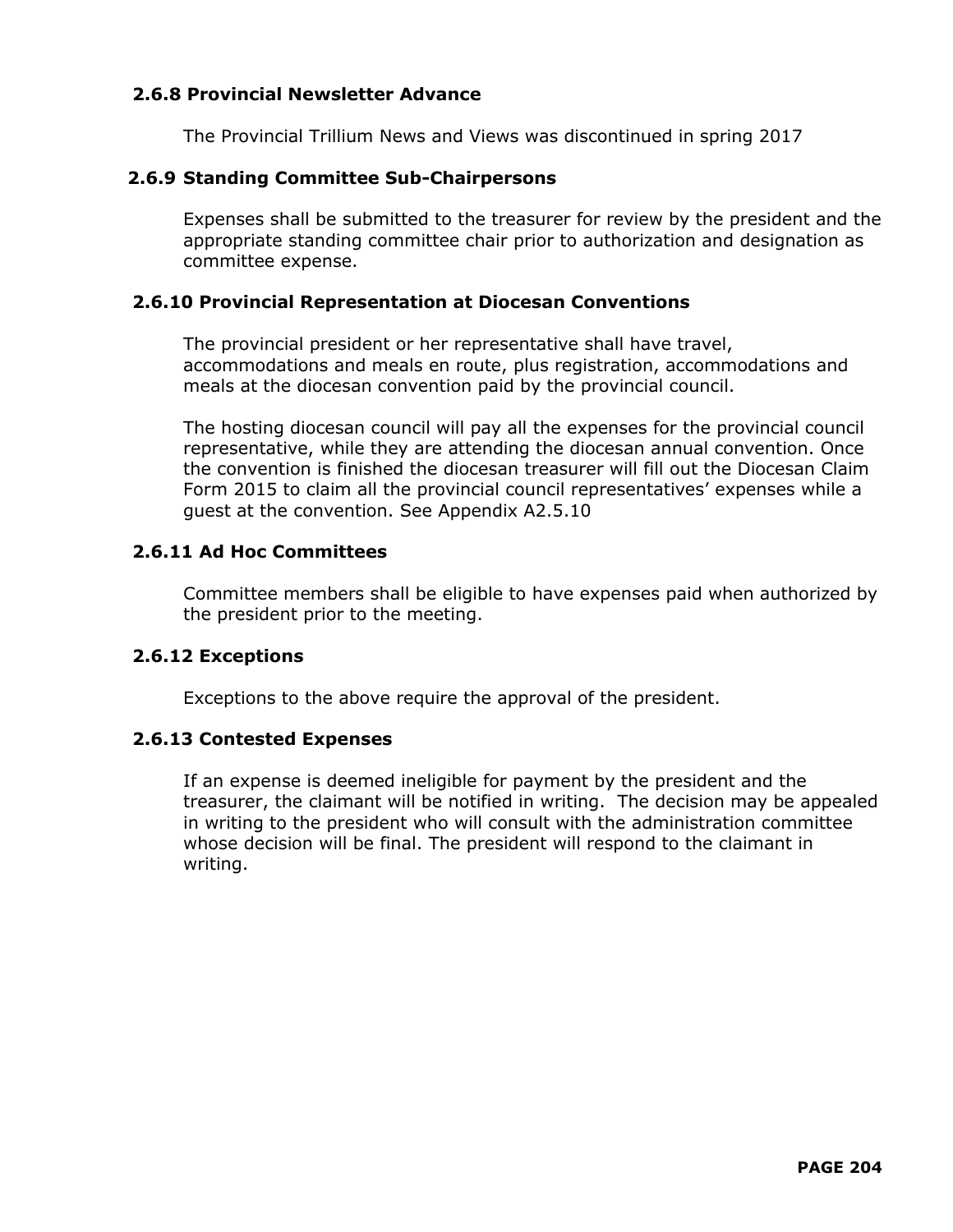### 2.6.8 Provincial Newsletter Advance

The Provincial Trillium News and Views was discontinued in spring 2017

### 2.6.9 Standing Committee Sub-Chairpersons

Expenses shall be submitted to the treasurer for review by the president and the appropriate standing committee chair prior to authorization and designation as committee expense.

### 2.6.10 Provincial Representation at Diocesan Conventions

The provincial president or her representative shall have travel, accommodations and meals en route, plus registration, accommodations and meals at the diocesan convention paid by the provincial council.

The hosting diocesan council will pay all the expenses for the provincial council representative, while they are attending the diocesan annual convention. Once the convention is finished the diocesan treasurer will fill out the Diocesan Claim Form 2015 to claim all the provincial council representatives' expenses while a guest at the convention. See Appendix A2.5.10

### 2.6.11 Ad Hoc Committees

Committee members shall be eligible to have expenses paid when authorized by the president prior to the meeting.

### 2.6.12 Exceptions

Exceptions to the above require the approval of the president.

### 2.6.13 Contested Expenses

If an expense is deemed ineligible for payment by the president and the treasurer, the claimant will be notified in writing. The decision may be appealed in writing to the president who will consult with the administration committee whose decision will be final. The president will respond to the claimant in writing.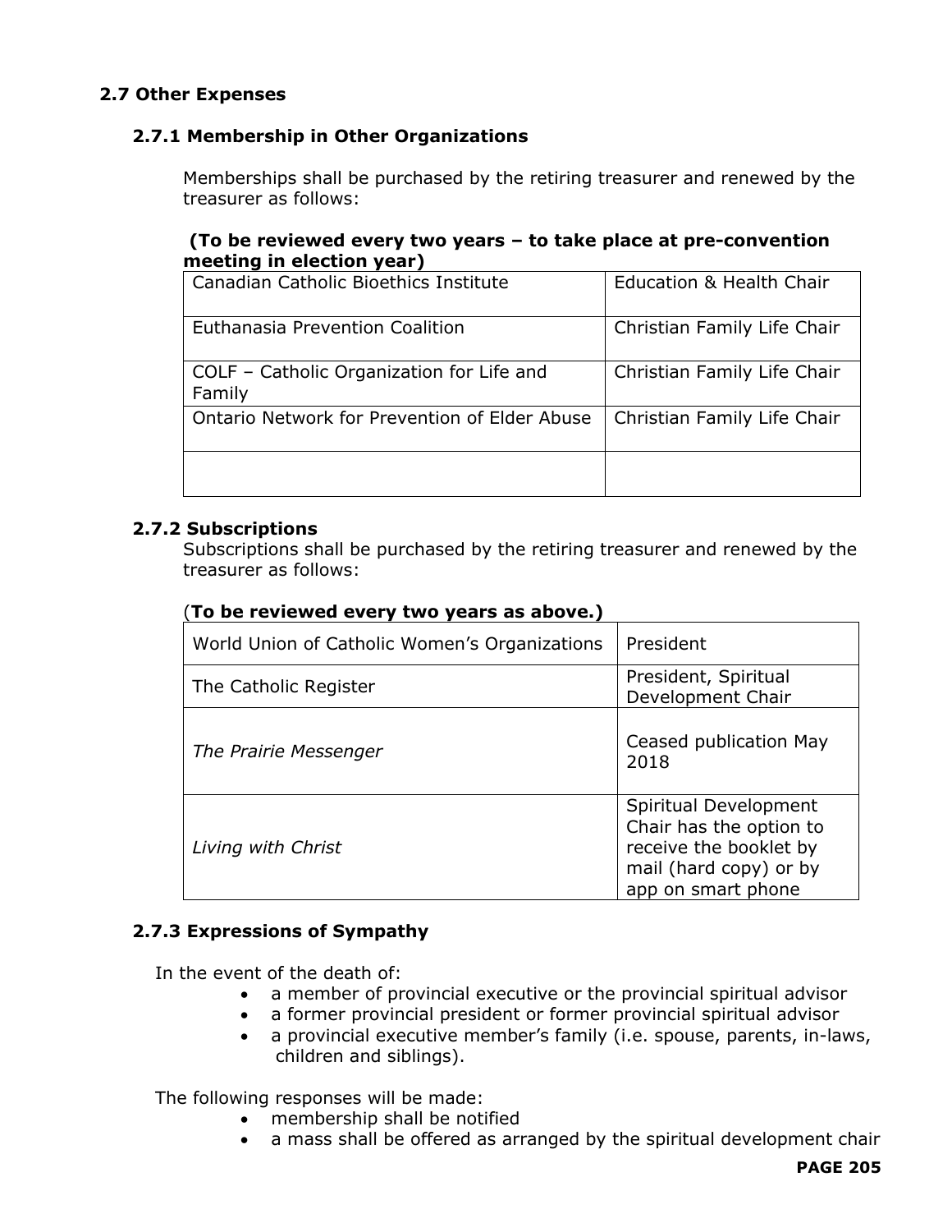## 2.7 Other Expenses

### 2.7.1 Membership in Other Organizations

Memberships shall be purchased by the retiring treasurer and renewed by the treasurer as follows:

**(To be reviewed every two years – to take place at pre-convention meeting in election year)**

| Canadian Catholic Bioethics Institute | Education & Health Chair |
|---|---|
| Euthanasia Prevention Coalition | Christian Family Life Chair |
| COLF – Catholic Organization for Life and Family | Christian Family Life Chair |
| Ontario Network for Prevention of Elder Abuse | Christian Family Life Chair |
| | |

### 2.7.2 Subscriptions

Subscriptions shall be purchased by the retiring treasurer and renewed by the treasurer as follows:

(**To be reviewed every two years as above.)**

| World Union of Catholic Women's Organizations | President |
|---|---|
| The Catholic Register | President, Spiritual Development Chair |
| *The Prairie Messenger* | Ceased publication May 2018 |
| *Living with Christ* | Spiritual Development Chair has the option to receive the booklet by mail (hard copy) or by app on smart phone |

### 2.7.3 Expressions of Sympathy

In the event of the death of:

- a member of provincial executive or the provincial spiritual advisor
- a former provincial president or former provincial spiritual advisor
- a provincial executive member's family (i.e. spouse, parents, in-laws, children and siblings).

The following responses will be made:

- membership shall be notified
- a mass shall be offered as arranged by the spiritual development chair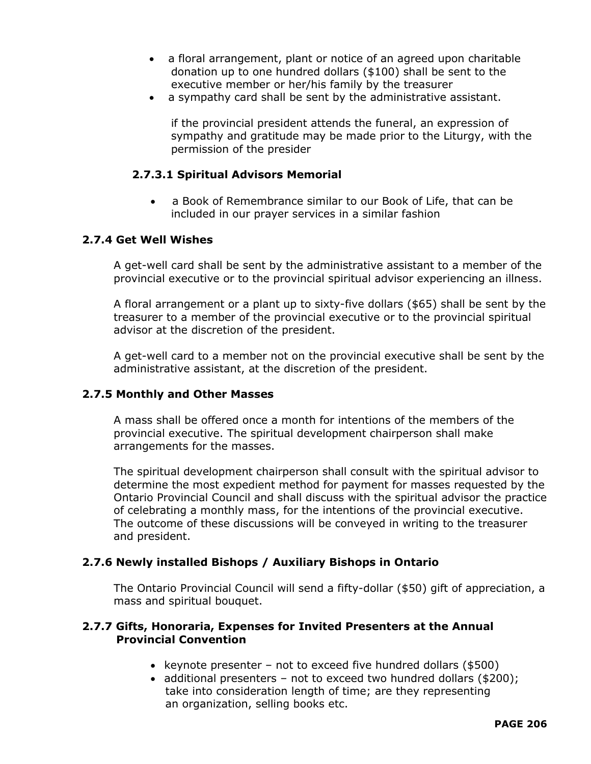- a floral arrangement, plant or notice of an agreed upon charitable donation up to one hundred dollars ($100) shall be sent to the executive member or her/his family by the treasurer
- a sympathy card shall be sent by the administrative assistant.

  if the provincial president attends the funeral, an expression of sympathy and gratitude may be made prior to the Liturgy, with the permission of the presider

#### 2.7.3.1 Spiritual Advisors Memorial

- a Book of Remembrance similar to our Book of Life, that can be included in our prayer services in a similar fashion

### 2.7.4 Get Well Wishes

A get-well card shall be sent by the administrative assistant to a member of the provincial executive or to the provincial spiritual advisor experiencing an illness.

A floral arrangement or a plant up to sixty-five dollars ($65) shall be sent by the treasurer to a member of the provincial executive or to the provincial spiritual advisor at the discretion of the president.

A get-well card to a member not on the provincial executive shall be sent by the administrative assistant, at the discretion of the president.

### 2.7.5 Monthly and Other Masses

A mass shall be offered once a month for intentions of the members of the provincial executive. The spiritual development chairperson shall make arrangements for the masses.

The spiritual development chairperson shall consult with the spiritual advisor to determine the most expedient method for payment for masses requested by the Ontario Provincial Council and shall discuss with the spiritual advisor the practice of celebrating a monthly mass, for the intentions of the provincial executive. The outcome of these discussions will be conveyed in writing to the treasurer and president.

### 2.7.6 Newly installed Bishops / Auxiliary Bishops in Ontario

The Ontario Provincial Council will send a fifty-dollar ($50) gift of appreciation, a mass and spiritual bouquet.

### 2.7.7 Gifts, Honoraria, Expenses for Invited Presenters at the Annual Provincial Convention

- keynote presenter – not to exceed five hundred dollars ($500)
- additional presenters – not to exceed two hundred dollars ($200); take into consideration length of time; are they representing an organization, selling books etc.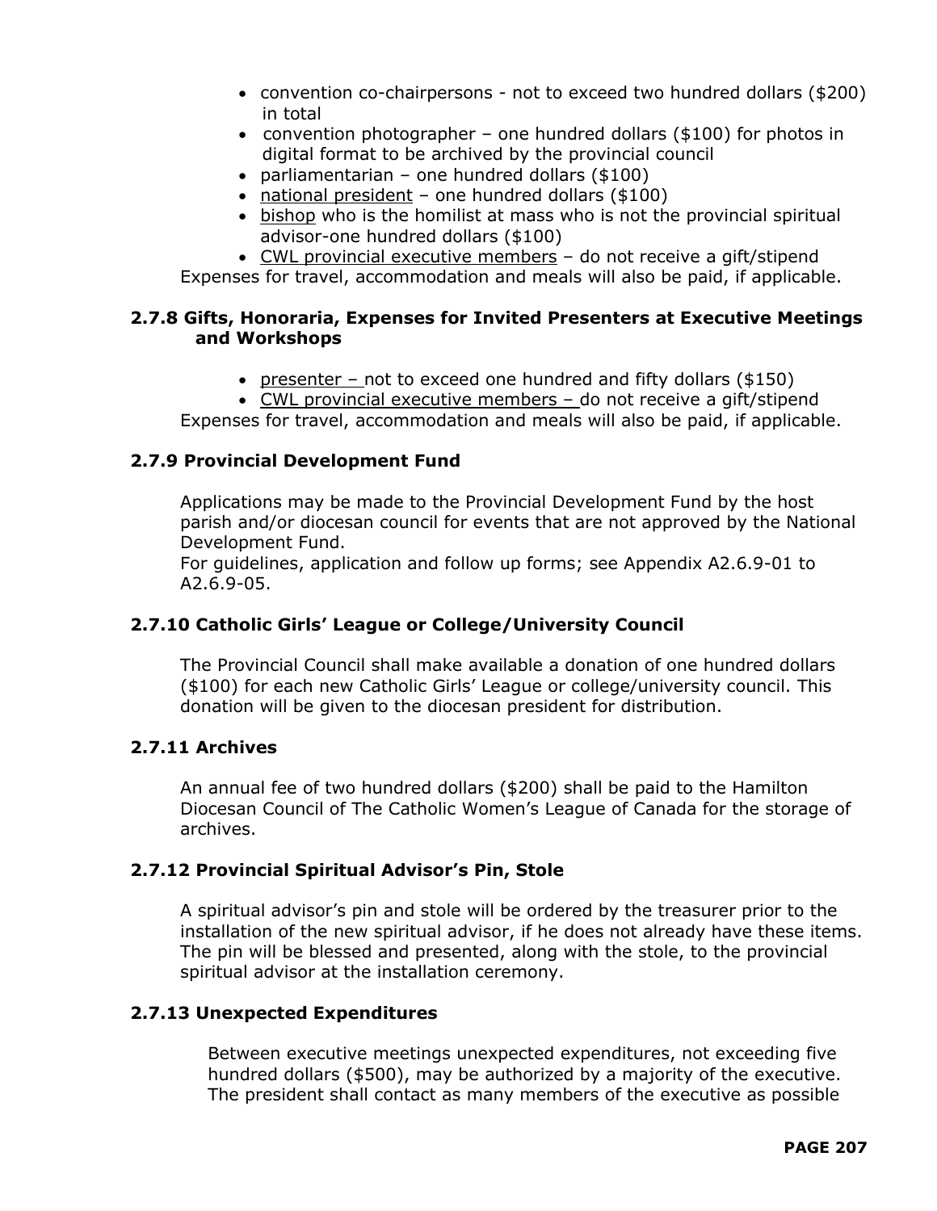- convention co-chairpersons - not to exceed two hundred dollars ($200) in total
- convention photographer – one hundred dollars ($100) for photos in digital format to be archived by the provincial council
- parliamentarian – one hundred dollars ($100)
- national president – one hundred dollars ($100)
- bishop who is the homilist at mass who is not the provincial spiritual advisor-one hundred dollars ($100)
- CWL provincial executive members – do not receive a gift/stipend

Expenses for travel, accommodation and meals will also be paid, if applicable.

### 2.7.8 Gifts, Honoraria, Expenses for Invited Presenters at Executive Meetings and Workshops

- presenter – not to exceed one hundred and fifty dollars ($150)
- CWL provincial executive members – do not receive a gift/stipend

Expenses for travel, accommodation and meals will also be paid, if applicable.

### 2.7.9 Provincial Development Fund

Applications may be made to the Provincial Development Fund by the host parish and/or diocesan council for events that are not approved by the National Development Fund.
For guidelines, application and follow up forms; see Appendix A2.6.9-01 to A2.6.9-05.

### 2.7.10 Catholic Girls' League or College/University Council

The Provincial Council shall make available a donation of one hundred dollars ($100) for each new Catholic Girls' League or college/university council. This donation will be given to the diocesan president for distribution.

### 2.7.11 Archives

An annual fee of two hundred dollars ($200) shall be paid to the Hamilton Diocesan Council of The Catholic Women's League of Canada for the storage of archives.

### 2.7.12 Provincial Spiritual Advisor's Pin, Stole

A spiritual advisor's pin and stole will be ordered by the treasurer prior to the installation of the new spiritual advisor, if he does not already have these items. The pin will be blessed and presented, along with the stole, to the provincial spiritual advisor at the installation ceremony.

### 2.7.13 Unexpected Expenditures

Between executive meetings unexpected expenditures, not exceeding five hundred dollars ($500), may be authorized by a majority of the executive. The president shall contact as many members of the executive as possible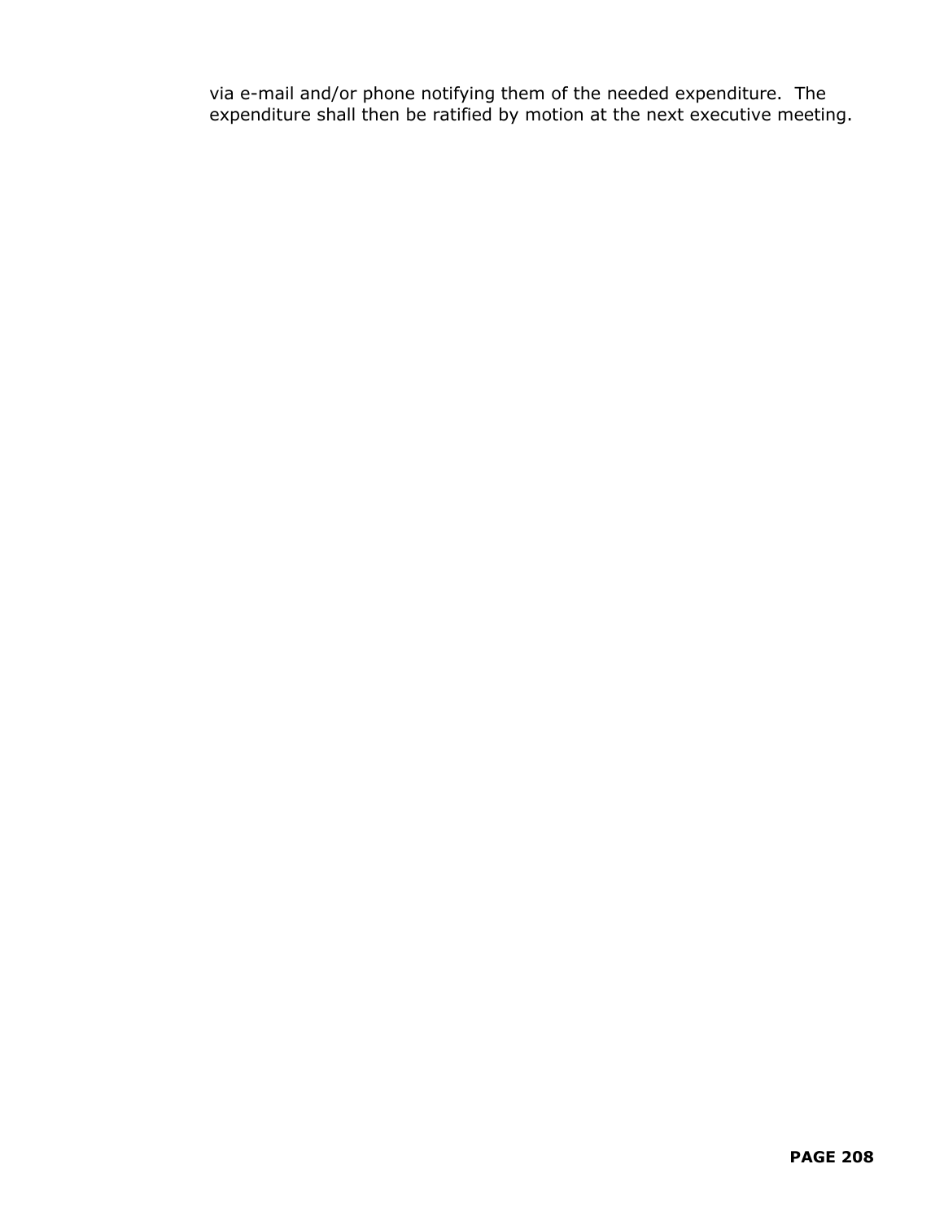via e-mail and/or phone notifying them of the needed expenditure. The expenditure shall then be ratified by motion at the next executive meeting.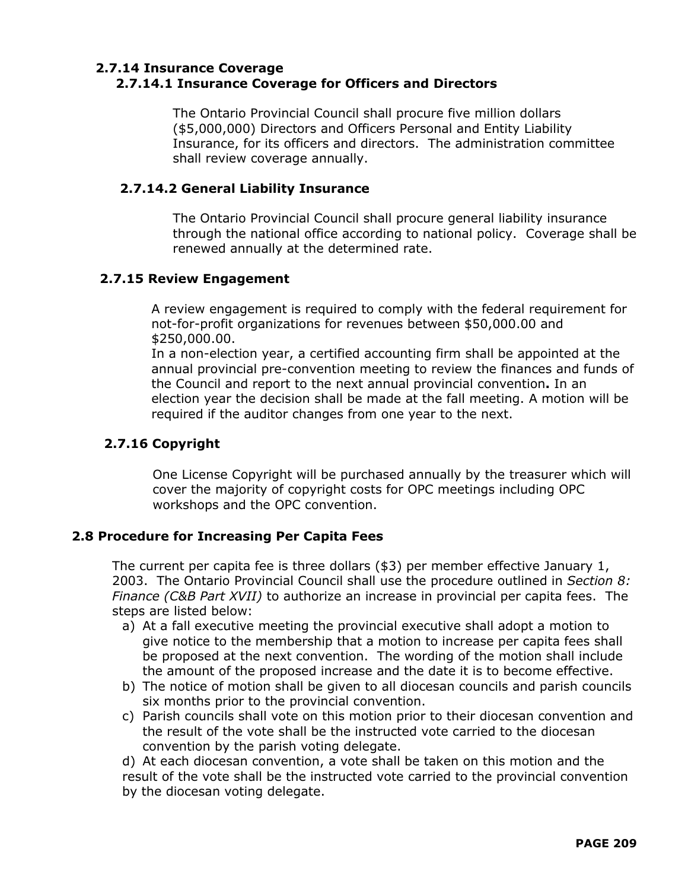### 2.7.14 Insurance Coverage

#### 2.7.14.1 Insurance Coverage for Officers and Directors

The Ontario Provincial Council shall procure five million dollars ($5,000,000) Directors and Officers Personal and Entity Liability Insurance, for its officers and directors. The administration committee shall review coverage annually.

#### 2.7.14.2 General Liability Insurance

The Ontario Provincial Council shall procure general liability insurance through the national office according to national policy. Coverage shall be renewed annually at the determined rate.

### 2.7.15 Review Engagement

A review engagement is required to comply with the federal requirement for not-for-profit organizations for revenues between $50,000.00 and $250,000.00.

In a non-election year, a certified accounting firm shall be appointed at the annual provincial pre-convention meeting to review the finances and funds of the Council and report to the next annual provincial convention**.** In an election year the decision shall be made at the fall meeting. A motion will be required if the auditor changes from one year to the next.

### 2.7.16 Copyright

One License Copyright will be purchased annually by the treasurer which will cover the majority of copyright costs for OPC meetings including OPC workshops and the OPC convention.

## 2.8 Procedure for Increasing Per Capita Fees

The current per capita fee is three dollars ($3) per member effective January 1, 2003. The Ontario Provincial Council shall use the procedure outlined in *Section 8: Finance (C&B Part XVII)* to authorize an increase in provincial per capita fees. The steps are listed below:

a) At a fall executive meeting the provincial executive shall adopt a motion to give notice to the membership that a motion to increase per capita fees shall be proposed at the next convention. The wording of the motion shall include the amount of the proposed increase and the date it is to become effective.

b) The notice of motion shall be given to all diocesan councils and parish councils six months prior to the provincial convention.

c) Parish councils shall vote on this motion prior to their diocesan convention and the result of the vote shall be the instructed vote carried to the diocesan convention by the parish voting delegate.

d) At each diocesan convention, a vote shall be taken on this motion and the result of the vote shall be the instructed vote carried to the provincial convention by the diocesan voting delegate.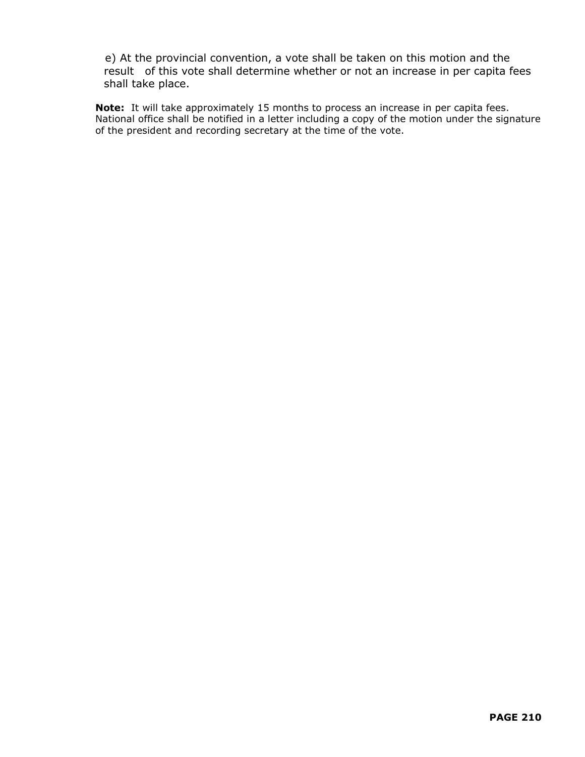e) At the provincial convention, a vote shall be taken on this motion and the result of this vote shall determine whether or not an increase in per capita fees shall take place.

**Note:** It will take approximately 15 months to process an increase in per capita fees. National office shall be notified in a letter including a copy of the motion under the signature of the president and recording secretary at the time of the vote.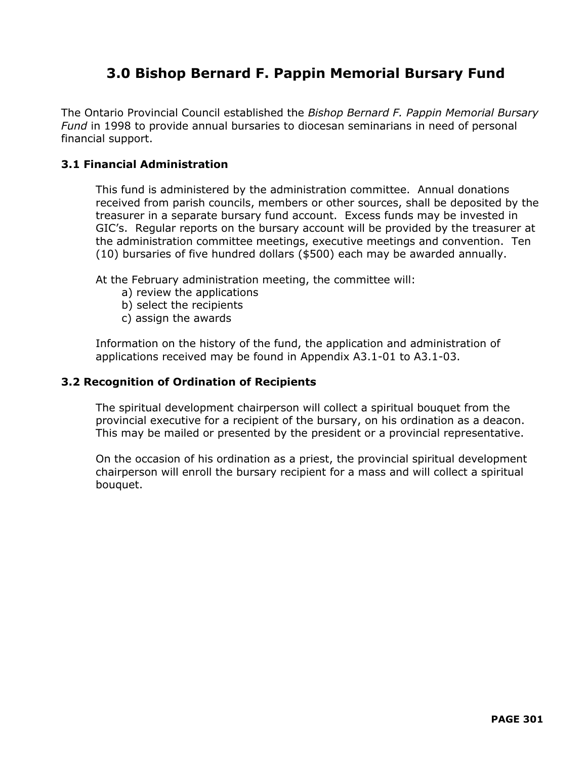# 3.0 Bishop Bernard F. Pappin Memorial Bursary Fund

The Ontario Provincial Council established the *Bishop Bernard F. Pappin Memorial Bursary Fund* in 1998 to provide annual bursaries to diocesan seminarians in need of personal financial support.

## 3.1 Financial Administration

This fund is administered by the administration committee. Annual donations received from parish councils, members or other sources, shall be deposited by the treasurer in a separate bursary fund account. Excess funds may be invested in GIC's. Regular reports on the bursary account will be provided by the treasurer at the administration committee meetings, executive meetings and convention. Ten (10) bursaries of five hundred dollars ($500) each may be awarded annually.

At the February administration meeting, the committee will:

- a) review the applications
- b) select the recipients
- c) assign the awards

Information on the history of the fund, the application and administration of applications received may be found in Appendix A3.1-01 to A3.1-03.

## 3.2 Recognition of Ordination of Recipients

The spiritual development chairperson will collect a spiritual bouquet from the provincial executive for a recipient of the bursary, on his ordination as a deacon. This may be mailed or presented by the president or a provincial representative.

On the occasion of his ordination as a priest, the provincial spiritual development chairperson will enroll the bursary recipient for a mass and will collect a spiritual bouquet.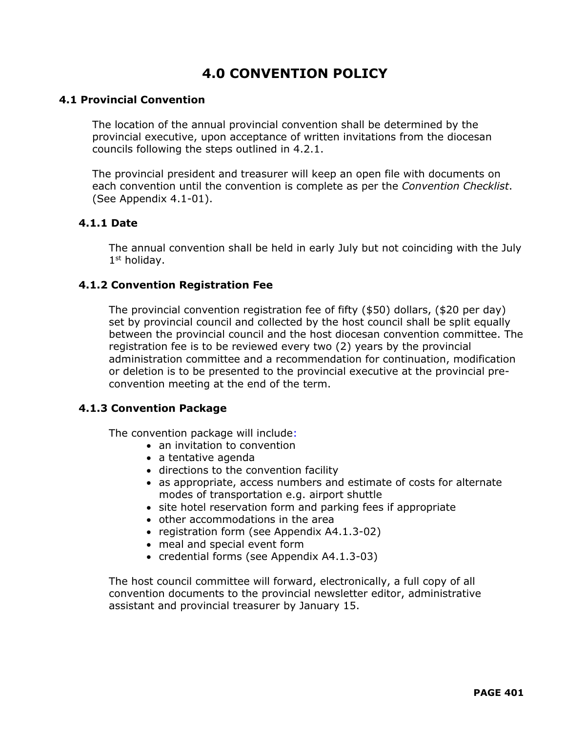# 4.0 CONVENTION POLICY

## 4.1 Provincial Convention

The location of the annual provincial convention shall be determined by the provincial executive, upon acceptance of written invitations from the diocesan councils following the steps outlined in 4.2.1.

The provincial president and treasurer will keep an open file with documents on each convention until the convention is complete as per the *Convention Checklist*. (See Appendix 4.1-01).

### 4.1.1 Date

The annual convention shall be held in early July but not coinciding with the July 1st holiday.

### 4.1.2 Convention Registration Fee

The provincial convention registration fee of fifty ($50) dollars, ($20 per day) set by provincial council and collected by the host council shall be split equally between the provincial council and the host diocesan convention committee. The registration fee is to be reviewed every two (2) years by the provincial administration committee and a recommendation for continuation, modification or deletion is to be presented to the provincial executive at the provincial pre-convention meeting at the end of the term.

### 4.1.3 Convention Package

The convention package will include:

- an invitation to convention
- a tentative agenda
- directions to the convention facility
- as appropriate, access numbers and estimate of costs for alternate modes of transportation e.g. airport shuttle
- site hotel reservation form and parking fees if appropriate
- other accommodations in the area
- registration form (see Appendix A4.1.3-02)
- meal and special event form
- credential forms (see Appendix A4.1.3-03)

The host council committee will forward, electronically, a full copy of all convention documents to the provincial newsletter editor, administrative assistant and provincial treasurer by January 15.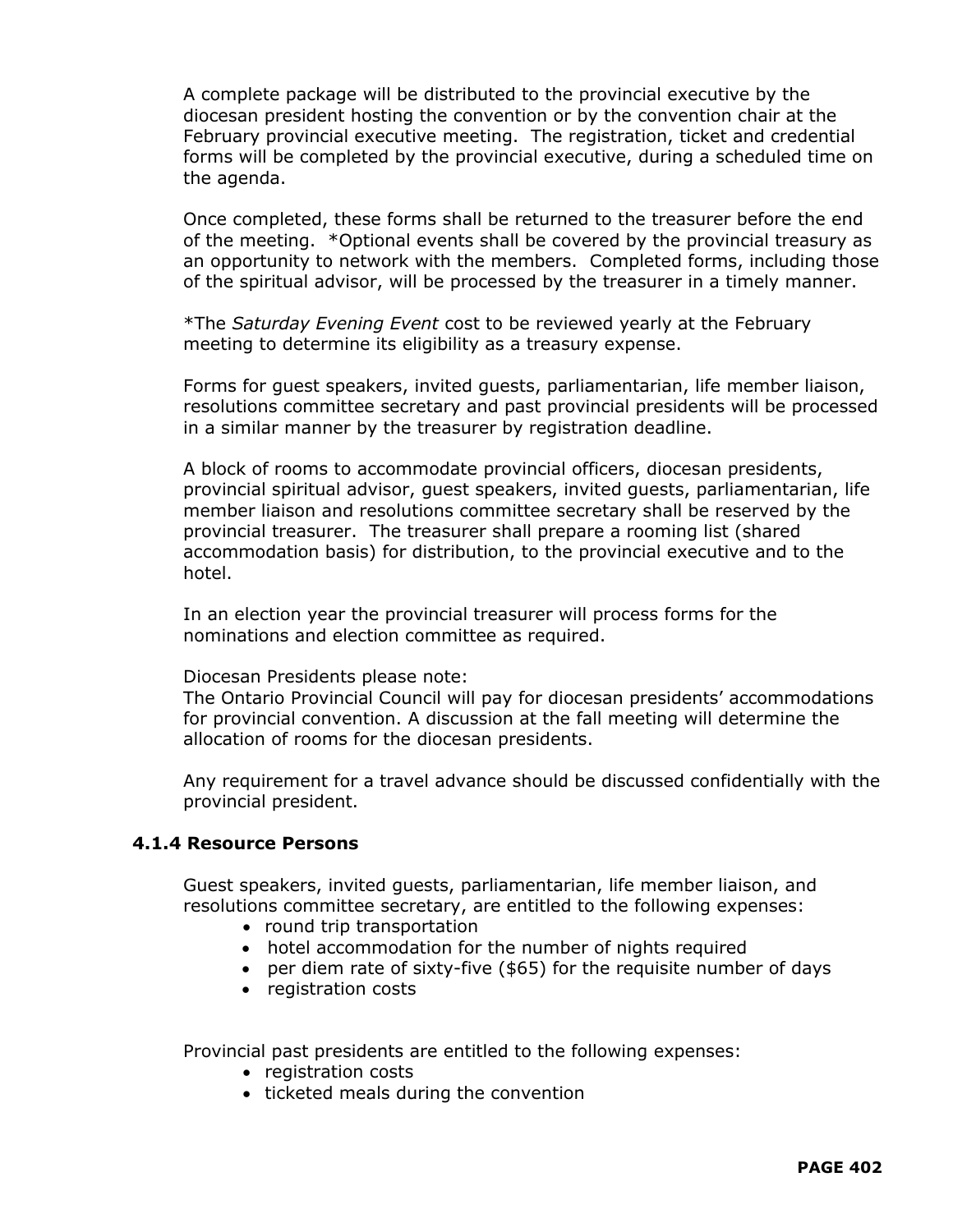A complete package will be distributed to the provincial executive by the diocesan president hosting the convention or by the convention chair at the February provincial executive meeting. The registration, ticket and credential forms will be completed by the provincial executive, during a scheduled time on the agenda.

Once completed, these forms shall be returned to the treasurer before the end of the meeting. *Optional events shall be covered by the provincial treasury as an opportunity to network with the members. Completed forms, including those of the spiritual advisor, will be processed by the treasurer in a timely manner.

*The *Saturday Evening Event* cost to be reviewed yearly at the February meeting to determine its eligibility as a treasury expense.

Forms for guest speakers, invited guests, parliamentarian, life member liaison, resolutions committee secretary and past provincial presidents will be processed in a similar manner by the treasurer by registration deadline.

A block of rooms to accommodate provincial officers, diocesan presidents, provincial spiritual advisor, guest speakers, invited guests, parliamentarian, life member liaison and resolutions committee secretary shall be reserved by the provincial treasurer. The treasurer shall prepare a rooming list (shared accommodation basis) for distribution, to the provincial executive and to the hotel.

In an election year the provincial treasurer will process forms for the nominations and election committee as required.

Diocesan Presidents please note:
The Ontario Provincial Council will pay for diocesan presidents' accommodations for provincial convention. A discussion at the fall meeting will determine the allocation of rooms for the diocesan presidents.

Any requirement for a travel advance should be discussed confidentially with the provincial president.

### 4.1.4 Resource Persons

Guest speakers, invited guests, parliamentarian, life member liaison, and resolutions committee secretary, are entitled to the following expenses:

- round trip transportation
- hotel accommodation for the number of nights required
- per diem rate of sixty-five ($65) for the requisite number of days
- registration costs

Provincial past presidents are entitled to the following expenses:

- registration costs
- ticketed meals during the convention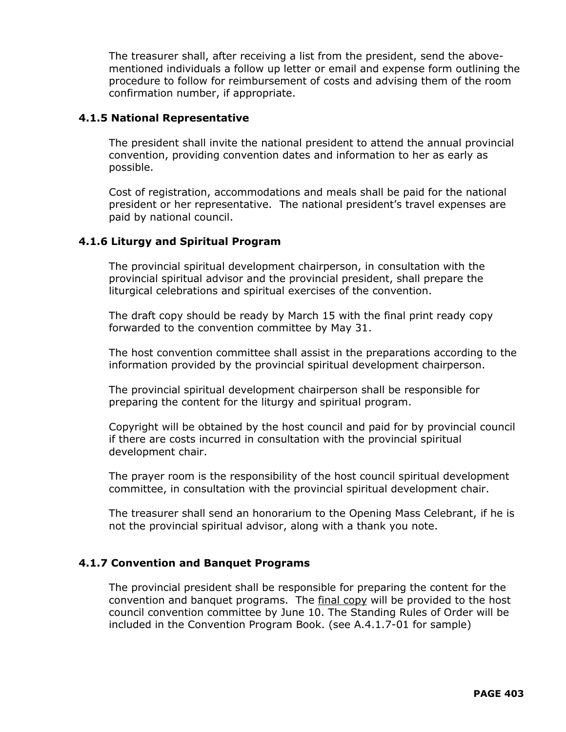The treasurer shall, after receiving a list from the president, send the above-mentioned individuals a follow up letter or email and expense form outlining the procedure to follow for reimbursement of costs and advising them of the room confirmation number, if appropriate.

### 4.1.5 National Representative

The president shall invite the national president to attend the annual provincial convention, providing convention dates and information to her as early as possible.

Cost of registration, accommodations and meals shall be paid for the national president or her representative. The national president's travel expenses are paid by national council.

### 4.1.6 Liturgy and Spiritual Program

The provincial spiritual development chairperson, in consultation with the provincial spiritual advisor and the provincial president, shall prepare the liturgical celebrations and spiritual exercises of the convention.

The draft copy should be ready by March 15 with the final print ready copy forwarded to the convention committee by May 31.

The host convention committee shall assist in the preparations according to the information provided by the provincial spiritual development chairperson.

The provincial spiritual development chairperson shall be responsible for preparing the content for the liturgy and spiritual program.

Copyright will be obtained by the host council and paid for by provincial council if there are costs incurred in consultation with the provincial spiritual development chair.

The prayer room is the responsibility of the host council spiritual development committee, in consultation with the provincial spiritual development chair.

The treasurer shall send an honorarium to the Opening Mass Celebrant, if he is not the provincial spiritual advisor, along with a thank you note.

### 4.1.7 Convention and Banquet Programs

The provincial president shall be responsible for preparing the content for the convention and banquet programs. The final copy will be provided to the host council convention committee by June 10. The Standing Rules of Order will be included in the Convention Program Book. (see A.4.1.7-01 for sample)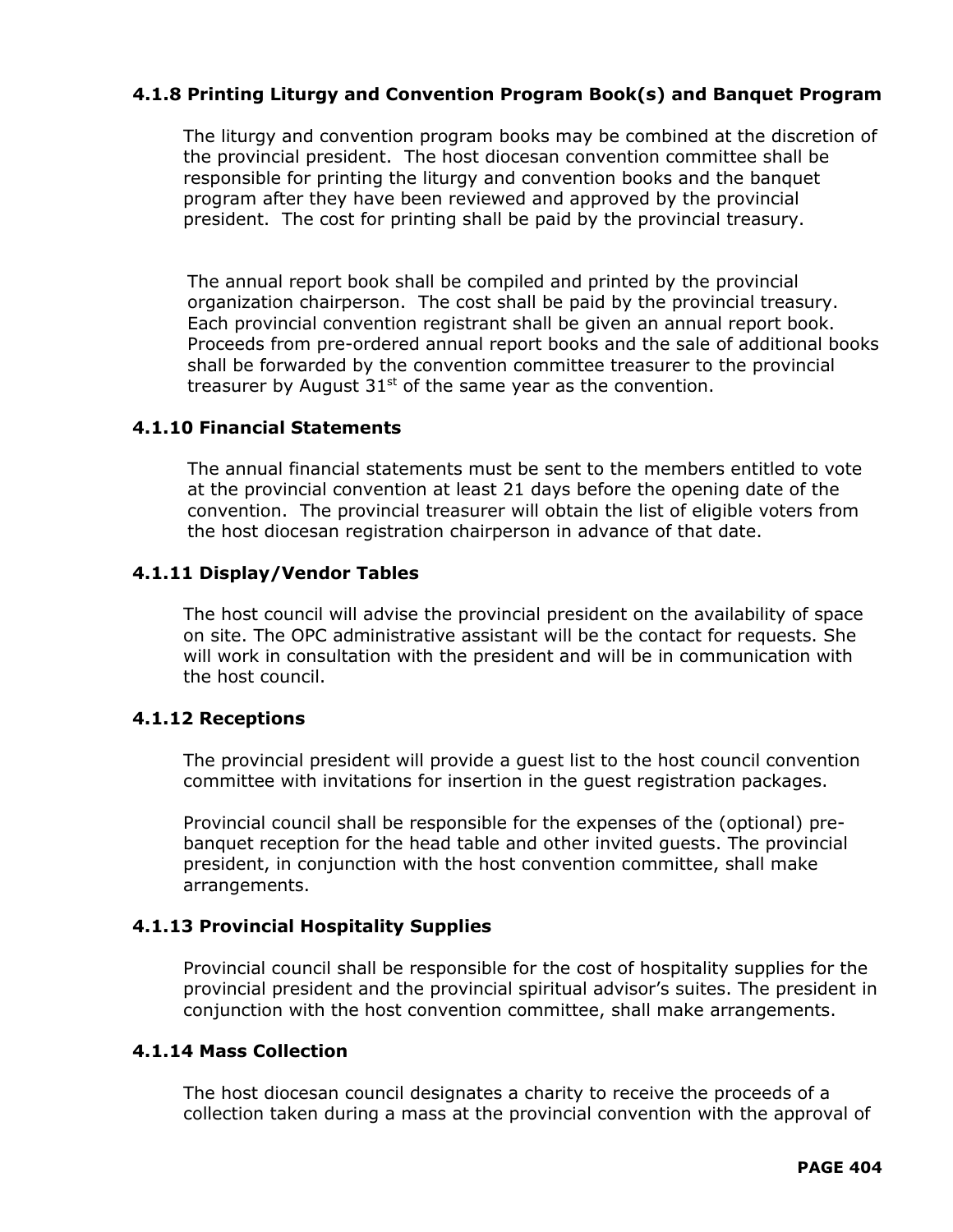### 4.1.8 Printing Liturgy and Convention Program Book(s) and Banquet Program

The liturgy and convention program books may be combined at the discretion of the provincial president. The host diocesan convention committee shall be responsible for printing the liturgy and convention books and the banquet program after they have been reviewed and approved by the provincial president. The cost for printing shall be paid by the provincial treasury.

The annual report book shall be compiled and printed by the provincial organization chairperson. The cost shall be paid by the provincial treasury. Each provincial convention registrant shall be given an annual report book. Proceeds from pre-ordered annual report books and the sale of additional books shall be forwarded by the convention committee treasurer to the provincial treasurer by August 31st of the same year as the convention.

### 4.1.10 Financial Statements

The annual financial statements must be sent to the members entitled to vote at the provincial convention at least 21 days before the opening date of the convention. The provincial treasurer will obtain the list of eligible voters from the host diocesan registration chairperson in advance of that date.

### 4.1.11 Display/Vendor Tables

The host council will advise the provincial president on the availability of space on site. The OPC administrative assistant will be the contact for requests. She will work in consultation with the president and will be in communication with the host council.

### 4.1.12 Receptions

The provincial president will provide a guest list to the host council convention committee with invitations for insertion in the guest registration packages.

Provincial council shall be responsible for the expenses of the (optional) pre-banquet reception for the head table and other invited guests. The provincial president, in conjunction with the host convention committee, shall make arrangements.

### 4.1.13 Provincial Hospitality Supplies

Provincial council shall be responsible for the cost of hospitality supplies for the provincial president and the provincial spiritual advisor's suites. The president in conjunction with the host convention committee, shall make arrangements.

### 4.1.14 Mass Collection

The host diocesan council designates a charity to receive the proceeds of a collection taken during a mass at the provincial convention with the approval of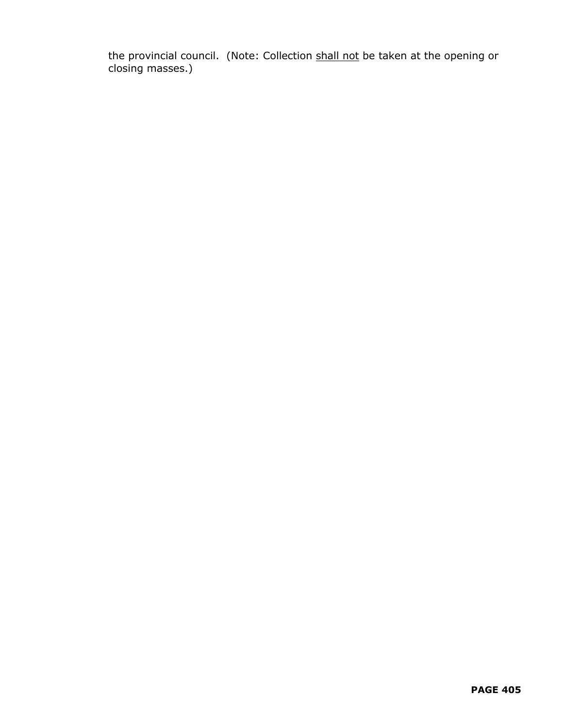the provincial council.  (Note: Collection <u>shall not</u> be taken at the opening or closing masses.)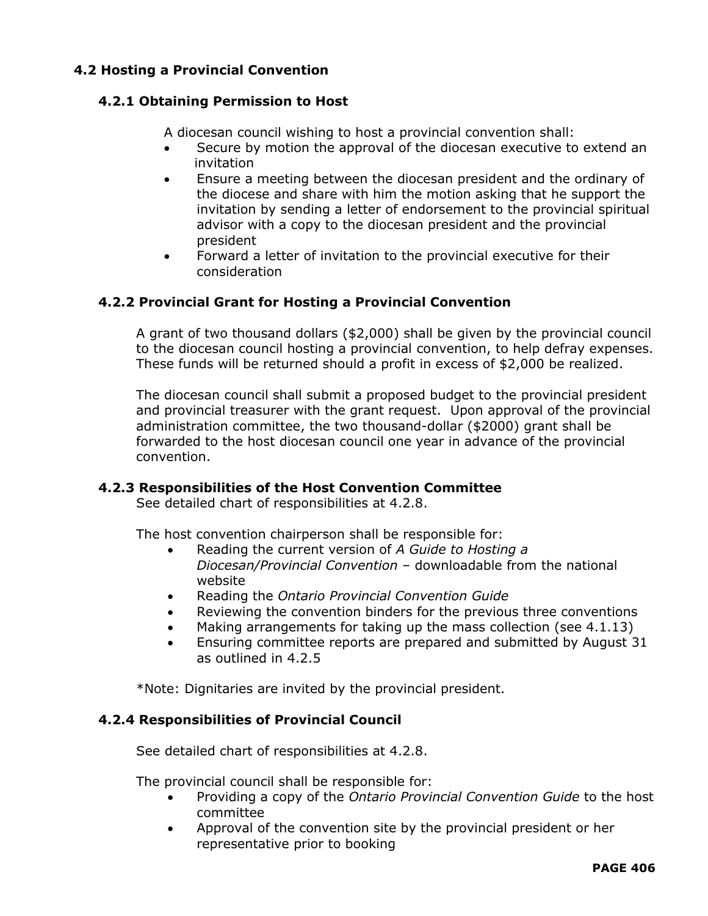## 4.2 Hosting a Provincial Convention

### 4.2.1 Obtaining Permission to Host

A diocesan council wishing to host a provincial convention shall:

- Secure by motion the approval of the diocesan executive to extend an invitation
- Ensure a meeting between the diocesan president and the ordinary of the diocese and share with him the motion asking that he support the invitation by sending a letter of endorsement to the provincial spiritual advisor with a copy to the diocesan president and the provincial president
- Forward a letter of invitation to the provincial executive for their consideration

### 4.2.2 Provincial Grant for Hosting a Provincial Convention

A grant of two thousand dollars ($2,000) shall be given by the provincial council to the diocesan council hosting a provincial convention, to help defray expenses. These funds will be returned should a profit in excess of $2,000 be realized.

The diocesan council shall submit a proposed budget to the provincial president and provincial treasurer with the grant request. Upon approval of the provincial administration committee, the two thousand-dollar ($2000) grant shall be forwarded to the host diocesan council one year in advance of the provincial convention.

### 4.2.3 Responsibilities of the Host Convention Committee

See detailed chart of responsibilities at 4.2.8.

The host convention chairperson shall be responsible for:

- Reading the current version of *A Guide to Hosting a Diocesan/Provincial Convention* – downloadable from the national website
- Reading the *Ontario Provincial Convention Guide*
- Reviewing the convention binders for the previous three conventions
- Making arrangements for taking up the mass collection (see 4.1.13)
- Ensuring committee reports are prepared and submitted by August 31 as outlined in 4.2.5

*Note: Dignitaries are invited by the provincial president.

### 4.2.4 Responsibilities of Provincial Council

See detailed chart of responsibilities at 4.2.8.

The provincial council shall be responsible for:

- Providing a copy of the *Ontario Provincial Convention Guide* to the host committee
- Approval of the convention site by the provincial president or her representative prior to booking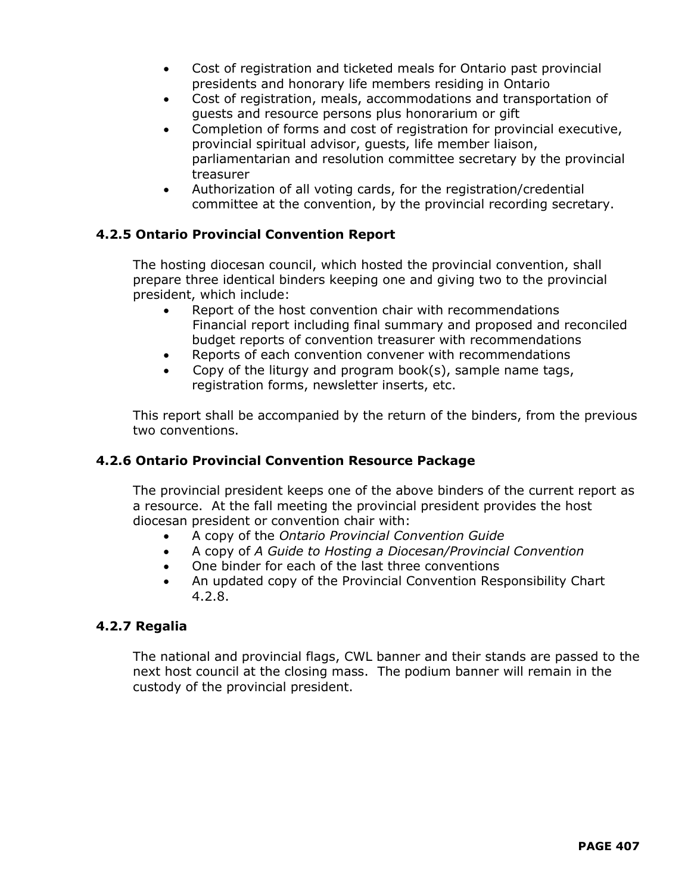- Cost of registration and ticketed meals for Ontario past provincial presidents and honorary life members residing in Ontario
- Cost of registration, meals, accommodations and transportation of guests and resource persons plus honorarium or gift
- Completion of forms and cost of registration for provincial executive, provincial spiritual advisor, guests, life member liaison, parliamentarian and resolution committee secretary by the provincial treasurer
- Authorization of all voting cards, for the registration/credential committee at the convention, by the provincial recording secretary.

### 4.2.5 Ontario Provincial Convention Report

The hosting diocesan council, which hosted the provincial convention, shall prepare three identical binders keeping one and giving two to the provincial president, which include:

- Report of the host convention chair with recommendations Financial report including final summary and proposed and reconciled budget reports of convention treasurer with recommendations
- Reports of each convention convener with recommendations
- Copy of the liturgy and program book(s), sample name tags, registration forms, newsletter inserts, etc.

This report shall be accompanied by the return of the binders, from the previous two conventions.

### 4.2.6 Ontario Provincial Convention Resource Package

The provincial president keeps one of the above binders of the current report as a resource. At the fall meeting the provincial president provides the host diocesan president or convention chair with:

- A copy of the *Ontario Provincial Convention Guide*
- A copy of *A Guide to Hosting a Diocesan/Provincial Convention*
- One binder for each of the last three conventions
- An updated copy of the Provincial Convention Responsibility Chart 4.2.8.

### 4.2.7 Regalia

The national and provincial flags, CWL banner and their stands are passed to the next host council at the closing mass. The podium banner will remain in the custody of the provincial president.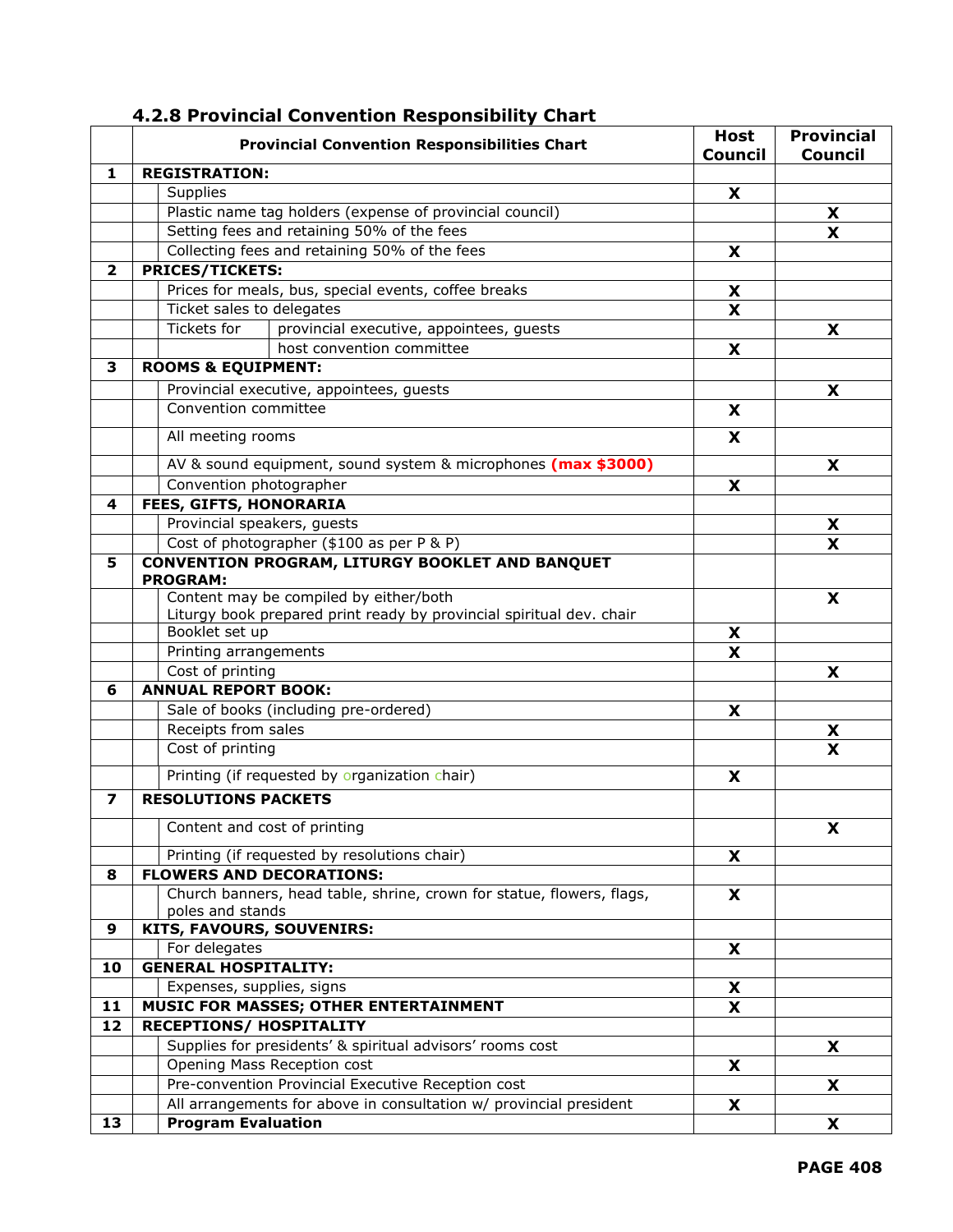### 4.2.8 Provincial Convention Responsibility Chart

| | Provincial Convention Responsibilities Chart | | Host Council | Provincial Council |
|---|---|---|---|---|
| **1** | **REGISTRATION:** | | | |
| | Supplies | | **X** | |
| | Plastic name tag holders (expense of provincial council) | | | **X** |
| | Setting fees and retaining 50% of the fees | | | **X** |
| | Collecting fees and retaining 50% of the fees | | **X** | |
| **2** | **PRICES/TICKETS:** | | | |
| | Prices for meals, bus, special events, coffee breaks | | **X** | |
| | Ticket sales to delegates | | **X** | |
| | Tickets for | provincial executive, appointees, guests | | **X** |
| | | host convention committee | **X** | |
| **3** | **ROOMS & EQUIPMENT:** | | | |
| | Provincial executive, appointees, guests | | | **X** |
| | Convention committee | | **X** | |
| | All meeting rooms | | **X** | |
| | AV & sound equipment, sound system & microphones **(max $3000)** | | | **X** |
| | Convention photographer | | **X** | |
| **4** | **FEES, GIFTS, HONORARIA** | | | |
| | Provincial speakers, guests | | | **X** |
| | Cost of photographer ($100 as per P & P) | | | **X** |
| **5** | **CONVENTION PROGRAM, LITURGY BOOKLET AND BANQUET PROGRAM:** | | | |
| | Content may be compiled by either/both<br>Liturgy book prepared print ready by provincial spiritual dev. chair | | | **X** |
| | Booklet set up | | **X** | |
| | Printing arrangements | | **X** | |
| | Cost of printing | | | **X** |
| **6** | **ANNUAL REPORT BOOK:** | | | |
| | Sale of books (including pre-ordered) | | **X** | |
| | Receipts from sales | | | **X** |
| | Cost of printing | | | **X** |
| | Printing (if requested by organization chair) | | **X** | |
| **7** | **RESOLUTIONS PACKETS** | | | |
| | Content and cost of printing | | | **X** |
| | Printing (if requested by resolutions chair) | | **X** | |
| **8** | **FLOWERS AND DECORATIONS:** | | | |
| | Church banners, head table, shrine, crown for statue, flowers, flags, poles and stands | | **X** | |
| **9** | **KITS, FAVOURS, SOUVENIRS:** | | | |
| | For delegates | | **X** | |
| **10** | **GENERAL HOSPITALITY:** | | | |
| | Expenses, supplies, signs | | **X** | |
| **11** | **MUSIC FOR MASSES; OTHER ENTERTAINMENT** | | **X** | |
| **12** | **RECEPTIONS/ HOSPITALITY** | | | |
| | Supplies for presidents' & spiritual advisors' rooms cost | | | **X** |
| | Opening Mass Reception cost | | **X** | |
| | Pre-convention Provincial Executive Reception cost | | | **X** |
| | All arrangements for above in consultation w/ provincial president | | **X** | |
| **13** | **Program Evaluation** | | | **X** |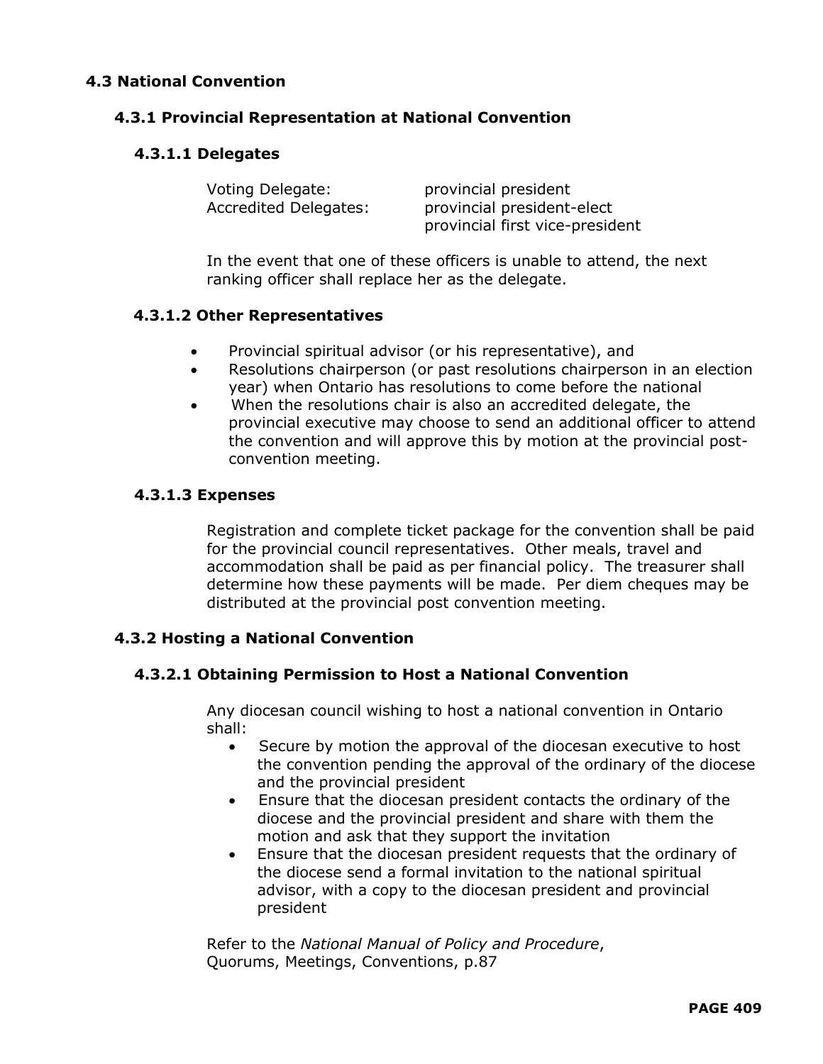### 4.3 National Convention

#### 4.3.1 Provincial Representation at National Convention

##### 4.3.1.1 Delegates

| | |
|---|---|
| Voting Delegate: | provincial president |
| Accredited Delegates: | provincial president-elect |
| | provincial first vice-president |

In the event that one of these officers is unable to attend, the next ranking officer shall replace her as the delegate.

##### 4.3.1.2 Other Representatives

- Provincial spiritual advisor (or his representative), and
- Resolutions chairperson (or past resolutions chairperson in an election year) when Ontario has resolutions to come before the national
- When the resolutions chair is also an accredited delegate, the provincial executive may choose to send an additional officer to attend the convention and will approve this by motion at the provincial post-convention meeting.

##### 4.3.1.3 Expenses

Registration and complete ticket package for the convention shall be paid for the provincial council representatives. Other meals, travel and accommodation shall be paid as per financial policy. The treasurer shall determine how these payments will be made. Per diem cheques may be distributed at the provincial post convention meeting.

#### 4.3.2 Hosting a National Convention

##### 4.3.2.1 Obtaining Permission to Host a National Convention

Any diocesan council wishing to host a national convention in Ontario shall:

- Secure by motion the approval of the diocesan executive to host the convention pending the approval of the ordinary of the diocese and the provincial president
- Ensure that the diocesan president contacts the ordinary of the diocese and the provincial president and share with them the motion and ask that they support the invitation
- Ensure that the diocesan president requests that the ordinary of the diocese send a formal invitation to the national spiritual advisor, with a copy to the diocesan president and provincial president

Refer to the *National Manual of Policy and Procedure*,
Quorums, Meetings, Conventions, p.87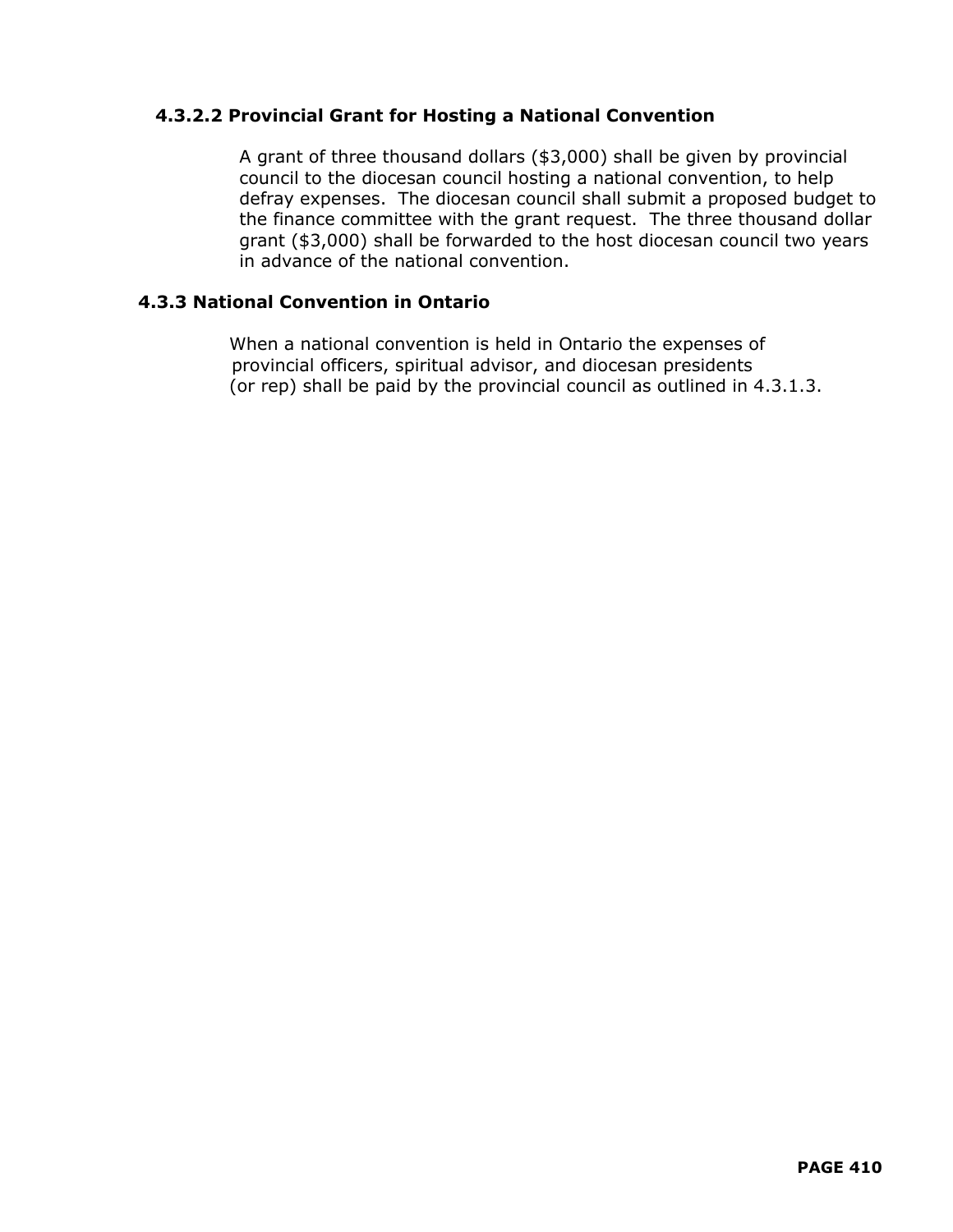#### 4.3.2.2 Provincial Grant for Hosting a National Convention

A grant of three thousand dollars ($3,000) shall be given by provincial council to the diocesan council hosting a national convention, to help defray expenses. The diocesan council shall submit a proposed budget to the finance committee with the grant request. The three thousand dollar grant ($3,000) shall be forwarded to the host diocesan council two years in advance of the national convention.

### 4.3.3 National Convention in Ontario

When a national convention is held in Ontario the expenses of provincial officers, spiritual advisor, and diocesan presidents (or rep) shall be paid by the provincial council as outlined in 4.3.1.3.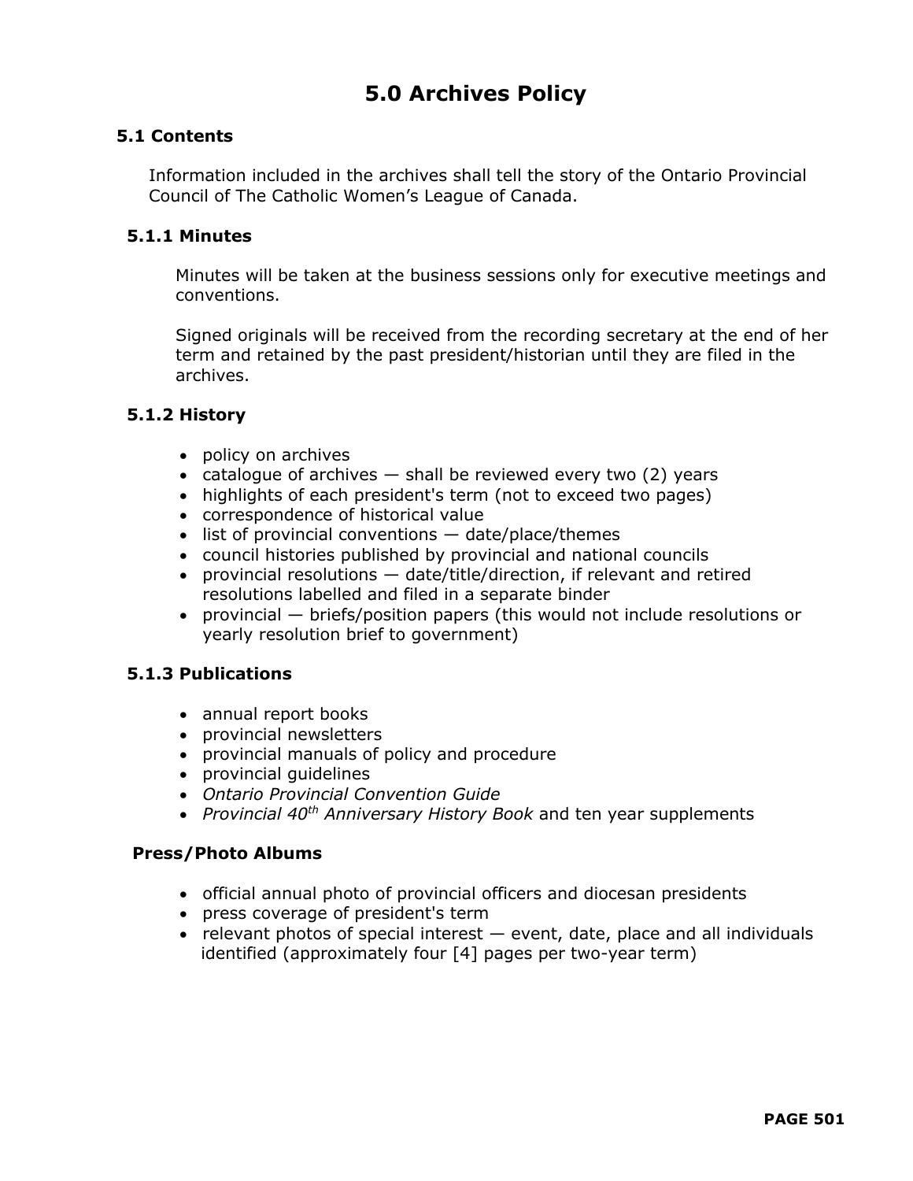# 5.0 Archives Policy

## 5.1 Contents

Information included in the archives shall tell the story of the Ontario Provincial Council of The Catholic Women's League of Canada.

### 5.1.1 Minutes

Minutes will be taken at the business sessions only for executive meetings and conventions.

Signed originals will be received from the recording secretary at the end of her term and retained by the past president/historian until they are filed in the archives.

### 5.1.2 History

- policy on archives
- catalogue of archives — shall be reviewed every two (2) years
- highlights of each president's term (not to exceed two pages)
- correspondence of historical value
- list of provincial conventions — date/place/themes
- council histories published by provincial and national councils
- provincial resolutions — date/title/direction, if relevant and retired resolutions labelled and filed in a separate binder
- provincial — briefs/position papers (this would not include resolutions or yearly resolution brief to government)

### 5.1.3 Publications

- annual report books
- provincial newsletters
- provincial manuals of policy and procedure
- provincial guidelines
- *Ontario Provincial Convention Guide*
- *Provincial 40th Anniversary History Book* and ten year supplements

### Press/Photo Albums

- official annual photo of provincial officers and diocesan presidents
- press coverage of president's term
- relevant photos of special interest — event, date, place and all individuals identified (approximately four [4] pages per two-year term)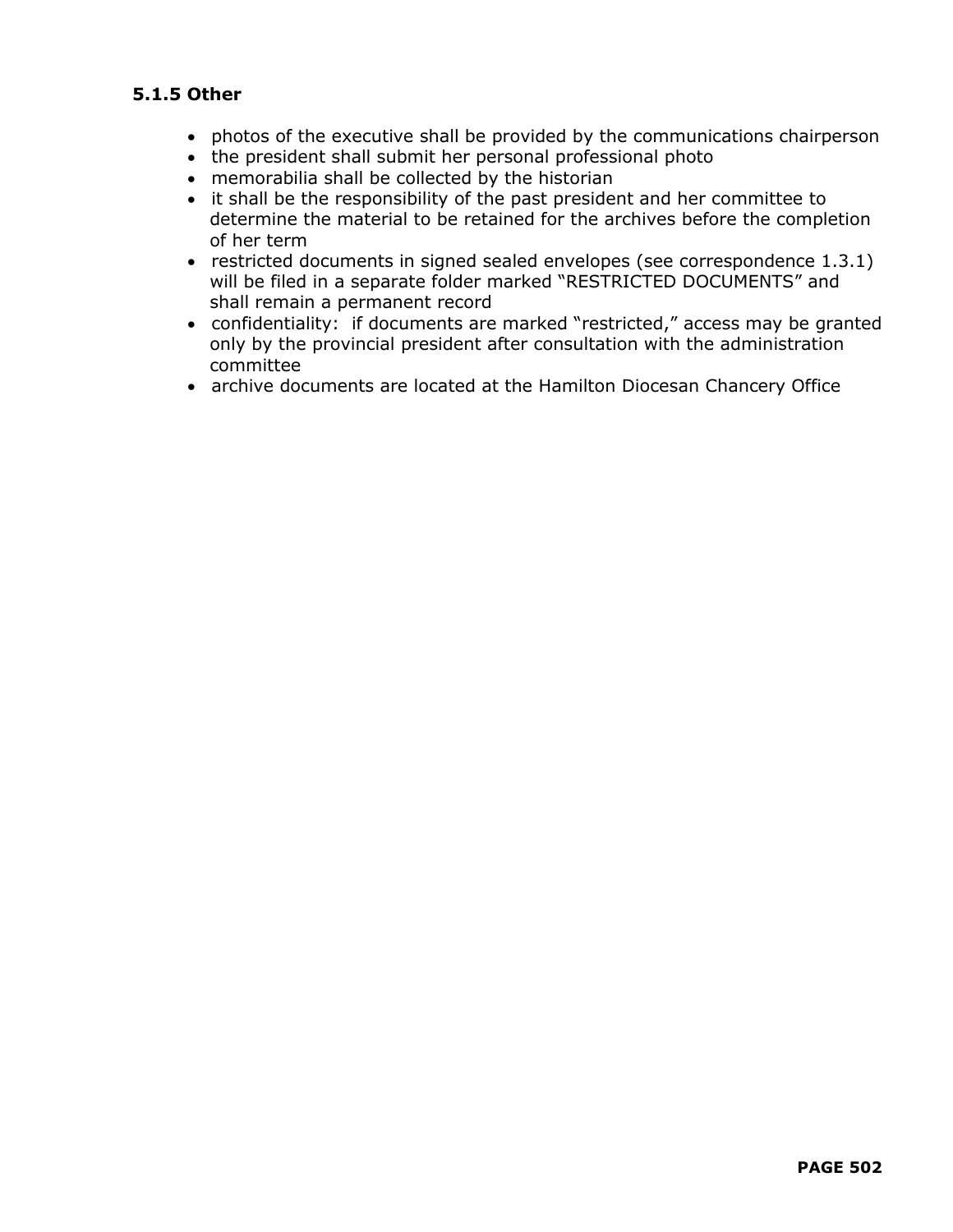### 5.1.5 Other

- photos of the executive shall be provided by the communications chairperson
- the president shall submit her personal professional photo
- memorabilia shall be collected by the historian
- it shall be the responsibility of the past president and her committee to determine the material to be retained for the archives before the completion of her term
- restricted documents in signed sealed envelopes (see correspondence 1.3.1) will be filed in a separate folder marked "RESTRICTED DOCUMENTS" and shall remain a permanent record
- confidentiality: if documents are marked "restricted," access may be granted only by the provincial president after consultation with the administration committee
- archive documents are located at the Hamilton Diocesan Chancery Office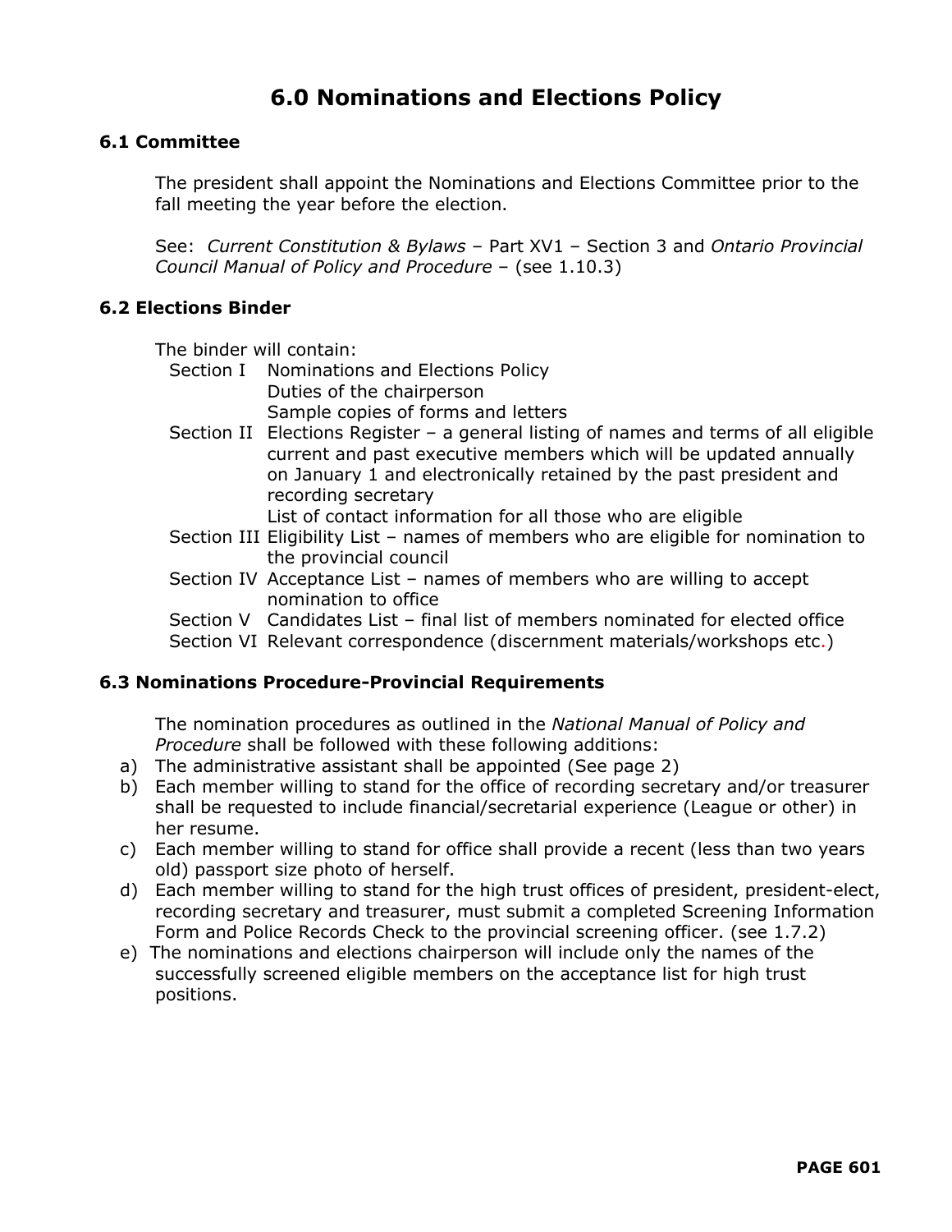# 6.0 Nominations and Elections Policy

### 6.1 Committee

The president shall appoint the Nominations and Elections Committee prior to the fall meeting the year before the election.

See: *Current Constitution & Bylaws* – Part XV1 – Section 3 and *Ontario Provincial Council Manual of Policy and Procedure* – (see 1.10.3)

### 6.2 Elections Binder

The binder will contain:

- Section I Nominations and Elections Policy
  Duties of the chairperson
  Sample copies of forms and letters
- Section II Elections Register – a general listing of names and terms of all eligible current and past executive members which will be updated annually on January 1 and electronically retained by the past president and recording secretary
  List of contact information for all those who are eligible
- Section III Eligibility List – names of members who are eligible for nomination to the provincial council
- Section IV Acceptance List – names of members who are willing to accept nomination to office
- Section V Candidates List – final list of members nominated for elected office
- Section VI Relevant correspondence (discernment materials/workshops etc.)

### 6.3 Nominations Procedure-Provincial Requirements

The nomination procedures as outlined in the *National Manual of Policy and Procedure* shall be followed with these following additions:

a) The administrative assistant shall be appointed (See page 2)
b) Each member willing to stand for the office of recording secretary and/or treasurer shall be requested to include financial/secretarial experience (League or other) in her resume.
c) Each member willing to stand for office shall provide a recent (less than two years old) passport size photo of herself.
d) Each member willing to stand for the high trust offices of president, president-elect, recording secretary and treasurer, must submit a completed Screening Information Form and Police Records Check to the provincial screening officer. (see 1.7.2)
e) The nominations and elections chairperson will include only the names of the successfully screened eligible members on the acceptance list for high trust positions.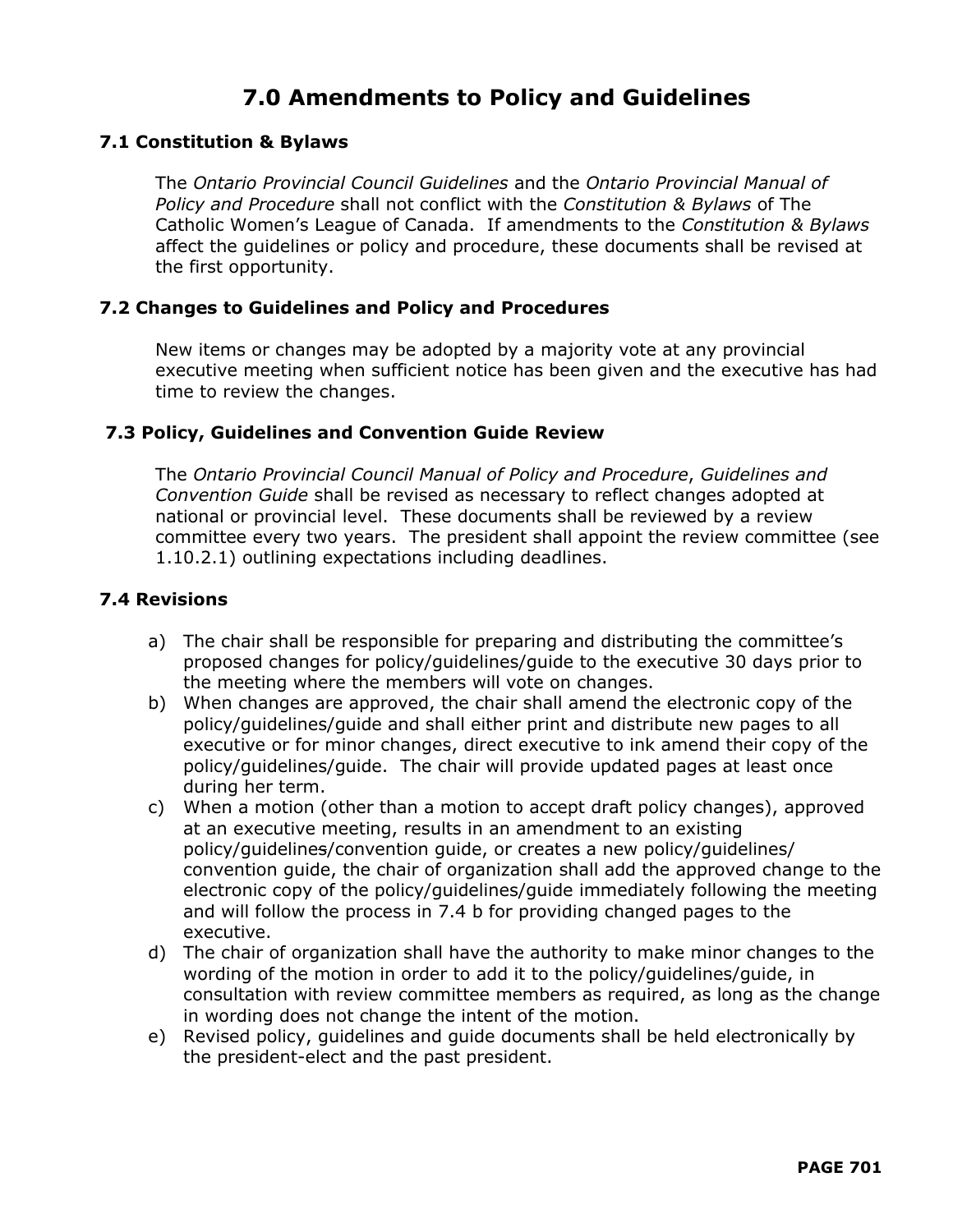# 7.0 Amendments to Policy and Guidelines

## 7.1 Constitution & Bylaws

The *Ontario Provincial Council Guidelines* and the *Ontario Provincial Manual of Policy and Procedure* shall not conflict with the *Constitution & Bylaws* of The Catholic Women's League of Canada. If amendments to the *Constitution & Bylaws* affect the guidelines or policy and procedure, these documents shall be revised at the first opportunity.

## 7.2 Changes to Guidelines and Policy and Procedures

New items or changes may be adopted by a majority vote at any provincial executive meeting when sufficient notice has been given and the executive has had time to review the changes.

## 7.3 Policy, Guidelines and Convention Guide Review

The *Ontario Provincial Council Manual of Policy and Procedure*, *Guidelines and Convention Guide* shall be revised as necessary to reflect changes adopted at national or provincial level. These documents shall be reviewed by a review committee every two years. The president shall appoint the review committee (see 1.10.2.1) outlining expectations including deadlines.

## 7.4 Revisions

a) The chair shall be responsible for preparing and distributing the committee's proposed changes for policy/guidelines/guide to the executive 30 days prior to the meeting where the members will vote on changes.

b) When changes are approved, the chair shall amend the electronic copy of the policy/guidelines/guide and shall either print and distribute new pages to all executive or for minor changes, direct executive to ink amend their copy of the policy/guidelines/guide. The chair will provide updated pages at least once during her term.

c) When a motion (other than a motion to accept draft policy changes), approved at an executive meeting, results in an amendment to an existing policy/guidelines/convention guide, or creates a new policy/guidelines/ convention guide, the chair of organization shall add the approved change to the electronic copy of the policy/guidelines/guide immediately following the meeting and will follow the process in 7.4 b for providing changed pages to the executive.

d) The chair of organization shall have the authority to make minor changes to the wording of the motion in order to add it to the policy/guidelines/guide, in consultation with review committee members as required, as long as the change in wording does not change the intent of the motion.

e) Revised policy, guidelines and guide documents shall be held electronically by the president-elect and the past president.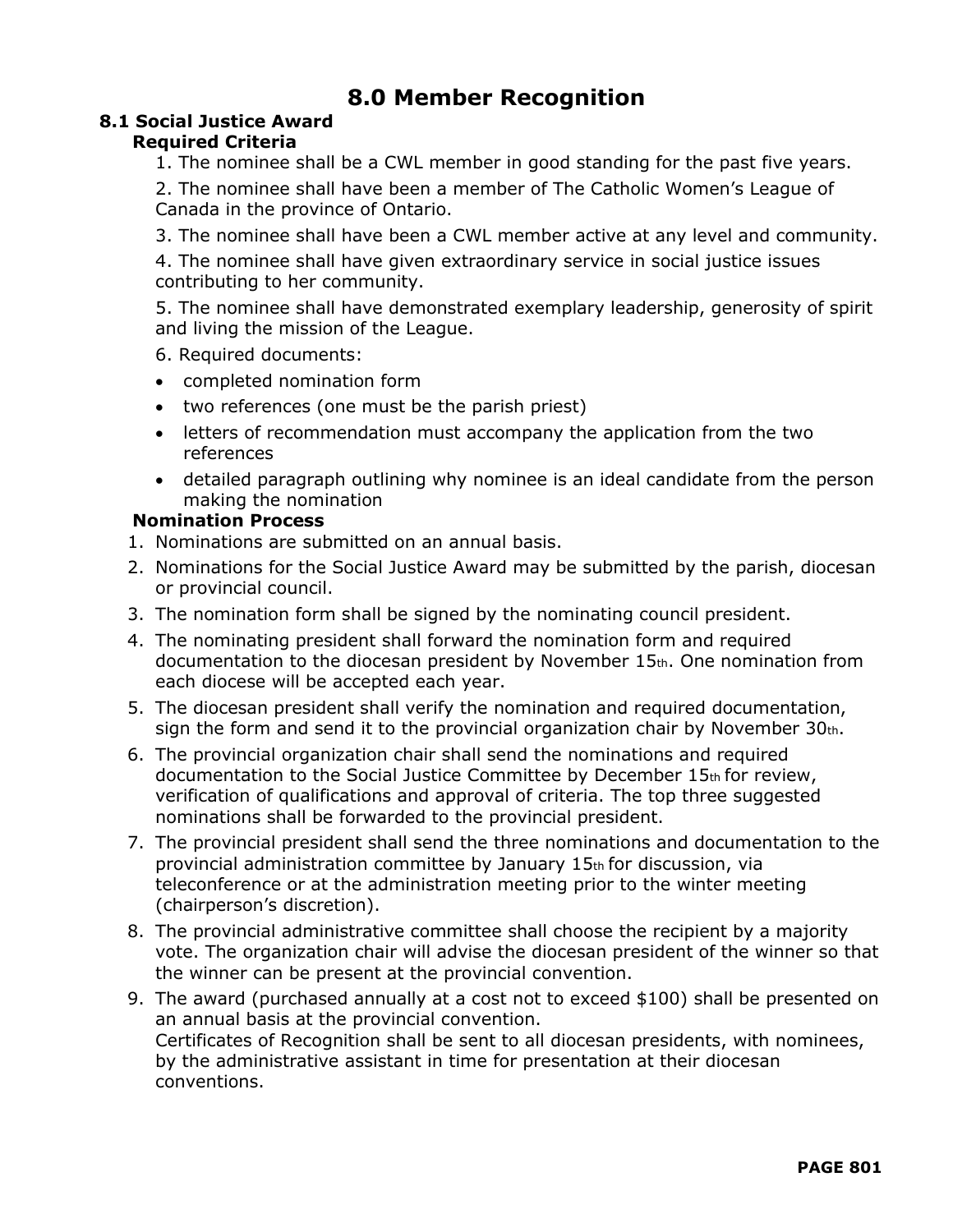# 8.0 Member Recognition

## 8.1 Social Justice Award

### Required Criteria

1. The nominee shall be a CWL member in good standing for the past five years.
2. The nominee shall have been a member of The Catholic Women's League of Canada in the province of Ontario.
3. The nominee shall have been a CWL member active at any level and community.
4. The nominee shall have given extraordinary service in social justice issues contributing to her community.
5. The nominee shall have demonstrated exemplary leadership, generosity of spirit and living the mission of the League.
6. Required documents:
   - completed nomination form
   - two references (one must be the parish priest)
   - letters of recommendation must accompany the application from the two references
   - detailed paragraph outlining why nominee is an ideal candidate from the person making the nomination

### Nomination Process

1. Nominations are submitted on an annual basis.
2. Nominations for the Social Justice Award may be submitted by the parish, diocesan or provincial council.
3. The nomination form shall be signed by the nominating council president.
4. The nominating president shall forward the nomination form and required documentation to the diocesan president by November 15th. One nomination from each diocese will be accepted each year.
5. The diocesan president shall verify the nomination and required documentation, sign the form and send it to the provincial organization chair by November 30th.
6. The provincial organization chair shall send the nominations and required documentation to the Social Justice Committee by December 15th for review, verification of qualifications and approval of criteria. The top three suggested nominations shall be forwarded to the provincial president.
7. The provincial president shall send the three nominations and documentation to the provincial administration committee by January 15th for discussion, via teleconference or at the administration meeting prior to the winter meeting (chairperson's discretion).
8. The provincial administrative committee shall choose the recipient by a majority vote. The organization chair will advise the diocesan president of the winner so that the winner can be present at the provincial convention.
9. The award (purchased annually at a cost not to exceed $100) shall be presented on an annual basis at the provincial convention.
   Certificates of Recognition shall be sent to all diocesan presidents, with nominees, by the administrative assistant in time for presentation at their diocesan conventions.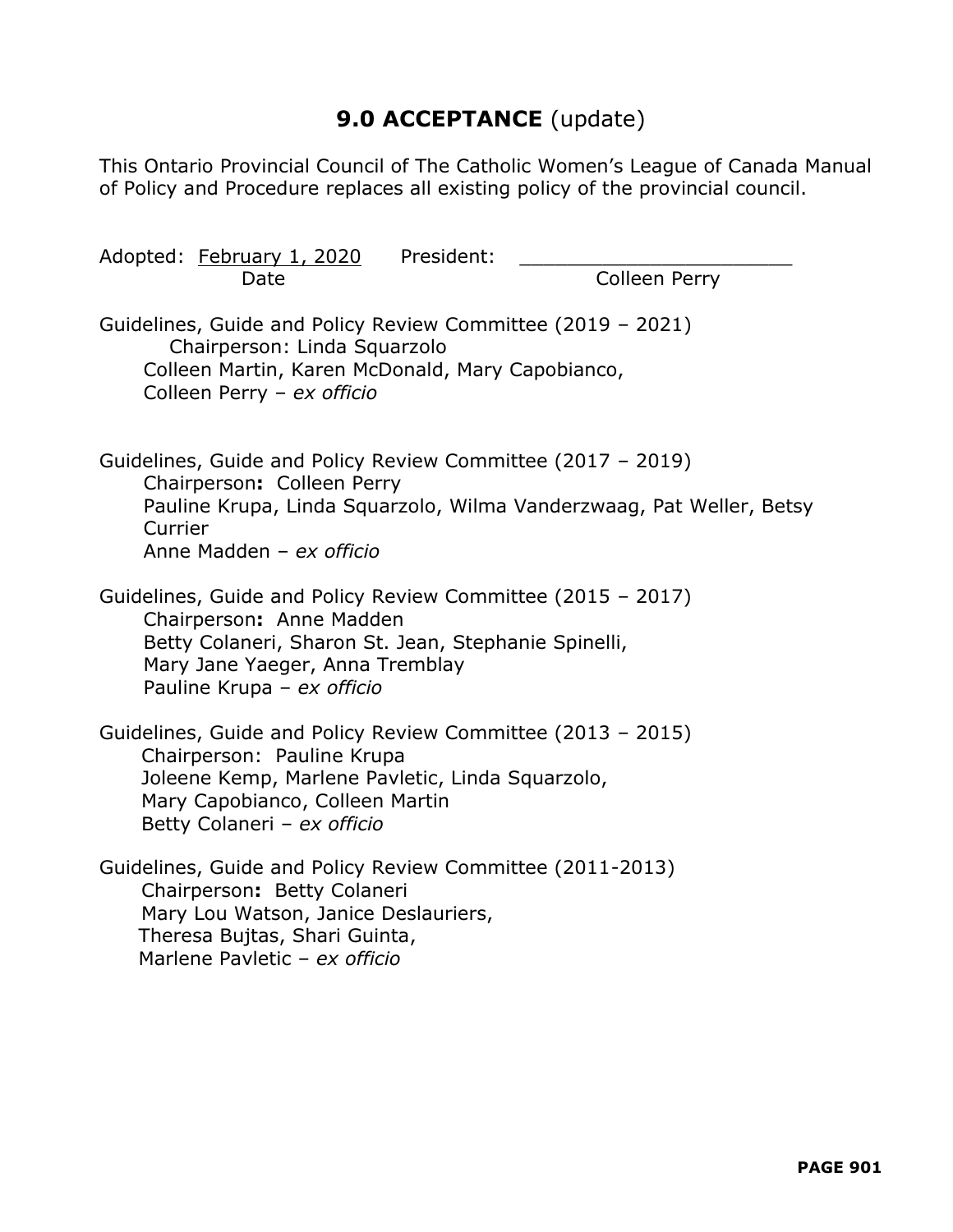# 9.0 ACCEPTANCE (update)

This Ontario Provincial Council of The Catholic Women's League of Canada Manual of Policy and Procedure replaces all existing policy of the provincial council.

Adopted: February 1, 2020 President: ______________________
Date Colleen Perry

Guidelines, Guide and Policy Review Committee (2019 – 2021)
Chairperson: Linda Squarzolo
Colleen Martin, Karen McDonald, Mary Capobianco,
Colleen Perry – *ex officio*

Guidelines, Guide and Policy Review Committee (2017 – 2019)
Chairperson**:** Colleen Perry
Pauline Krupa, Linda Squarzolo, Wilma Vanderzwaag, Pat Weller, Betsy Currier
Anne Madden – *ex officio*

Guidelines, Guide and Policy Review Committee (2015 – 2017)
Chairperson**:** Anne Madden
Betty Colaneri, Sharon St. Jean, Stephanie Spinelli,
Mary Jane Yaeger, Anna Tremblay
Pauline Krupa – *ex officio*

Guidelines, Guide and Policy Review Committee (2013 – 2015)
Chairperson: Pauline Krupa
Joleene Kemp, Marlene Pavletic, Linda Squarzolo,
Mary Capobianco, Colleen Martin
Betty Colaneri – *ex officio*

Guidelines, Guide and Policy Review Committee (2011-2013)
Chairperson**:** Betty Colaneri
Mary Lou Watson, Janice Deslauriers,
Theresa Bujtas, Shari Guinta,
Marlene Pavletic – *ex officio*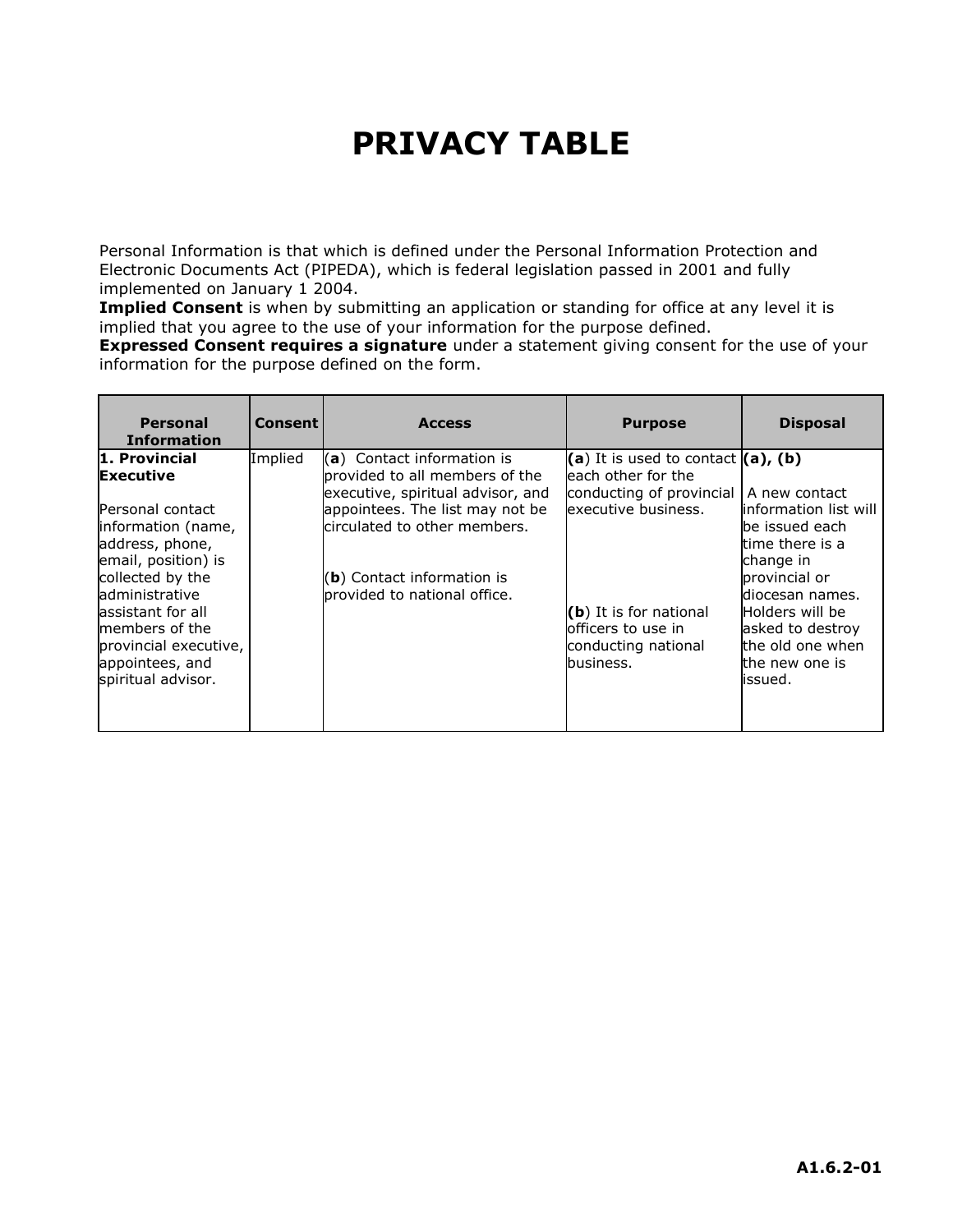# PRIVACY TABLE

Personal Information is that which is defined under the Personal Information Protection and Electronic Documents Act (PIPEDA), which is federal legislation passed in 2001 and fully implemented on January 1 2004.
**Implied Consent** is when by submitting an application or standing for office at any level it is implied that you agree to the use of your information for the purpose defined.
**Expressed Consent requires a signature** under a statement giving consent for the use of your information for the purpose defined on the form.

| Personal Information | Consent | Access | Purpose | Disposal |
| --- | --- | --- | --- | --- |
| **1. Provincial Executive**<br><br>Personal contact information (name, address, phone, email, position) is collected by the administrative assistant for all members of the provincial executive, appointees, and spiritual advisor. | Implied | (**a**) Contact information is provided to all members of the executive, spiritual advisor, and appointees. The list may not be circulated to other members.<br><br>(**b**) Contact information is provided to national office. | (**a**) It is used to contact each other for the conducting of provincial executive business.<br><br>(**b**) It is for national officers to use in conducting national business. | **(a), (b)**<br><br>A new contact information list will be issued each time there is a change in provincial or diocesan names. Holders will be asked to destroy the old one when the new one is issued. |

A1.6.2-01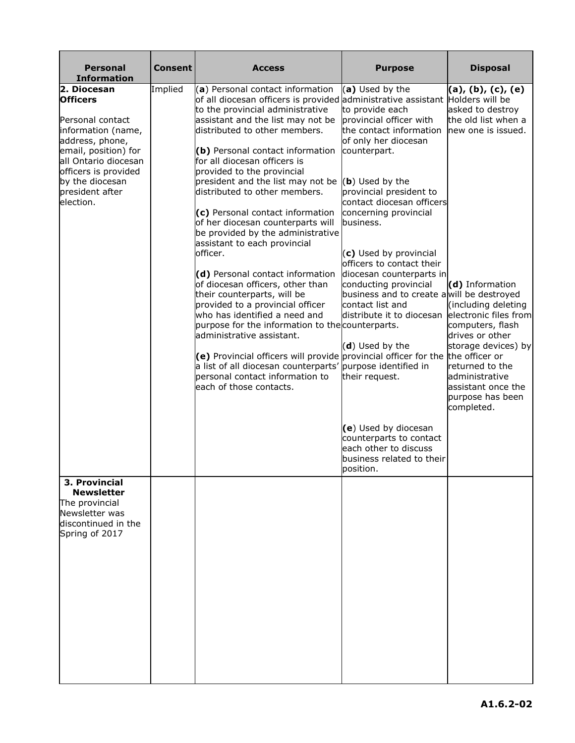| Personal Information | Consent | Access | Purpose | Disposal |
|---|---|---|---|---|
| **2. Diocesan Officers**<br><br>Personal contact information (name, address, phone, email, position) for all Ontario diocesan officers is provided by the diocesan president after election. | Implied | (**a**) Personal contact information of all diocesan officers is provided to the provincial administrative assistant and the list may not be distributed to other members.<br><br>**(b)** Personal contact information for all diocesan officers is provided to the provincial president and the list may not be distributed to other members.<br><br>**(c)** Personal contact information of her diocesan counterparts will be provided by the administrative assistant to each provincial officer.<br><br>**(d)** Personal contact information of diocesan officers, other than their counterparts, will be provided to a provincial officer who has identified a need and purpose for the information to the administrative assistant.<br><br>**(e)** Provincial officers will provide a list of all diocesan counterparts' personal contact information to each of those contacts. | (**a**) Used by the administrative assistant to provide each provincial officer with the contact information of only her diocesan counterpart.<br><br>(**b**) Used by the provincial president to contact diocesan officers concerning provincial business.<br><br>(**c**) Used by provincial officers to contact their diocesan counterparts in conducting provincial business and to create a contact list and distribute it to diocesan counterparts.<br><br>(**d**) Used by the provincial officer for the purpose identified in their request.<br><br>(**e**) Used by diocesan counterparts to contact each other to discuss business related to their position. | **(a), (b), (c), (e)** Holders will be asked to destroy the old list when a new one is issued.<br><br>**(d)** Information will be destroyed (including deleting electronic files from computers, flash drives or other storage devices) by the officer or returned to the administrative assistant once the purpose has been completed. |
| **3. Provincial Newsletter**<br>The provincial Newsletter was discontinued in the Spring of 2017 | | | | |

A1.6.2-02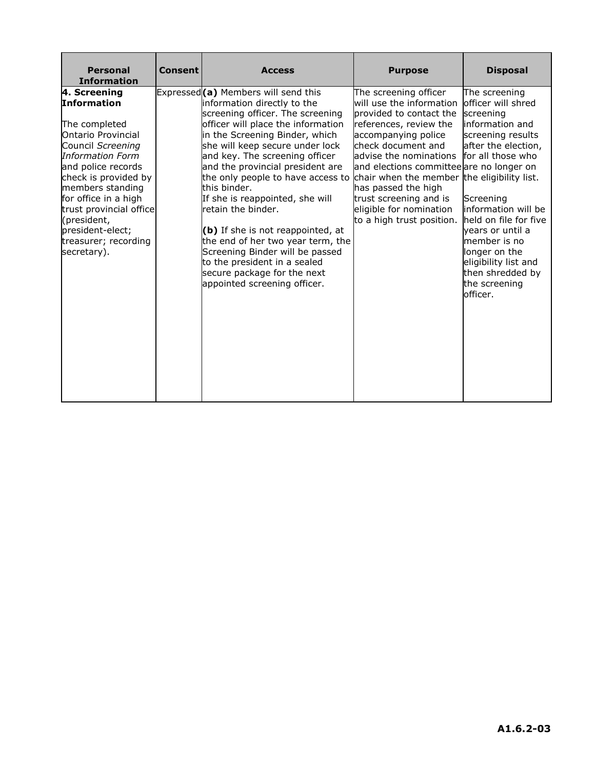| Personal Information | Consent | Access | Purpose | Disposal |
|---|---|---|---|---|
| **4. Screening Information**<br><br>The completed Ontario Provincial Council *Screening Information Form* and police records check is provided by members standing for office in a high trust provincial office (president, president-elect; treasurer; recording secretary). | Expressed | **(a)** Members will send this information directly to the screening officer. The screening officer will place the information in the Screening Binder, which she will keep secure under lock and key. The screening officer and the provincial president are the only people to have access to this binder.<br>If she is reappointed, she will retain the binder.<br><br>**(b)** If she is not reappointed, at the end of her two year term, the Screening Binder will be passed to the president in a sealed secure package for the next appointed screening officer. | The screening officer will use the information provided to contact the references, review the accompanying police check document and advise the nominations and elections committee chair when the member has passed the high trust screening and is eligible for nomination to a high trust position. | The screening officer will shred screening information and screening results after the election, for all those who are no longer on the eligibility list.<br><br>Screening information will be held on file for five years or until a member is no longer on the eligibility list and then shredded by the screening officer. |

A1.6.2-03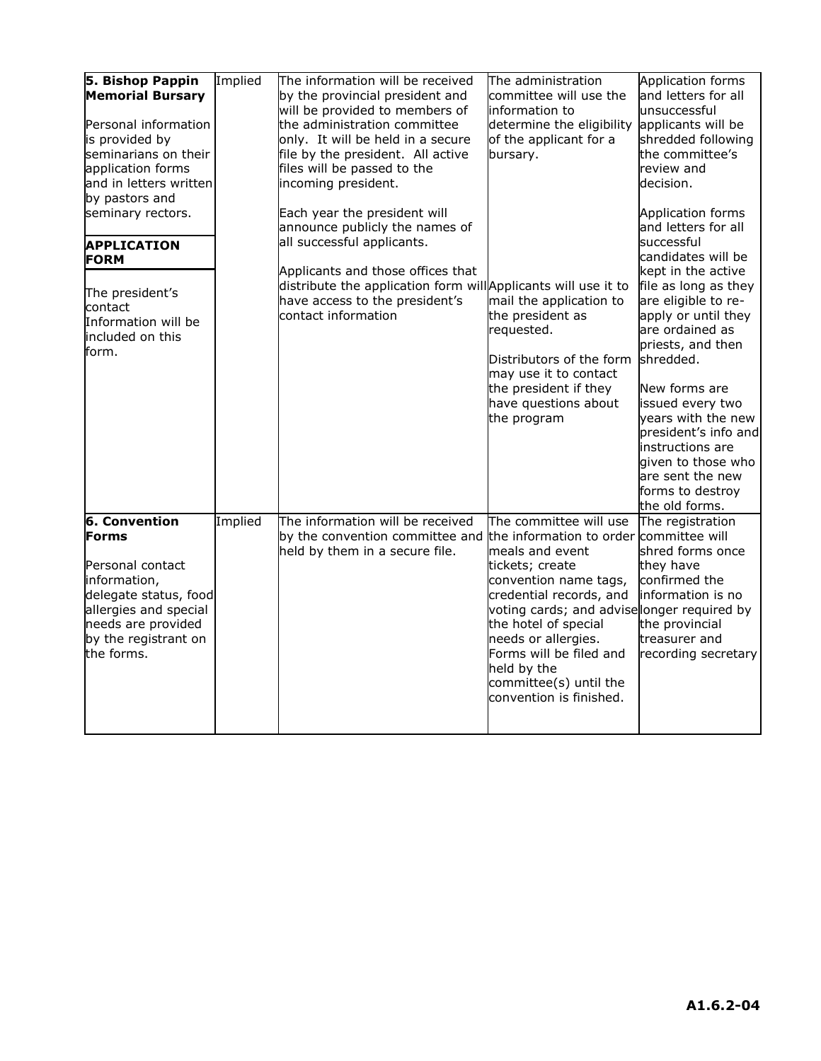| | | | | |
|---|---|---|---|---|
| **5. Bishop Pappin Memorial Bursary**<br><br>Personal information is provided by seminarians on their application forms and in letters written by pastors and seminary rectors. | Implied | The information will be received by the provincial president and will be provided to members of the administration committee only. It will be held in a secure file by the president. All active files will be passed to the incoming president.<br><br>Each year the president will announce publicly the names of all successful applicants. | The administration committee will use the information to determine the eligibility of the applicant for a bursary. | Application forms and letters for all unsuccessful applicants will be shredded following the committee's review and decision.<br><br>Application forms and letters for all successful candidates will be kept in the active file as long as they are eligible to re-apply or until they are ordained as priests, and then shredded. |
| **APPLICATION FORM**<br><br>The president's contact Information will be included on this form. | | Applicants and those offices that distribute the application form will have access to the president's contact information | Applicants will use it to mail the application to the president as requested.<br><br>Distributors of the form may use it to contact the president if they have questions about the program | New forms are issued every two years with the new president's info and instructions are given to those who are sent the new forms to destroy the old forms. |
| **6. Convention Forms**<br><br>Personal contact information, delegate status, food allergies and special needs are provided by the registrant on the forms. | Implied | The information will be received by the convention committee and held by them in a secure file. | The committee will use the information to order meals and event tickets; create convention name tags, credential records, and voting cards; and advise the hotel of special needs or allergies. Forms will be filed and held by the committee(s) until the convention is finished. | The registration committee will shred forms once they have confirmed the information is no longer required by the provincial treasurer and recording secretary |

A1.6.2-04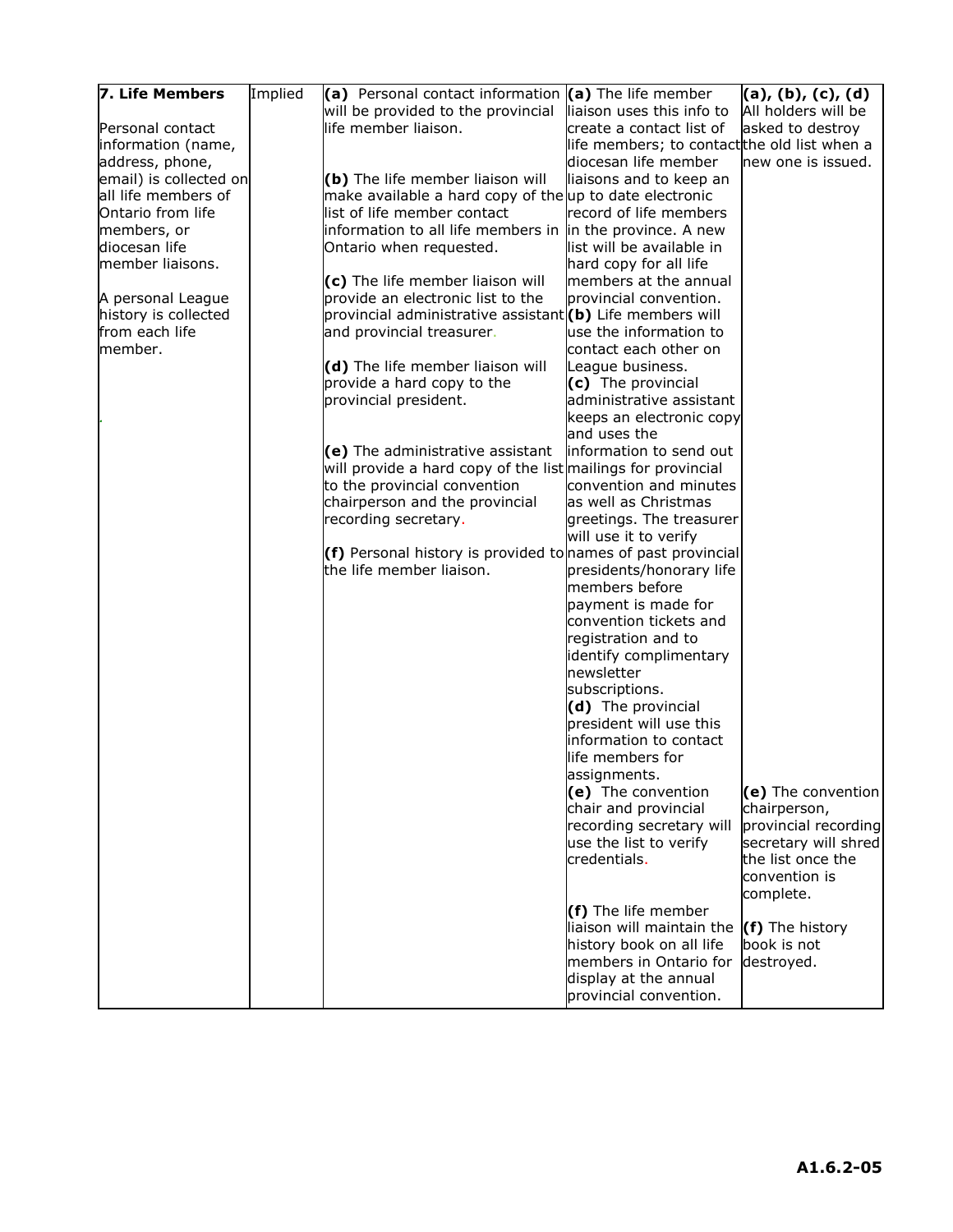| 7. Life Members<br><br>Personal contact information (name, address, phone, email) is collected on all life members of Ontario from life members, or diocesan life member liaisons.<br><br>A personal League history is collected from each life member. | Implied | **(a)** Personal contact information will be provided to the provincial life member liaison.<br><br>**(b)** The life member liaison will make available a hard copy of the list of life member contact information to all life members in Ontario when requested.<br><br>**(c)** The life member liaison will provide an electronic list to the provincial administrative assistant and provincial treasurer.<br><br>**(d)** The life member liaison will provide a hard copy to the provincial president.<br><br>**(e)** The administrative assistant will provide a hard copy of the list to the provincial convention chairperson and the provincial recording secretary.<br><br>**(f)** Personal history is provided to the life member liaison. | **(a)** The life member liaison uses this info to create a contact list of life members; to contact diocesan life member liaisons and to keep an up to date electronic record of life members in the province. A new list will be available in hard copy for all life members at the annual provincial convention.<br>**(b)** Life members will use the information to contact each other on League business.<br>**(c)** The provincial administrative assistant keeps an electronic copy and uses the information to send out mailings for provincial convention and minutes as well as Christmas greetings. The treasurer will use it to verify names of past provincial presidents/honorary life members before payment is made for convention tickets and registration and to identify complimentary newsletter subscriptions.<br>**(d)** The provincial president will use this information to contact life members for assignments.<br>**(e)** The convention chair and provincial recording secretary will use the list to verify credentials.<br><br>**(f)** The life member liaison will maintain the history book on all life members in Ontario for display at the annual provincial convention. | **(a), (b), (c), (d)** All holders will be asked to destroy the old list when a new one is issued.<br><br>**(e)** The convention chairperson, provincial recording secretary will shred the list once the convention is complete.<br><br>**(f)** The history book is not destroyed. |
|---|---|---|---|---|

A1.6.2-05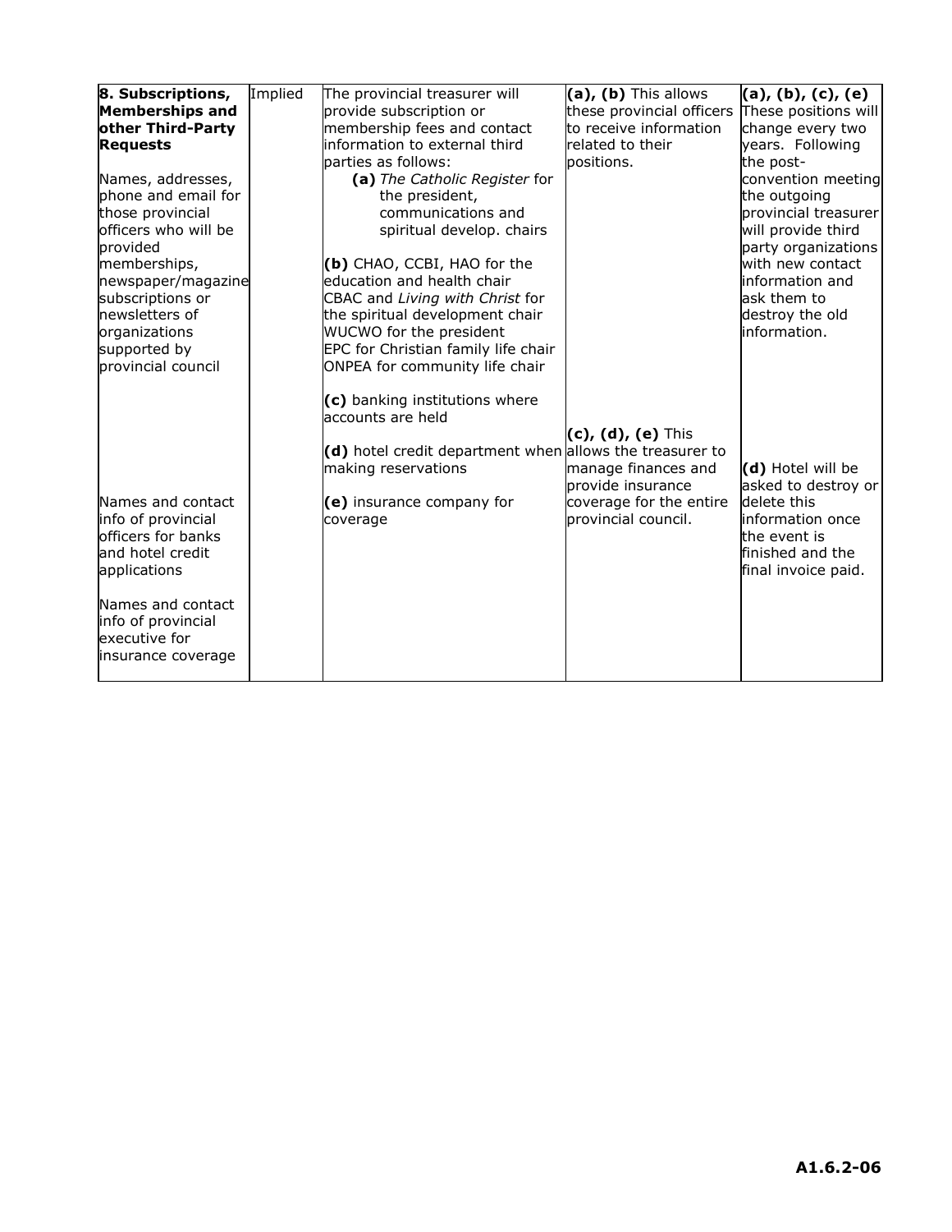| **8. Subscriptions, Memberships and other Third-Party Requests**<br><br>Names, addresses, phone and email for those provincial officers who will be provided memberships, newspaper/magazine subscriptions or newsletters of organizations supported by provincial council<br><br>Names and contact info of provincial officers for banks and hotel credit applications<br><br>Names and contact info of provincial executive for insurance coverage | Implied | The provincial treasurer will provide subscription or membership fees and contact information to external third parties as follows:<br>**(a)** *The Catholic Register* for the president, communications and spiritual develop. chairs<br><br>**(b)** CHAO, CCBI, HAO for the education and health chair<br>CBAC and *Living with Christ* for the spiritual development chair<br>WUCWO for the president<br>EPC for Christian family life chair<br>ONPEA for community life chair<br><br>**(c)** banking institutions where accounts are held<br><br>**(d)** hotel credit department when making reservations<br><br>**(e)** insurance company for coverage | **(a), (b)** This allows these provincial officers to receive information related to their positions.<br><br>**(c), (d), (e)** This allows the treasurer to manage finances and provide insurance coverage for the entire provincial council. | **(a), (b), (c), (e)** These positions will change every two years. Following the post-convention meeting the outgoing provincial treasurer will provide third party organizations with new contact information and ask them to destroy the old information.<br><br>**(d)** Hotel will be asked to destroy or delete this information once the event is finished and the final invoice paid. |
|---|---|---|---|---|

A1.6.2-06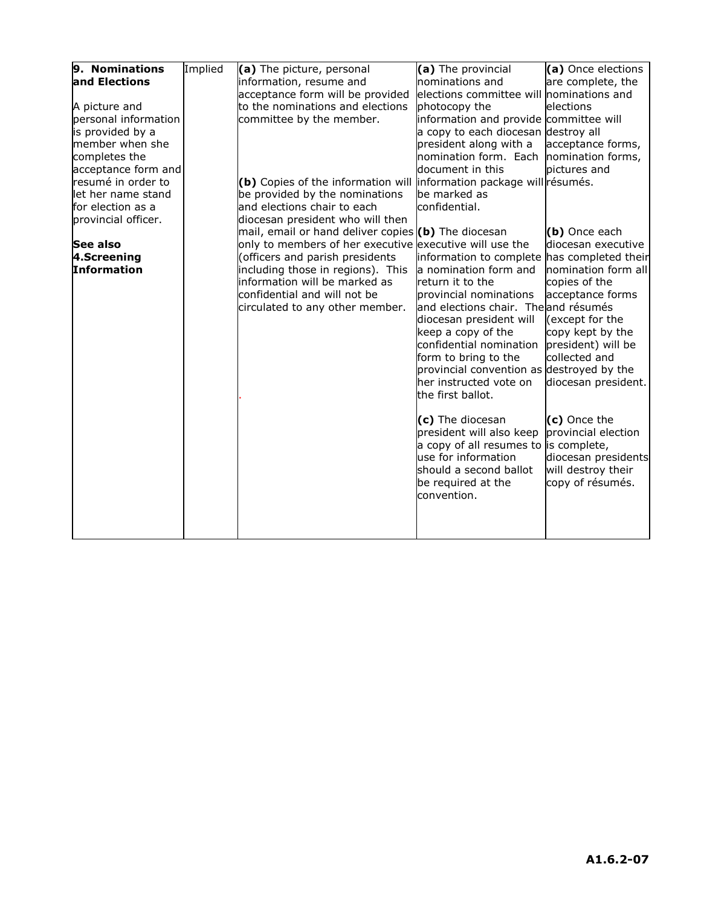| **9. Nominations and Elections**<br><br>A picture and personal information is provided by a member when she completes the acceptance form and resumé in order to let her name stand for election as a provincial officer.<br><br>**See also 4.Screening Information** | Implied | **(a)** The picture, personal information, resume and acceptance form will be provided to the nominations and elections committee by the member.<br><br>**(b)** Copies of the information will be provided by the nominations and elections chair to each diocesan president who will then mail, email or hand deliver copies only to members of her executive (officers and parish presidents including those in regions). This information will be marked as confidential and will not be circulated to any other member. | **(a)** The provincial nominations and elections committee will photocopy the information and provide a copy to each diocesan president along with a nomination form. Each document in this information package will be marked as confidential.<br><br>**(b)** The diocesan executive will use the information to complete a nomination form and return it to the provincial nominations and elections chair. The diocesan president will keep a copy of the confidential nomination form to bring to the provincial convention as her instructed vote on the first ballot.<br><br>**(c)** The diocesan president will also keep a copy of all resumes to use for information should a second ballot be required at the convention. | **(a)** Once elections are complete, the nominations and elections committee will destroy all acceptance forms, nomination forms, pictures and résumés.<br><br>**(b)** Once each diocesan executive has completed their nomination form all copies of the acceptance forms and résumés (except for the copy kept by the president) will be collected and destroyed by the diocesan president.<br><br>**(c)** Once the provincial election is complete, diocesan presidents will destroy their copy of résumés. |
|---|---|---|---|---|

A1.6.2-07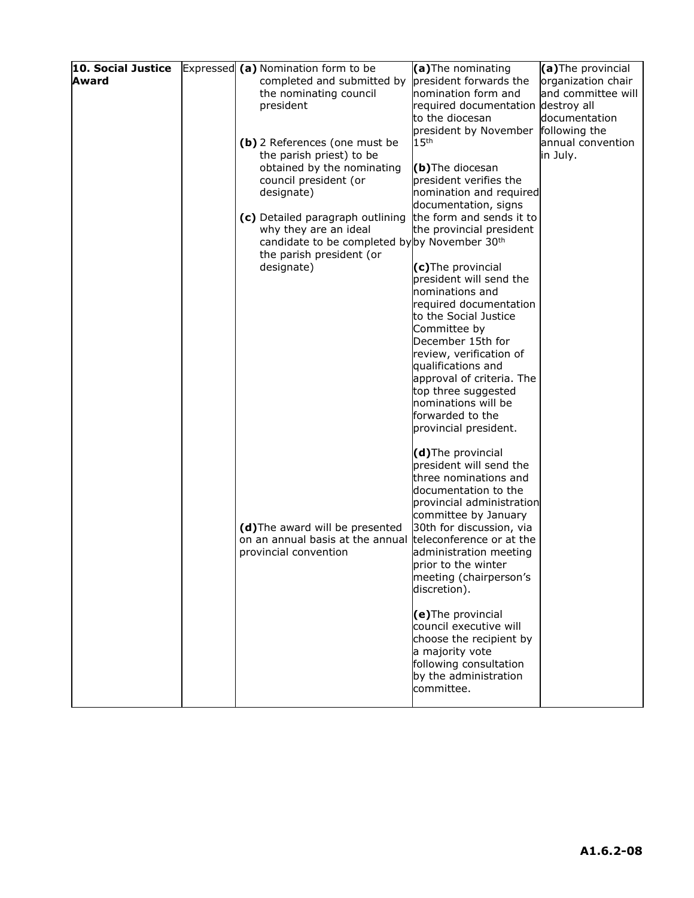| | | | | |
|---|---|---|---|---|
| **10. Social Justice Award** | Expressed | **(a)** Nomination form to be completed and submitted by the nominating council president<br><br>**(b)** 2 References (one must be the parish priest) to be obtained by the nominating council president (or designate)<br><br>**(c)** Detailed paragraph outlining why they are an ideal candidate to be completed by the parish president (or designate)<br><br>**(d)** The award will be presented on an annual basis at the annual provincial convention | **(a)** The nominating president forwards the nomination form and required documentation to the diocesan president by November 15th<br><br>**(b)** The diocesan president verifies the nomination and required documentation, signs the form and sends it to the provincial president by November 30th<br><br>**(c)** The provincial president will send the nominations and required documentation to the Social Justice Committee by December 15th for review, verification of qualifications and approval of criteria. The top three suggested nominations will be forwarded to the provincial president.<br><br>**(d)** The provincial president will send the three nominations and documentation to the provincial administration committee by January 30th for discussion, via teleconference or at the administration meeting prior to the winter meeting (chairperson's discretion).<br><br>**(e)** The provincial council executive will choose the recipient by a majority vote following consultation by the administration committee. | **(a)** The provincial organization chair and committee will destroy all documentation following the annual convention in July. |

A1.6.2-08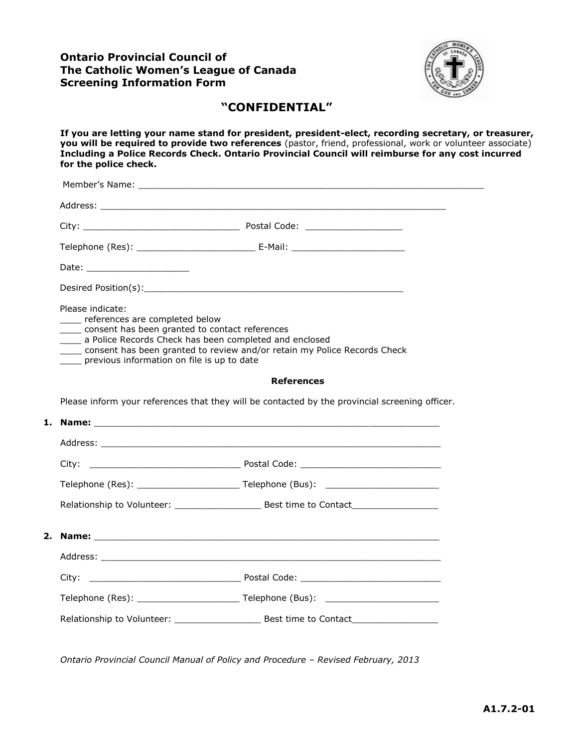**Ontario Provincial Council of**
**The Catholic Women's League of Canada**
**Screening Information Form**

## "CONFIDENTIAL"

**If you are letting your name stand for president, president-elect, recording secretary, or treasurer, you will be required to provide two references** (pastor, friend, professional, work or volunteer associate) **Including a Police Records Check. Ontario Provincial Council will reimburse for any cost incurred for the police check.**

Member's Name: ________________________________________________________________

Address: ______________________________________________________________

City: ____________________________ Postal Code: __________________

Telephone (Res): _____________________ E-Mail: _____________________

Date: ___________________

Desired Position(s):_______________________________________________

Please indicate:
____ references are completed below
____ consent has been granted to contact references
____ a Police Records Check has been completed and enclosed
____ consent has been granted to review and/or retain my Police Records Check
____ previous information on file is up to date

**References**

Please inform your references that they will be contacted by the provincial screening officer.

**1. Name:** ______________________________________________________________

Address: _____________________________________________________________

City: ___________________________ Postal Code: _________________________

Telephone (Res): __________________ Telephone (Bus): ____________________

Relationship to Volunteer: _______________ Best time to Contact_______________

**2. Name:** ______________________________________________________________

Address: _____________________________________________________________

City: ___________________________ Postal Code: _________________________

Telephone (Res): __________________ Telephone (Bus): ____________________

Relationship to Volunteer: _______________ Best time to Contact_______________

*Ontario Provincial Council Manual of Policy and Procedure – Revised February, 2013*

**A1.7.2-01**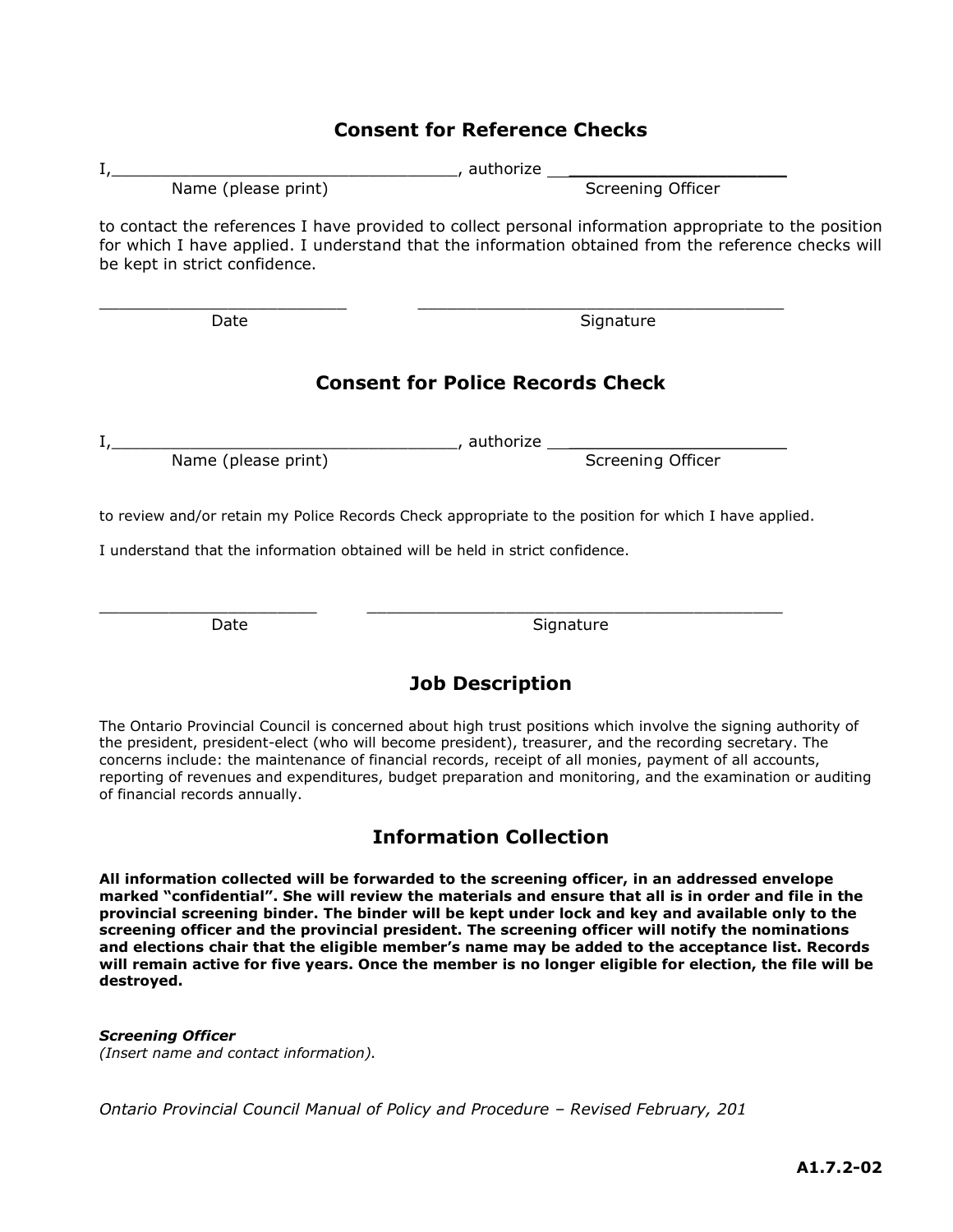## Consent for Reference Checks

I,___________________________________, authorize ______________________
Name (please print) Screening Officer

to contact the references I have provided to collect personal information appropriate to the position for which I have applied. I understand that the information obtained from the reference checks will be kept in strict confidence.

_________________________ _____________________________________
Date Signature

## Consent for Police Records Check

I,___________________________________, authorize ______________________
Name (please print) Screening Officer

to review and/or retain my Police Records Check appropriate to the position for which I have applied.

I understand that the information obtained will be held in strict confidence.

_______________________ _____________________________________________
Date Signature

## Job Description

The Ontario Provincial Council is concerned about high trust positions which involve the signing authority of the president, president-elect (who will become president), treasurer, and the recording secretary. The concerns include: the maintenance of financial records, receipt of all monies, payment of all accounts, reporting of revenues and expenditures, budget preparation and monitoring, and the examination or auditing of financial records annually.

## Information Collection

**All information collected will be forwarded to the screening officer, in an addressed envelope marked "confidential". She will review the materials and ensure that all is in order and file in the provincial screening binder. The binder will be kept under lock and key and available only to the screening officer and the provincial president. The screening officer will notify the nominations and elections chair that the eligible member's name may be added to the acceptance list. Records will remain active for five years. Once the member is no longer eligible for election, the file will be destroyed.**

***Screening Officer***
*(Insert name and contact information).*

*Ontario Provincial Council Manual of Policy and Procedure – Revised February, 201*

**A1.7.2-02**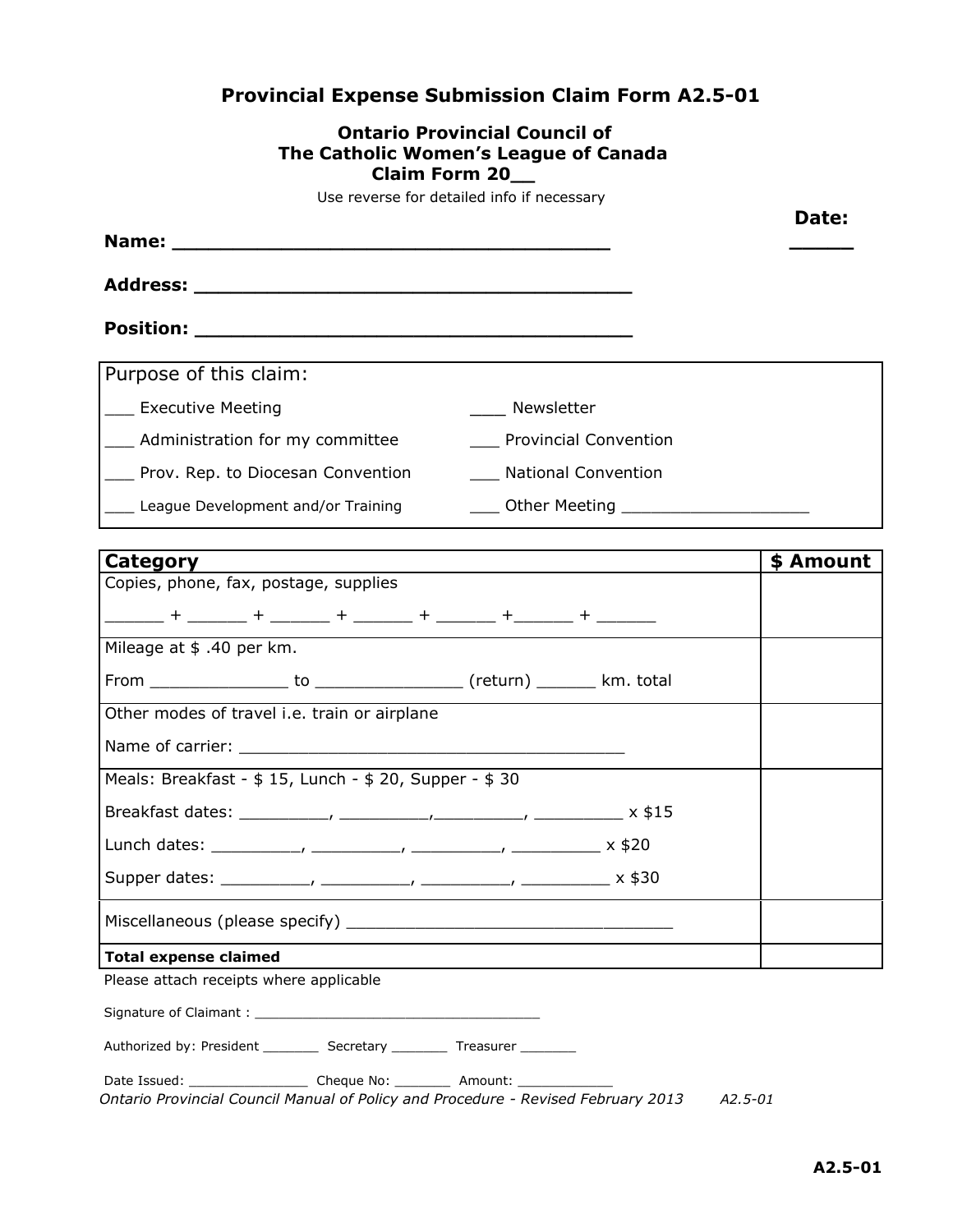# Provincial Expense Submission Claim Form A2.5-01

**Ontario Provincial Council of**
**The Catholic Women's League of Canada**
**Claim Form 20__**

Use reverse for detailed info if necessary

**Date: _____**

**Name: ____________________________________**

**Address: ____________________________________**

**Position: ____________________________________**

Purpose of this claim:

| | |
|---|---|
| ___ Executive Meeting | ____ Newsletter |
| ___ Administration for my committee | ___ Provincial Convention |
| ___ Prov. Rep. to Diocesan Convention | ___ National Convention |
| ___ League Development and/or Training | ___ Other Meeting ____________________ |

| **Category** | **$ Amount** |
|---|---|
| Copies, phone, fax, postage, supplies<br>______ + ______ + ______ + ______ + ______ +______ + ______ | |
| Mileage at $ .40 per km.<br>From ______________ to _______________ (return) ______ km. total | |
| Other modes of travel i.e. train or airplane<br>Name of carrier: ________________________________________ | |
| Meals: Breakfast - $ 15, Lunch - $ 20, Supper - $ 30<br>Breakfast dates: _________, _________,_________, _________ x $15<br>Lunch dates: _________, _________, _________, _________ x $20<br>Supper dates: _________, _________, _________, _________ x $30 | |
| Miscellaneous (please specify) __________________________________ | |
| **Total expense claimed** | |

Please attach receipts where applicable

Signature of Claimant : ____________________________________

Authorized by: President _______ Secretary _______ Treasurer _______

Date Issued: _______________ Cheque No: _______ Amount: ____________

*Ontario Provincial Council Manual of Policy and Procedure - Revised February 2013* *A2.5-01*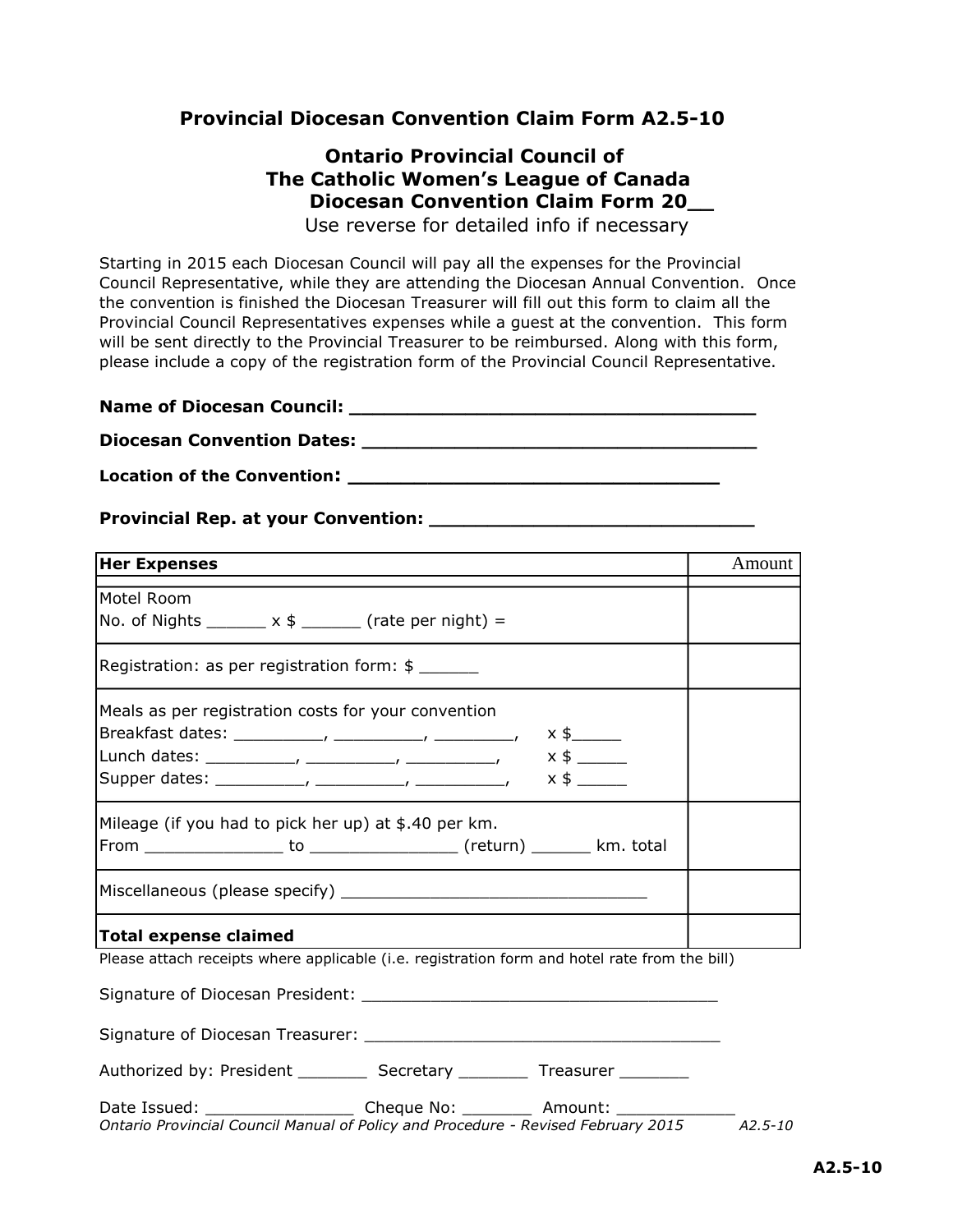## Provincial Diocesan Convention Claim Form A2.5-10

### Ontario Provincial Council of The Catholic Women's League of Canada Diocesan Convention Claim Form 20__

Use reverse for detailed info if necessary

Starting in 2015 each Diocesan Council will pay all the expenses for the Provincial Council Representative, while they are attending the Diocesan Annual Convention. Once the convention is finished the Diocesan Treasurer will fill out this form to claim all the Provincial Council Representatives expenses while a guest at the convention. This form will be sent directly to the Provincial Treasurer to be reimbursed. Along with this form, please include a copy of the registration form of the Provincial Council Representative.

**Name of Diocesan Council: ___________________________________**

**Diocesan Convention Dates: __________________________________**

**Location of the Convention: ________________________________**

**Provincial Rep. at your Convention: ____________________________**

| **Her Expenses** | Amount |
|---|---|
| Motel Room<br>No. of Nights ______ x $ ______ (rate per night) = | |
| Registration: as per registration form: $ ______ | |
| Meals as per registration costs for your convention<br>Breakfast dates: _________, _________, ________, x $_____<br>Lunch dates: _________, _________, _________, x $ _____<br>Supper dates: _________, _________, _________, x $ _____ | |
| Mileage (if you had to pick her up) at $.40 per km.<br>From ______________ to _______________ (return) ______ km. total | |
| Miscellaneous (please specify) _______________________________ | |
| **Total expense claimed** | |

Please attach receipts where applicable (i.e. registration form and hotel rate from the bill)

Signature of Diocesan President: ____________________________________

Signature of Diocesan Treasurer: ____________________________________

Authorized by: President _______ Secretary _______ Treasurer _______

Date Issued: _______________ Cheque No: _______ Amount: ____________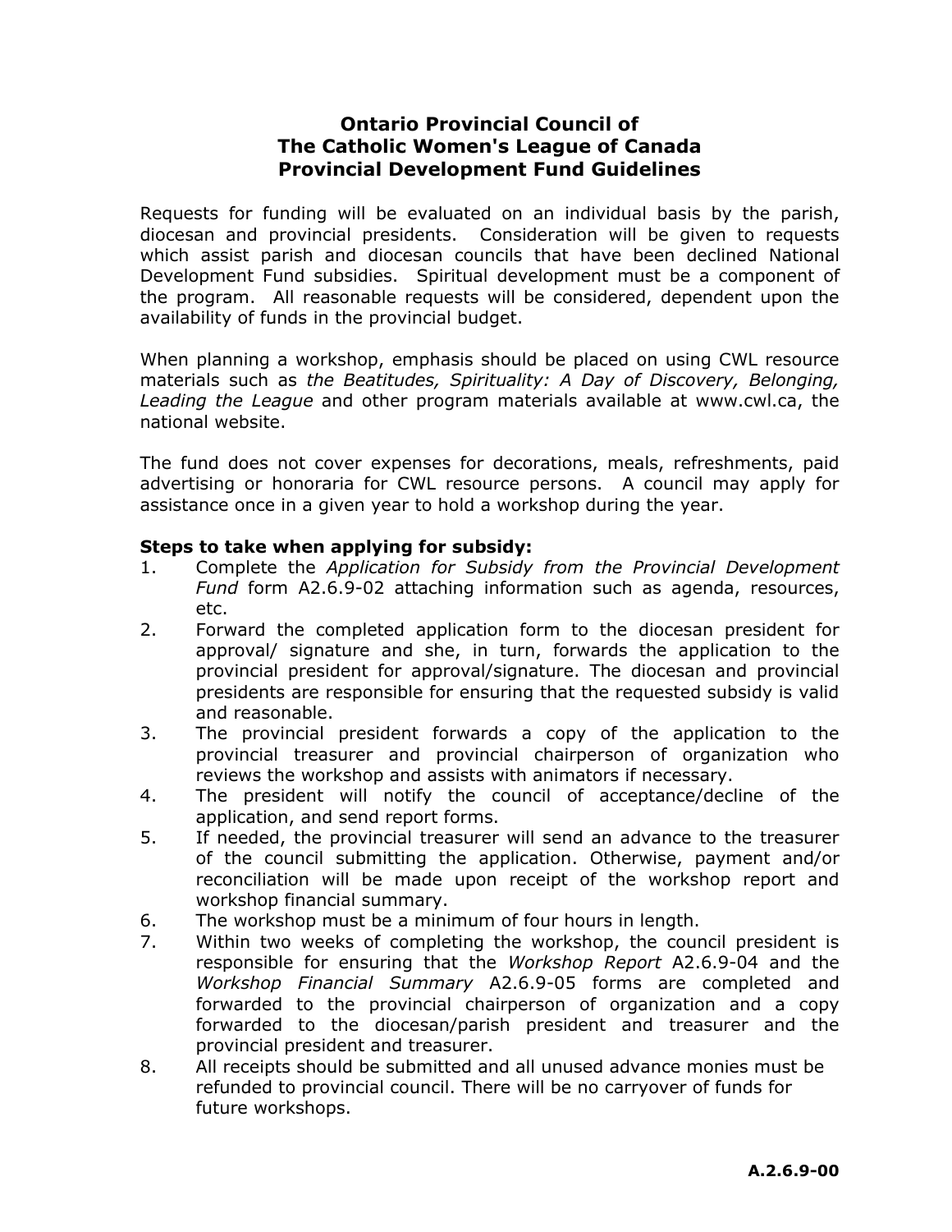# Ontario Provincial Council of The Catholic Women's League of Canada Provincial Development Fund Guidelines

Requests for funding will be evaluated on an individual basis by the parish, diocesan and provincial presidents. Consideration will be given to requests which assist parish and diocesan councils that have been declined National Development Fund subsidies. Spiritual development must be a component of the program. All reasonable requests will be considered, dependent upon the availability of funds in the provincial budget.

When planning a workshop, emphasis should be placed on using CWL resource materials such as *the Beatitudes, Spirituality: A Day of Discovery, Belonging, Leading the League* and other program materials available at www.cwl.ca, the national website.

The fund does not cover expenses for decorations, meals, refreshments, paid advertising or honoraria for CWL resource persons. A council may apply for assistance once in a given year to hold a workshop during the year.

**Steps to take when applying for subsidy:**

1. Complete the *Application for Subsidy from the Provincial Development Fund* form A2.6.9-02 attaching information such as agenda, resources, etc.
2. Forward the completed application form to the diocesan president for approval/ signature and she, in turn, forwards the application to the provincial president for approval/signature. The diocesan and provincial presidents are responsible for ensuring that the requested subsidy is valid and reasonable.
3. The provincial president forwards a copy of the application to the provincial treasurer and provincial chairperson of organization who reviews the workshop and assists with animators if necessary.
4. The president will notify the council of acceptance/decline of the application, and send report forms.
5. If needed, the provincial treasurer will send an advance to the treasurer of the council submitting the application. Otherwise, payment and/or reconciliation will be made upon receipt of the workshop report and workshop financial summary.
6. The workshop must be a minimum of four hours in length.
7. Within two weeks of completing the workshop, the council president is responsible for ensuring that the *Workshop Report* A2.6.9-04 and the *Workshop Financial Summary* A2.6.9-05 forms are completed and forwarded to the provincial chairperson of organization and a copy forwarded to the diocesan/parish president and treasurer and the provincial president and treasurer.
8. All receipts should be submitted and all unused advance monies must be refunded to provincial council. There will be no carryover of funds for future workshops.

**A.2.6.9-00**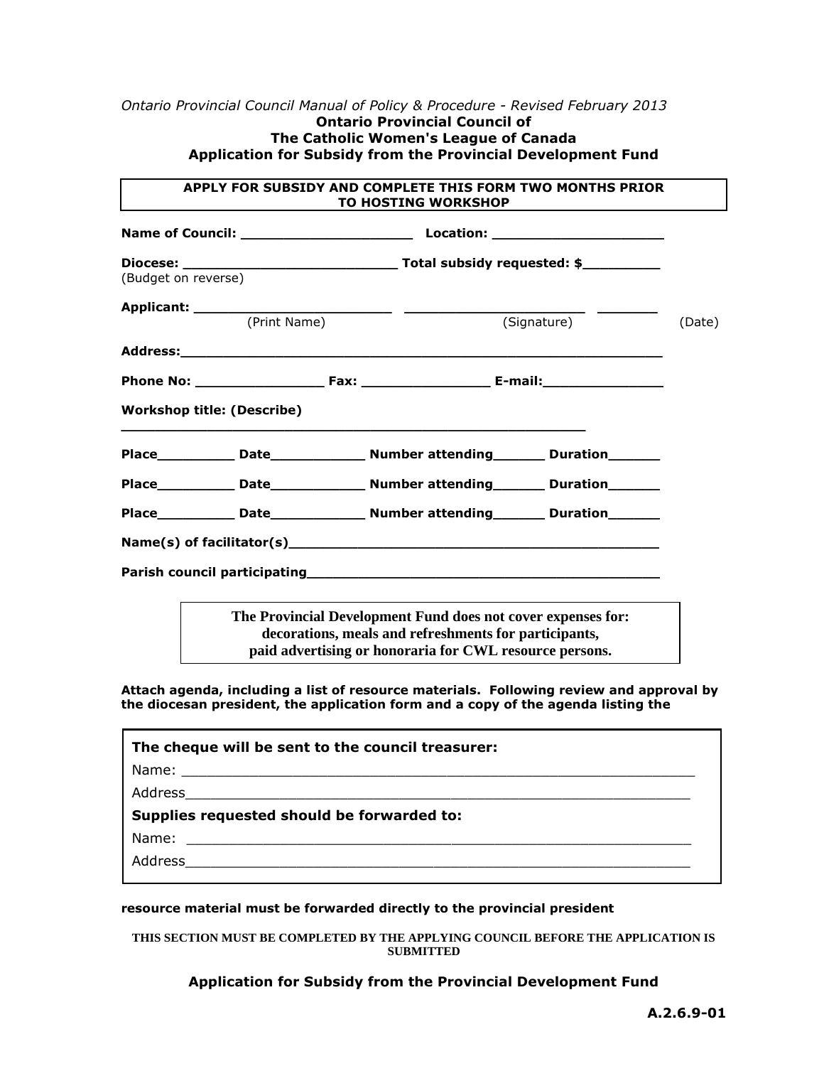*Ontario Provincial Council Manual of Policy & Procedure - Revised February 2013*

**Ontario Provincial Council of**
**The Catholic Women's League of Canada**
**Application for Subsidy from the Provincial Development Fund**

**APPLY FOR SUBSIDY AND COMPLETE THIS FORM TWO MONTHS PRIOR TO HOSTING WORKSHOP**

**Name of Council:** ____________________ **Location:** ____________________

**Diocese:** _________________________ **Total subsidy requested: $**_________
(Budget on reverse)

**Applicant:** ________________________ ______________________ _______
(Print Name) (Signature) (Date)

**Address:**_______________________________________________________

**Phone No:** _______________ **Fax:** _______________ **E-mail:**______________

**Workshop title: (Describe)**
___________________________________________________

**Place**_________ **Date**___________ **Number attending**______ **Duration**______

**Place**_________ **Date**___________ **Number attending**______ **Duration**______

**Place**_________ **Date**___________ **Number attending**______ **Duration**______

**Name(s) of facilitator(s)**_________________________________________

**Parish council participating**_______________________________________

**The Provincial Development Fund does not cover expenses for: decorations, meals and refreshments for participants, paid advertising or honoraria for CWL resource persons.**

**Attach agenda, including a list of resource materials. Following review and approval by the diocesan president, the application form and a copy of the agenda listing the**

**The cheque will be sent to the council treasurer:**

Name: _______________________________________________________

Address_______________________________________________________

**Supplies requested should be forwarded to:**

Name: _______________________________________________________

Address_______________________________________________________

**resource material must be forwarded directly to the provincial president**

**THIS SECTION MUST BE COMPLETED BY THE APPLYING COUNCIL BEFORE THE APPLICATION IS SUBMITTED**

**Application for Subsidy from the Provincial Development Fund**

**A.2.6.9-01**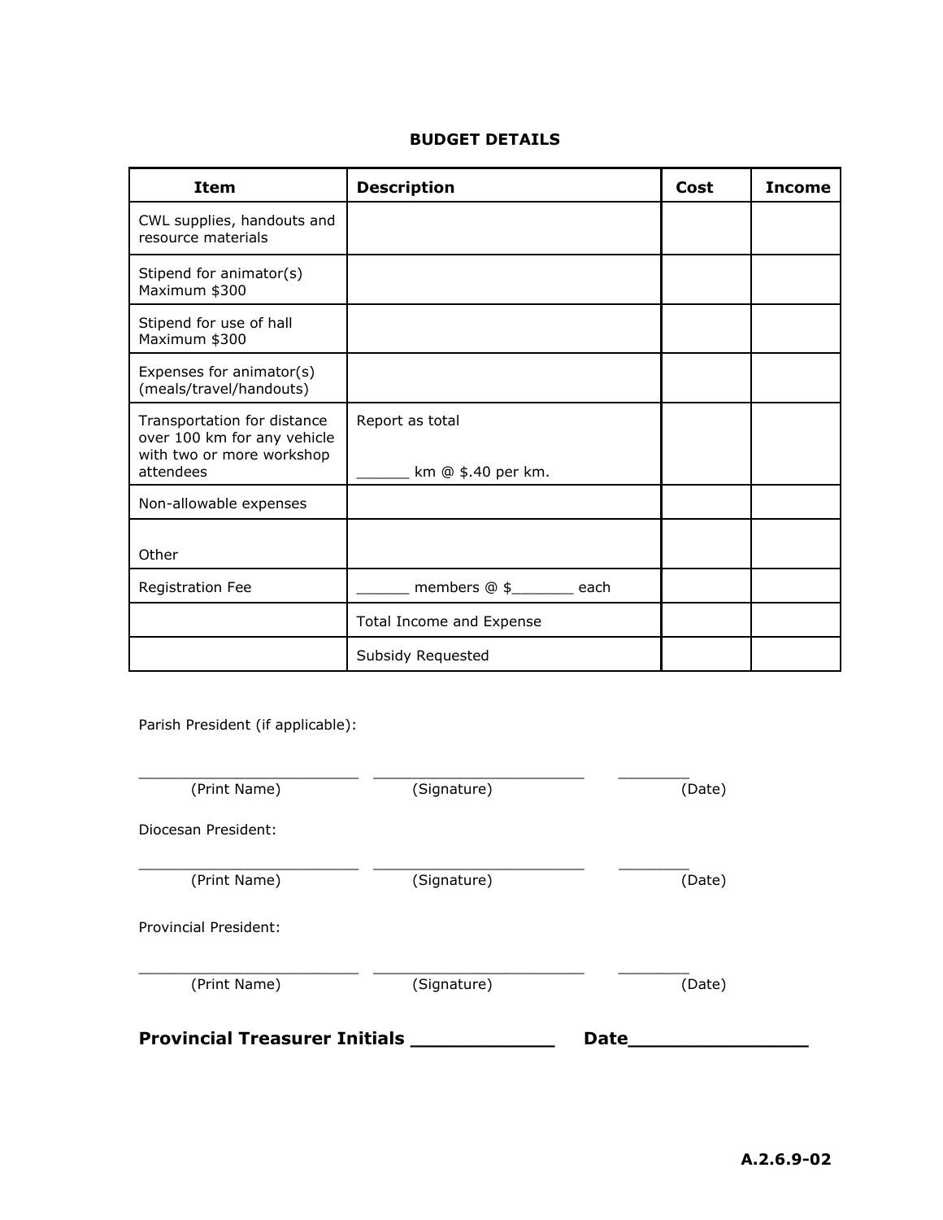## BUDGET DETAILS

| Item | Description | Cost | Income |
|---|---|---|---|
| CWL supplies, handouts and resource materials | | | |
| Stipend for animator(s) Maximum $300 | | | |
| Stipend for use of hall Maximum $300 | | | |
| Expenses for animator(s) (meals/travel/handouts) | | | |
| Transportation for distance over 100 km for any vehicle with two or more workshop attendees | Report as total ______ km @ $.40 per km. | | |
| Non-allowable expenses | | | |
| Other | | | |
| Registration Fee | ______ members @ $_______ each | | |
| | Total Income and Expense | | |
| | Subsidy Requested | | |

Parish President (if applicable):

_________________________ _________________________ ________
(Print Name) (Signature) (Date)

Diocesan President:

_________________________ _________________________ ________
(Print Name) (Signature) (Date)

Provincial President:

_________________________ _________________________ ________
(Print Name) (Signature) (Date)

**Provincial Treasurer Initials ____________ Date_______________**

**A.2.6.9-02**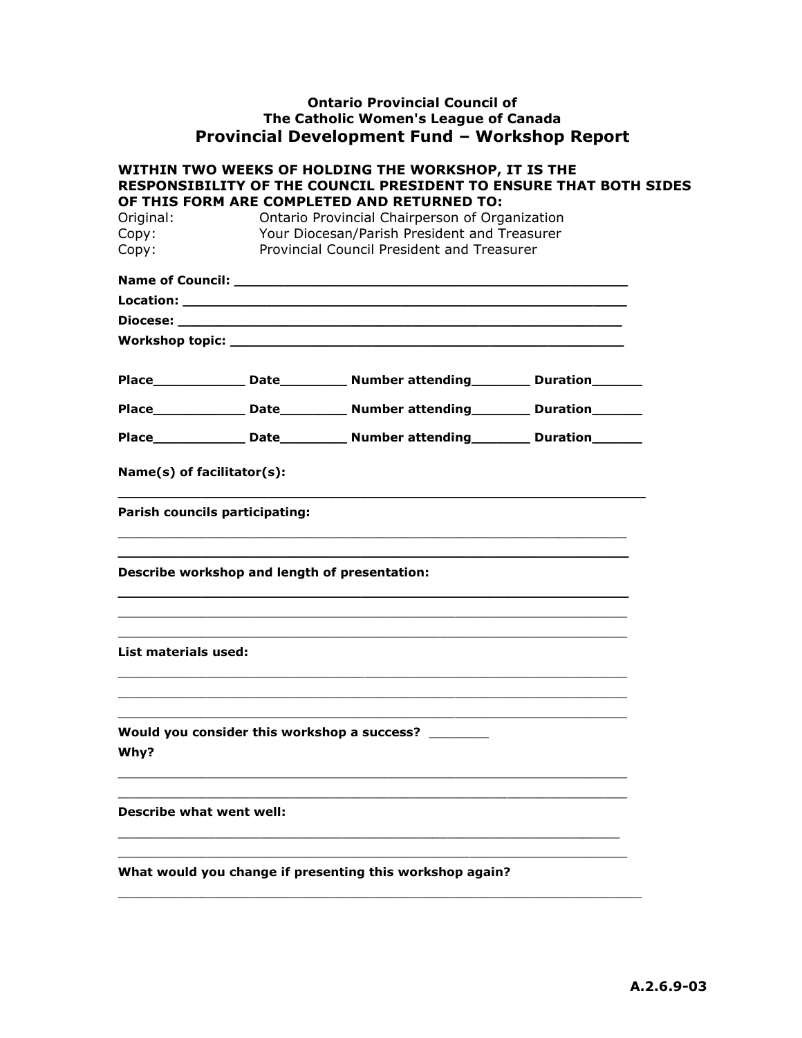**Ontario Provincial Council of**
**The Catholic Women's League of Canada**

# Provincial Development Fund – Workshop Report

**WITHIN TWO WEEKS OF HOLDING THE WORKSHOP, IT IS THE RESPONSIBILITY OF THE COUNCIL PRESIDENT TO ENSURE THAT BOTH SIDES OF THIS FORM ARE COMPLETED AND RETURNED TO:**

| | |
|---|---|
| Original: | Ontario Provincial Chairperson of Organization |
| Copy: | Your Diocesan/Parish President and Treasurer |
| Copy: | Provincial Council President and Treasurer |

**Name of Council:** ______________________________________________

**Location:** ___________________________________________________

**Diocese:** ____________________________________________________

**Workshop topic:** ______________________________________________

**Place**__________ **Date**________ **Number attending**_______ **Duration**______

**Place**__________ **Date**________ **Number attending**_______ **Duration**______

**Place**__________ **Date**________ **Number attending**_______ **Duration**______

**Name(s) of facilitator(s):**

______________________________________________________________

**Parish councils participating:**

______________________________________________________________

______________________________________________________________

**Describe workshop and length of presentation:**

______________________________________________________________

______________________________________________________________

______________________________________________________________

**List materials used:**

______________________________________________________________

______________________________________________________________

______________________________________________________________

**Would you consider this workshop a success?** _______

**Why?**

______________________________________________________________

______________________________________________________________

**Describe what went well:**

______________________________________________________________

______________________________________________________________

**What would you change if presenting this workshop again?**

______________________________________________________________

**A.2.6.9-03**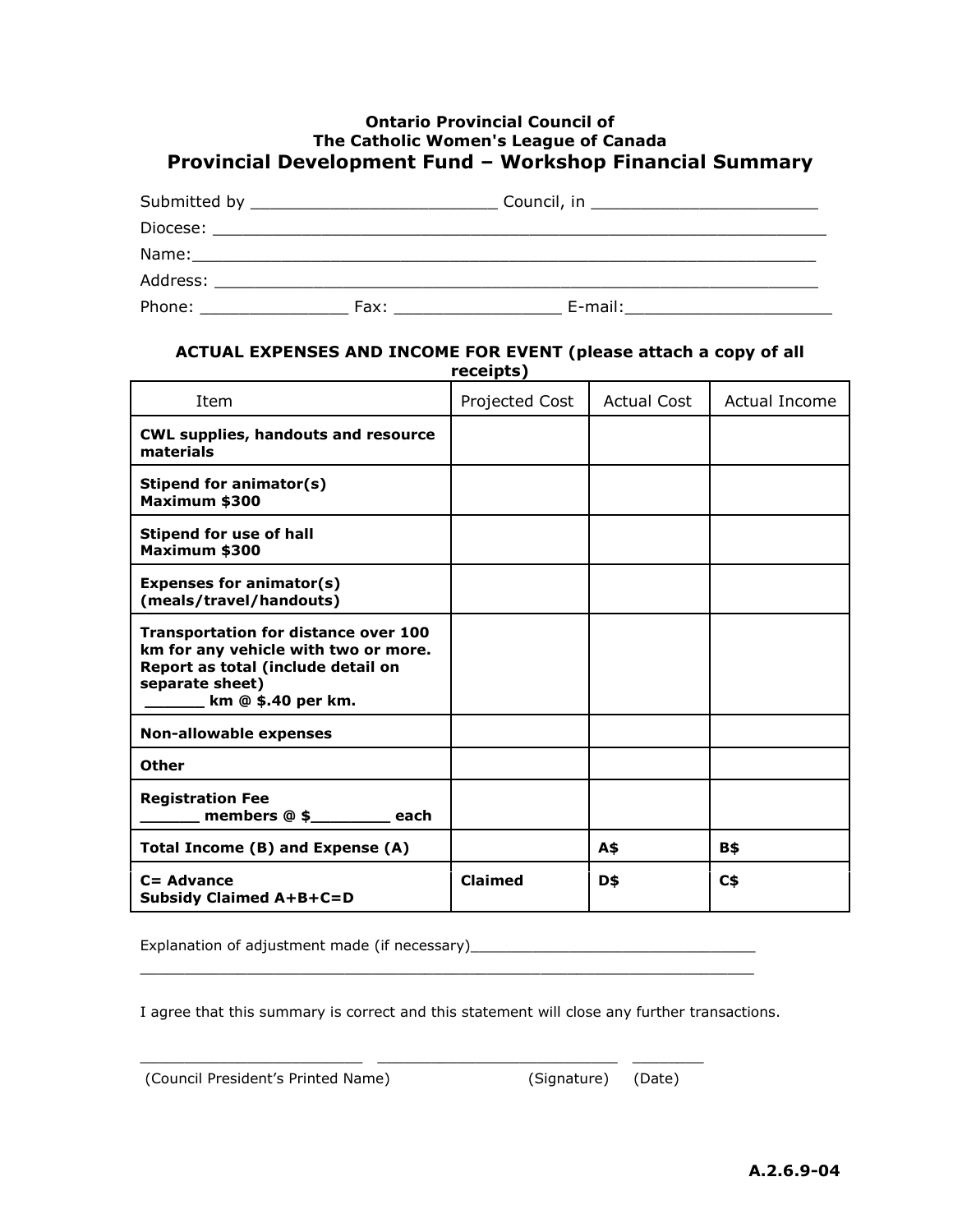**Ontario Provincial Council of**
**The Catholic Women's League of Canada**

# Provincial Development Fund – Workshop Financial Summary

Submitted by _________________________ Council, in _______________________

Diocese: _______________________________________________________________

Name:_________________________________________________________________

Address: _______________________________________________________________

Phone: _______________ Fax: _________________ E-mail:_____________________

**ACTUAL EXPENSES AND INCOME FOR EVENT (please attach a copy of all receipts)**

| Item | Projected Cost | Actual Cost | Actual Income |
|---|---|---|---|
| **CWL supplies, handouts and resource materials** | | | |
| **Stipend for animator(s)**<br>**Maximum $300** | | | |
| **Stipend for use of hall**<br>**Maximum $300** | | | |
| **Expenses for animator(s) (meals/travel/handouts)** | | | |
| **Transportation for distance over 100 km for any vehicle with two or more. Report as total (include detail on separate sheet)**<br>**______ km @ $.40 per km.** | | | |
| **Non-allowable expenses** | | | |
| **Other** | | | |
| **Registration Fee**<br>**______ members @ $_________ each** | | | |
| **Total Income (B) and Expense (A)** | | **A$** | **B$** |
| **C= Advance**<br>**Subsidy Claimed A+B+C=D** | **Claimed** | **D$** | **C$** |

Explanation of adjustment made (if necessary)________________________________

_____________________________________________________________________

I agree that this summary is correct and this statement will close any further transactions.

_________________________ ___________________________ ________

(Council President's Printed Name) (Signature) (Date)

**A.2.6.9-04**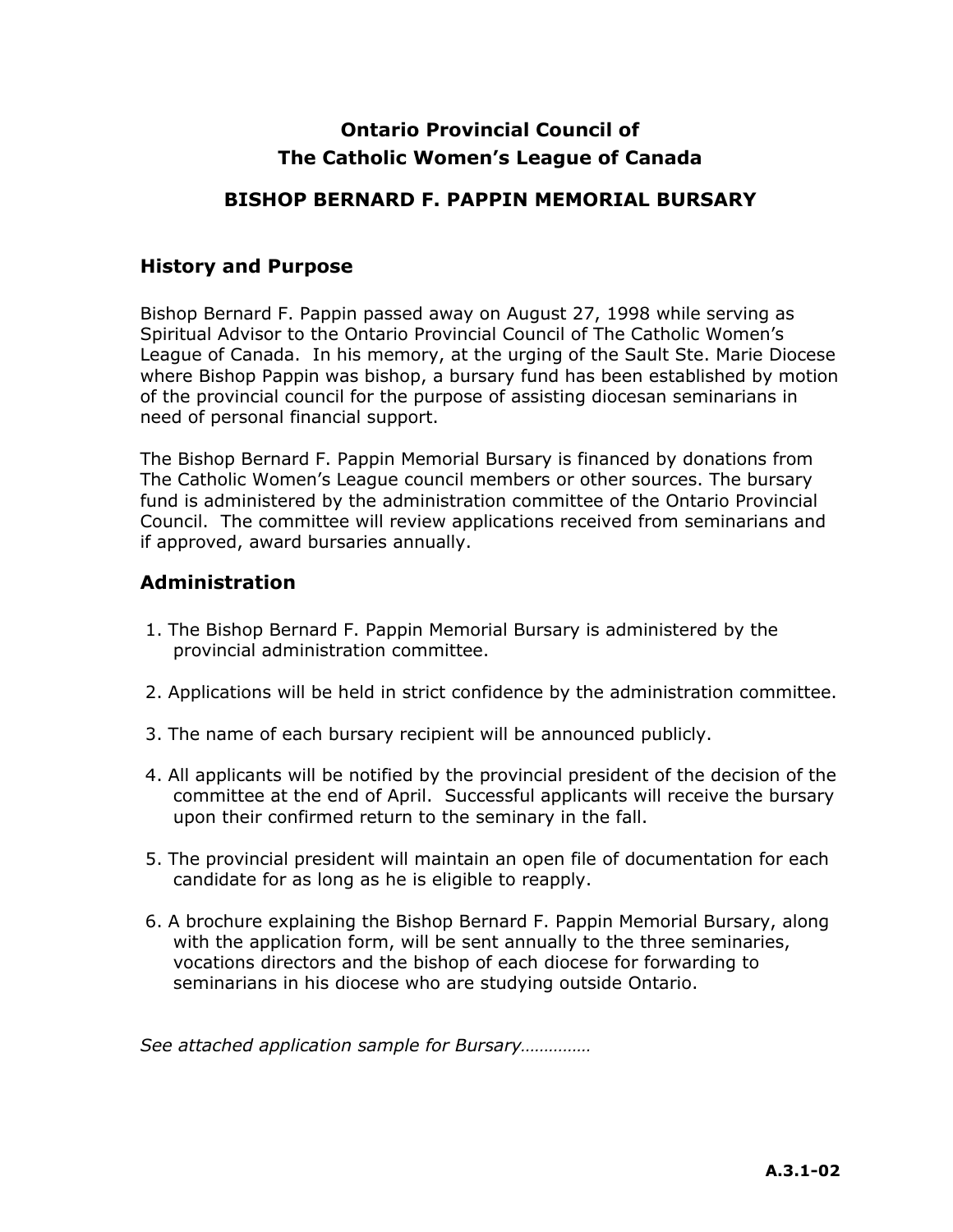**Ontario Provincial Council of**
**The Catholic Women's League of Canada**

**BISHOP BERNARD F. PAPPIN MEMORIAL BURSARY**

## History and Purpose

Bishop Bernard F. Pappin passed away on August 27, 1998 while serving as Spiritual Advisor to the Ontario Provincial Council of The Catholic Women's League of Canada. In his memory, at the urging of the Sault Ste. Marie Diocese where Bishop Pappin was bishop, a bursary fund has been established by motion of the provincial council for the purpose of assisting diocesan seminarians in need of personal financial support.

The Bishop Bernard F. Pappin Memorial Bursary is financed by donations from The Catholic Women's League council members or other sources. The bursary fund is administered by the administration committee of the Ontario Provincial Council. The committee will review applications received from seminarians and if approved, award bursaries annually.

## Administration

1. The Bishop Bernard F. Pappin Memorial Bursary is administered by the provincial administration committee.

2. Applications will be held in strict confidence by the administration committee.

3. The name of each bursary recipient will be announced publicly.

4. All applicants will be notified by the provincial president of the decision of the committee at the end of April. Successful applicants will receive the bursary upon their confirmed return to the seminary in the fall.

5. The provincial president will maintain an open file of documentation for each candidate for as long as he is eligible to reapply.

6. A brochure explaining the Bishop Bernard F. Pappin Memorial Bursary, along with the application form, will be sent annually to the three seminaries, vocations directors and the bishop of each diocese for forwarding to seminarians in his diocese who are studying outside Ontario.

*See attached application sample for Bursary……………*

**A.3.1-02**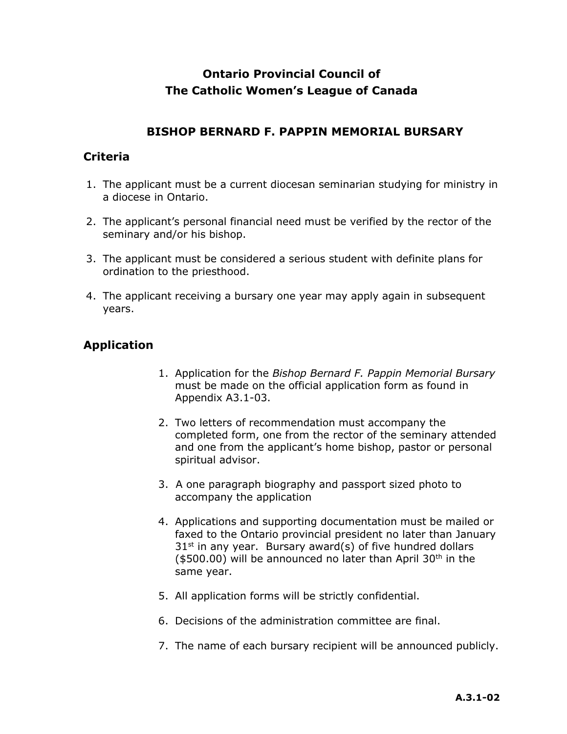**Ontario Provincial Council of**
**The Catholic Women's League of Canada**

## BISHOP BERNARD F. PAPPIN MEMORIAL BURSARY

### Criteria

1. The applicant must be a current diocesan seminarian studying for ministry in a diocese in Ontario.

2. The applicant's personal financial need must be verified by the rector of the seminary and/or his bishop.

3. The applicant must be considered a serious student with definite plans for ordination to the priesthood.

4. The applicant receiving a bursary one year may apply again in subsequent years.

### Application

1. Application for the *Bishop Bernard F. Pappin Memorial Bursary* must be made on the official application form as found in Appendix A3.1-03.

2. Two letters of recommendation must accompany the completed form, one from the rector of the seminary attended and one from the applicant's home bishop, pastor or personal spiritual advisor.

3. A one paragraph biography and passport sized photo to accompany the application

4. Applications and supporting documentation must be mailed or faxed to the Ontario provincial president no later than January 31st in any year. Bursary award(s) of five hundred dollars ($500.00) will be announced no later than April 30th in the same year.

5. All application forms will be strictly confidential.

6. Decisions of the administration committee are final.

7. The name of each bursary recipient will be announced publicly.

**A.3.1-02**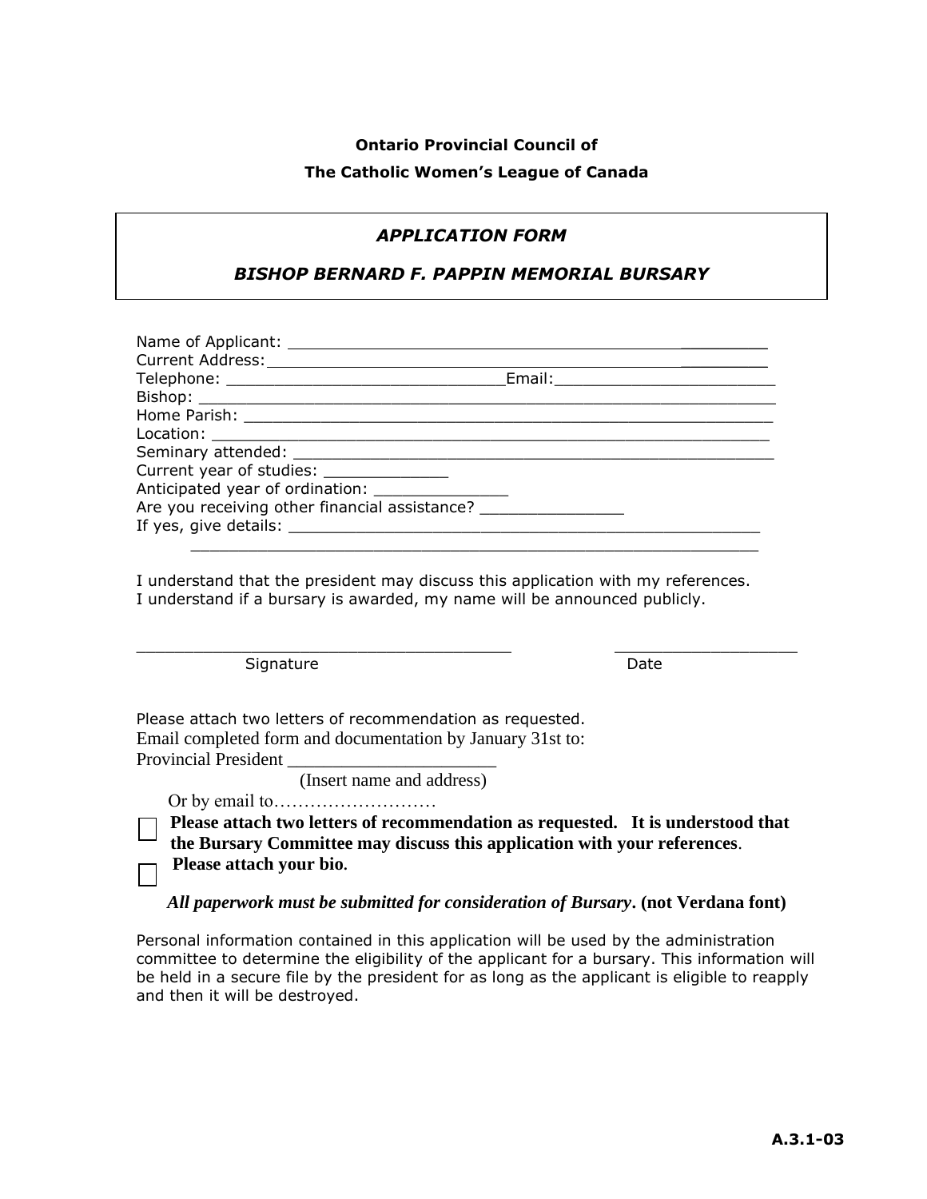**Ontario Provincial Council of**

**The Catholic Women's League of Canada**

***APPLICATION FORM***

***BISHOP BERNARD F. PAPPIN MEMORIAL BURSARY***

Name of Applicant: ____________________________________________________

Current Address: ______________________________________________________

Telephone: _____________________________ Email: ________________________

Bishop: _______________________________________________________________

Home Parish: ___________________________________________________________

Location: ______________________________________________________________

Seminary attended: _____________________________________________________

Current year of studies: _____________

Anticipated year of ordination: ______________

Are you receiving other financial assistance? _______________

If yes, give details: ____________________________________________________

_______________________________________________________________

I understand that the president may discuss this application with my references.
I understand if a bursary is awarded, my name will be announced publicly.

________________________________________ ____________________

Signature Date

Please attach two letters of recommendation as requested.
Email completed form and documentation by January 31st to:
Provincial President ______________________
(Insert name and address)

Or by email to………………………

☐ **Please attach two letters of recommendation as requested. It is understood that the Bursary Committee may discuss this application with your references**.

☐ **Please attach your bio**.

***All paperwork must be submitted for consideration of Bursary*. (not Verdana font)**

Personal information contained in this application will be used by the administration committee to determine the eligibility of the applicant for a bursary. This information will be held in a secure file by the president for as long as the applicant is eligible to reapply and then it will be destroyed.

**A.3.1-03**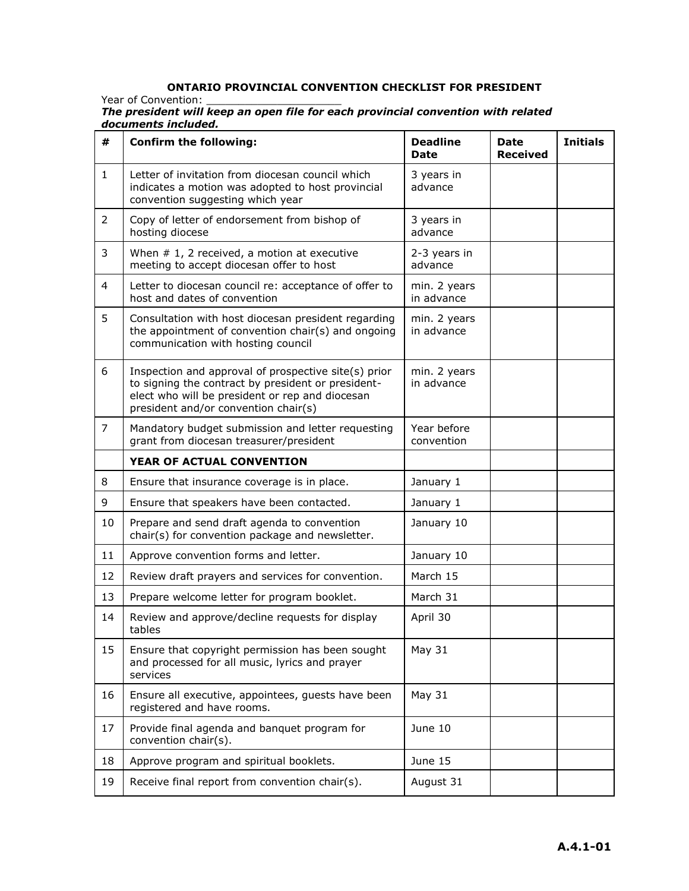# ONTARIO PROVINCIAL CONVENTION CHECKLIST FOR PRESIDENT

Year of Convention: ____________________

***The president will keep an open file for each provincial convention with related documents included.***

| # | Confirm the following: | Deadline Date | Date Received | Initials |
|---|---|---|---|---|
| 1 | Letter of invitation from diocesan council which indicates a motion was adopted to host provincial convention suggesting which year | 3 years in advance | | |
| 2 | Copy of letter of endorsement from bishop of hosting diocese | 3 years in advance | | |
| 3 | When # 1, 2 received, a motion at executive meeting to accept diocesan offer to host | 2-3 years in advance | | |
| 4 | Letter to diocesan council re: acceptance of offer to host and dates of convention | min. 2 years in advance | | |
| 5 | Consultation with host diocesan president regarding the appointment of convention chair(s) and ongoing communication with hosting council | min. 2 years in advance | | |
| 6 | Inspection and approval of prospective site(s) prior to signing the contract by president or president-elect who will be president or rep and diocesan president and/or convention chair(s) | min. 2 years in advance | | |
| 7 | Mandatory budget submission and letter requesting grant from diocesan treasurer/president | Year before convention | | |
| | **YEAR OF ACTUAL CONVENTION** | | | |
| 8 | Ensure that insurance coverage is in place. | January 1 | | |
| 9 | Ensure that speakers have been contacted. | January 1 | | |
| 10 | Prepare and send draft agenda to convention chair(s) for convention package and newsletter. | January 10 | | |
| 11 | Approve convention forms and letter. | January 10 | | |
| 12 | Review draft prayers and services for convention. | March 15 | | |
| 13 | Prepare welcome letter for program booklet. | March 31 | | |
| 14 | Review and approve/decline requests for display tables | April 30 | | |
| 15 | Ensure that copyright permission has been sought and processed for all music, lyrics and prayer services | May 31 | | |
| 16 | Ensure all executive, appointees, guests have been registered and have rooms. | May 31 | | |
| 17 | Provide final agenda and banquet program for convention chair(s). | June 10 | | |
| 18 | Approve program and spiritual booklets. | June 15 | | |
| 19 | Receive final report from convention chair(s). | August 31 | | |

**A.4.1-01**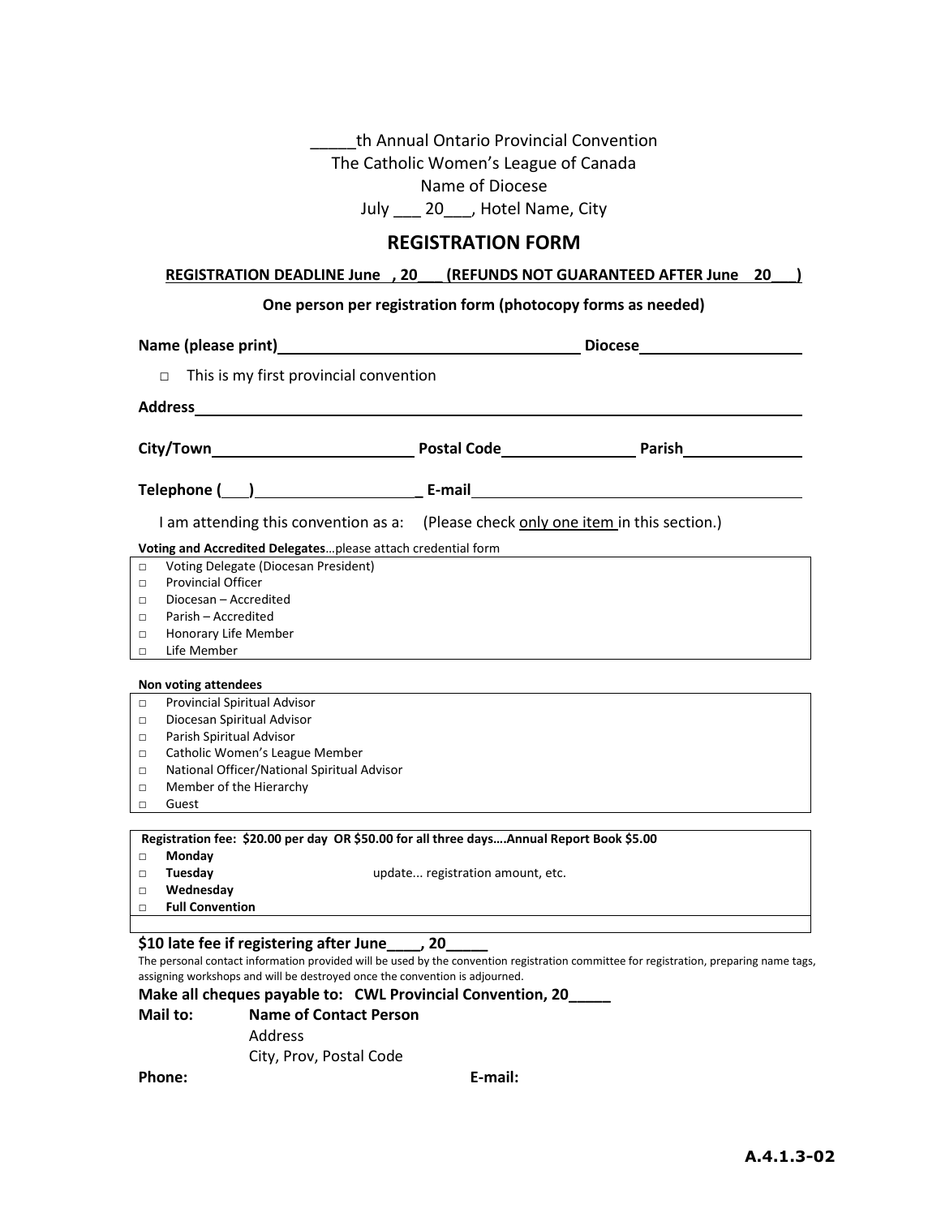_____th Annual Ontario Provincial Convention
The Catholic Women's League of Canada
Name of Diocese
July ___ 20___, Hotel Name, City

## REGISTRATION FORM

**REGISTRATION DEADLINE June , 20___ (REFUNDS NOT GUARANTEED AFTER June 20___)**

**One person per registration form (photocopy forms as needed)**

**Name (please print)**_________________________________ **Diocese**__________________

□ This is my first provincial convention

**Address**_______________________________________________________________

**City/Town**______________________ **Postal Code**_______________ **Parish**_____________

**Telephone (___)**____________________ **E-mail**____________________________________

I am attending this convention as a: (Please check only one item in this section.)

**Voting and Accredited Delegates**…please attach credential form

- □ Voting Delegate (Diocesan President)
- □ Provincial Officer
- □ Diocesan – Accredited
- □ Parish – Accredited
- □ Honorary Life Member
- □ Life Member

**Non voting attendees**

- □ Provincial Spiritual Advisor
- □ Diocesan Spiritual Advisor
- □ Parish Spiritual Advisor
- □ Catholic Women's League Member
- □ National Officer/National Spiritual Advisor
- □ Member of the Hierarchy
- □ Guest

**Registration fee: $20.00 per day OR $50.00 for all three days….Annual Report Book $5.00**

- □ **Monday**
- □ **Tuesday** update... registration amount, etc.
- □ **Wednesday**
- □ **Full Convention**

**$10 late fee if registering after June____, 20_____**

The personal contact information provided will be used by the convention registration committee for registration, preparing name tags, assigning workshops and will be destroyed once the convention is adjourned.

**Make all cheques payable to: CWL Provincial Convention, 20_____**

**Mail to:** **Name of Contact Person**
Address
City, Prov, Postal Code

**Phone:** **E-mail:**

**A.4.1.3-02**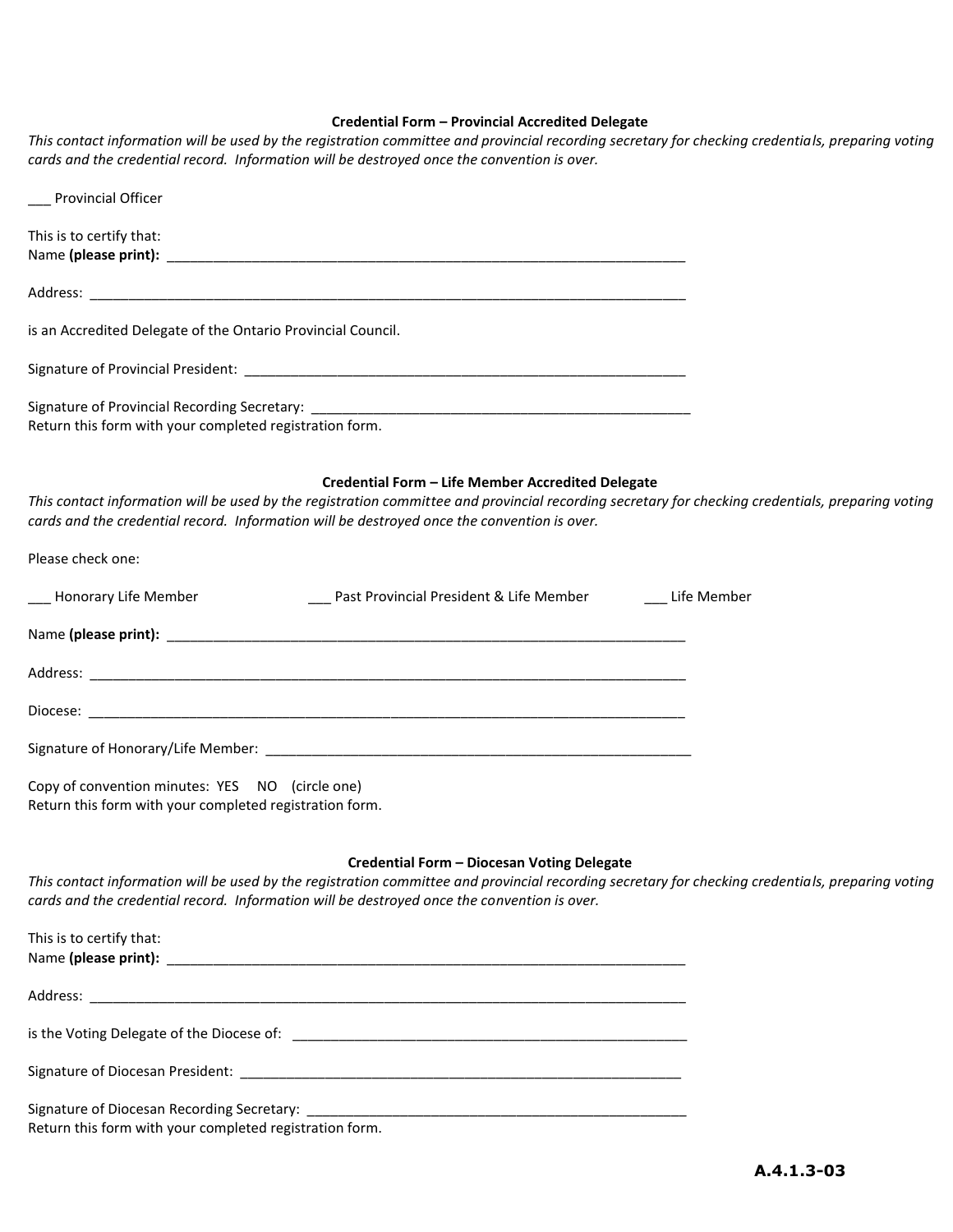### Credential Form – Provincial Accredited Delegate

*This contact information will be used by the registration committee and provincial recording secretary for checking credentials, preparing voting cards and the credential record. Information will be destroyed once the convention is over.*

___ Provincial Officer

This is to certify that:
Name **(please print):** ____________________________________________________________________

Address: ____________________________________________________________________________

is an Accredited Delegate of the Ontario Provincial Council.

Signature of Provincial President: ____________________________________________________

Signature of Provincial Recording Secretary: _____________________________________________
Return this form with your completed registration form.

### Credential Form – Life Member Accredited Delegate

*This contact information will be used by the registration committee and provincial recording secretary for checking credentials, preparing voting cards and the credential record. Information will be destroyed once the convention is over.*

Please check one:

___ Honorary Life Member ___ Past Provincial President & Life Member ___ Life Member

Name **(please print):** ____________________________________________________________________

Address: ____________________________________________________________________________

Diocese: ____________________________________________________________________________

Signature of Honorary/Life Member: ___________________________________________________

Copy of convention minutes: YES NO (circle one)
Return this form with your completed registration form.

### Credential Form – Diocesan Voting Delegate

*This contact information will be used by the registration committee and provincial recording secretary for checking credentials, preparing voting cards and the credential record. Information will be destroyed once the convention is over.*

This is to certify that:
Name **(please print):** ____________________________________________________________________

Address: ____________________________________________________________________________

is the Voting Delegate of the Diocese of: ______________________________________________

Signature of Diocesan President: _____________________________________________________

Signature of Diocesan Recording Secretary: ____________________________________________
Return this form with your completed registration form.

**A.4.1.3-03**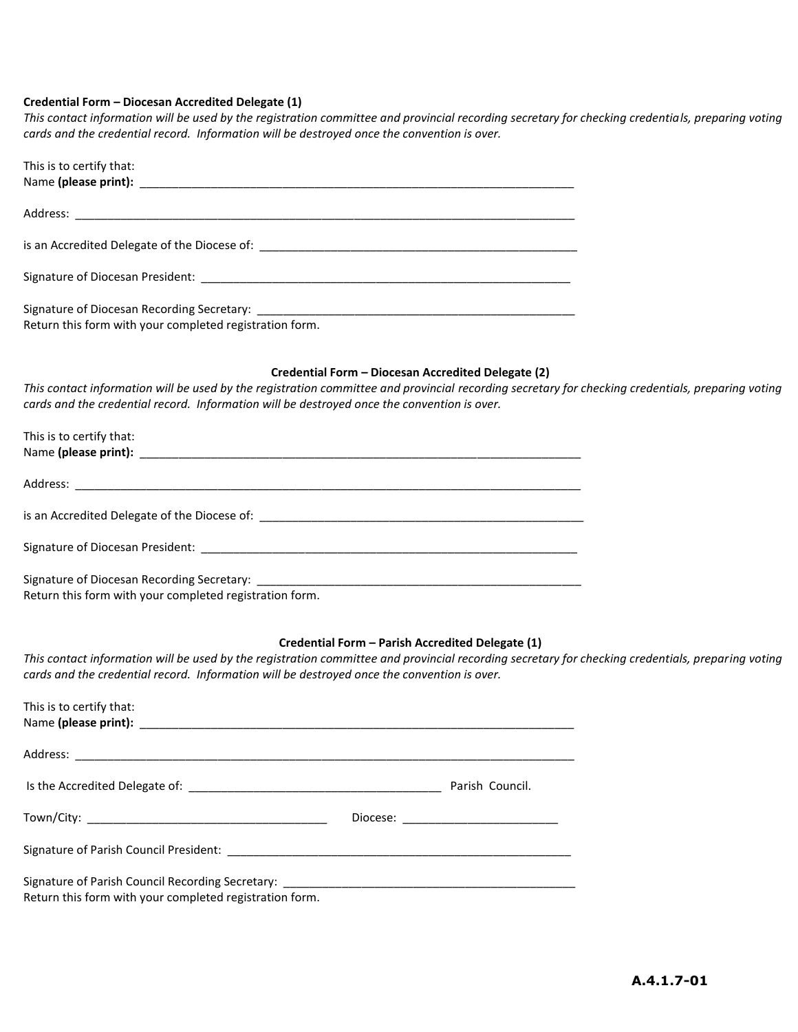**Credential Form – Diocesan Accredited Delegate (1)**

*This contact information will be used by the registration committee and provincial recording secretary for checking credentials, preparing voting cards and the credential record. Information will be destroyed once the convention is over.*

This is to certify that:
Name **(please print):** ______________________________________________________________________

Address: ______________________________________________________________________________

is an Accredited Delegate of the Diocese of: _______________________________________________

Signature of Diocesan President: ________________________________________________________

Signature of Diocesan Recording Secretary: _______________________________________________
Return this form with your completed registration form.

**Credential Form – Diocesan Accredited Delegate (2)**

*This contact information will be used by the registration committee and provincial recording secretary for checking credentials, preparing voting cards and the credential record. Information will be destroyed once the convention is over.*

This is to certify that:
Name **(please print):** ______________________________________________________________________

Address: ______________________________________________________________________________

is an Accredited Delegate of the Diocese of: _______________________________________________

Signature of Diocesan President: ________________________________________________________

Signature of Diocesan Recording Secretary: _______________________________________________
Return this form with your completed registration form.

**Credential Form – Parish Accredited Delegate (1)**

*This contact information will be used by the registration committee and provincial recording secretary for checking credentials, preparing voting cards and the credential record. Information will be destroyed once the convention is over.*

This is to certify that:
Name **(please print):** ______________________________________________________________________

Address: ______________________________________________________________________________

Is the Accredited Delegate of: _______________________________________ Parish Council.

Town/City: _____________________________________ Diocese: ________________________

Signature of Parish Council President: ____________________________________________________

Signature of Parish Council Recording Secretary: ___________________________________________
Return this form with your completed registration form.

**A.4.1.7-01**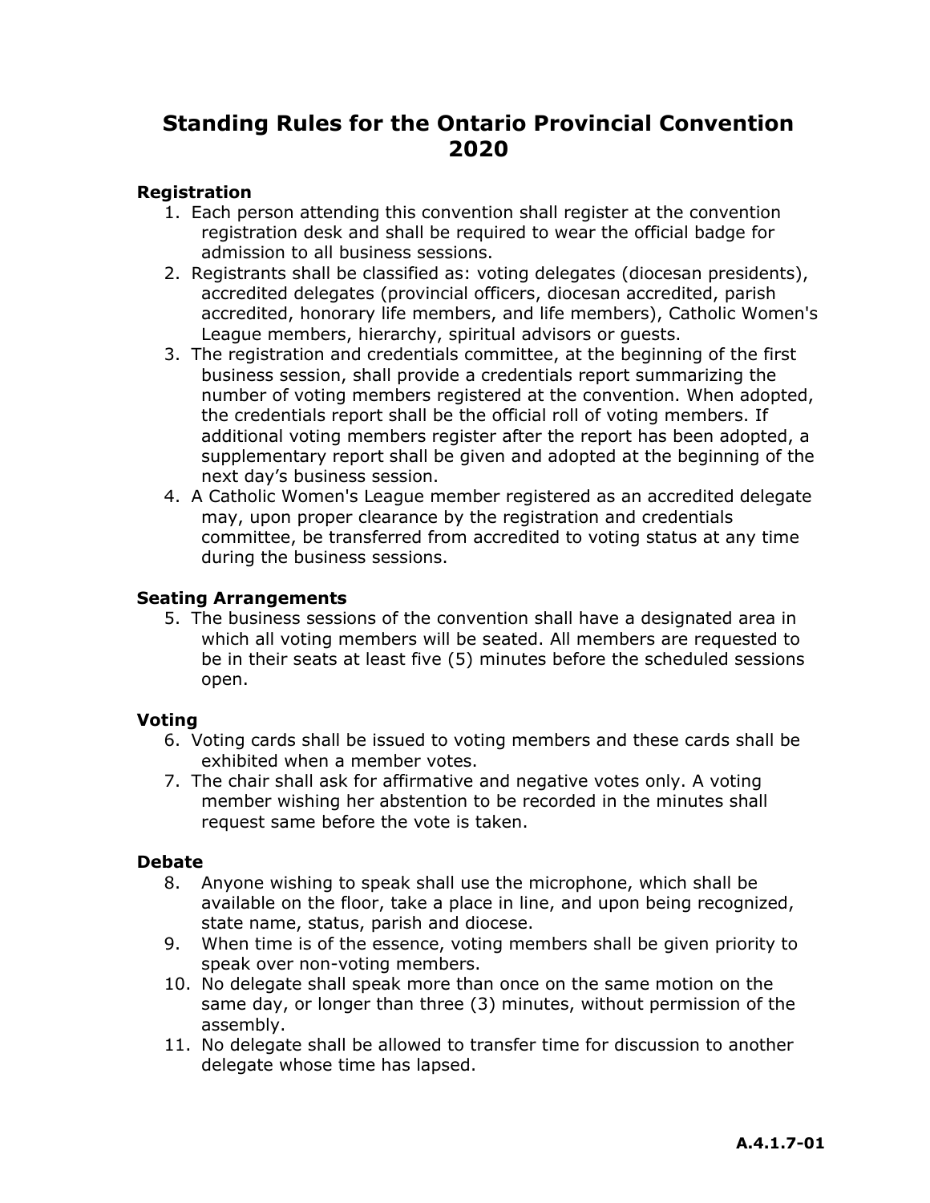# Standing Rules for the Ontario Provincial Convention 2020

**Registration**

1. Each person attending this convention shall register at the convention registration desk and shall be required to wear the official badge for admission to all business sessions.
2. Registrants shall be classified as: voting delegates (diocesan presidents), accredited delegates (provincial officers, diocesan accredited, parish accredited, honorary life members, and life members), Catholic Women's League members, hierarchy, spiritual advisors or guests.
3. The registration and credentials committee, at the beginning of the first business session, shall provide a credentials report summarizing the number of voting members registered at the convention. When adopted, the credentials report shall be the official roll of voting members. If additional voting members register after the report has been adopted, a supplementary report shall be given and adopted at the beginning of the next day's business session.
4. A Catholic Women's League member registered as an accredited delegate may, upon proper clearance by the registration and credentials committee, be transferred from accredited to voting status at any time during the business sessions.

**Seating Arrangements**

5. The business sessions of the convention shall have a designated area in which all voting members will be seated. All members are requested to be in their seats at least five (5) minutes before the scheduled sessions open.

**Voting**

6. Voting cards shall be issued to voting members and these cards shall be exhibited when a member votes.
7. The chair shall ask for affirmative and negative votes only. A voting member wishing her abstention to be recorded in the minutes shall request same before the vote is taken.

**Debate**

8. Anyone wishing to speak shall use the microphone, which shall be available on the floor, take a place in line, and upon being recognized, state name, status, parish and diocese.
9. When time is of the essence, voting members shall be given priority to speak over non-voting members.
10. No delegate shall speak more than once on the same motion on the same day, or longer than three (3) minutes, without permission of the assembly.
11. No delegate shall be allowed to transfer time for discussion to another delegate whose time has lapsed.

**A.4.1.7-01**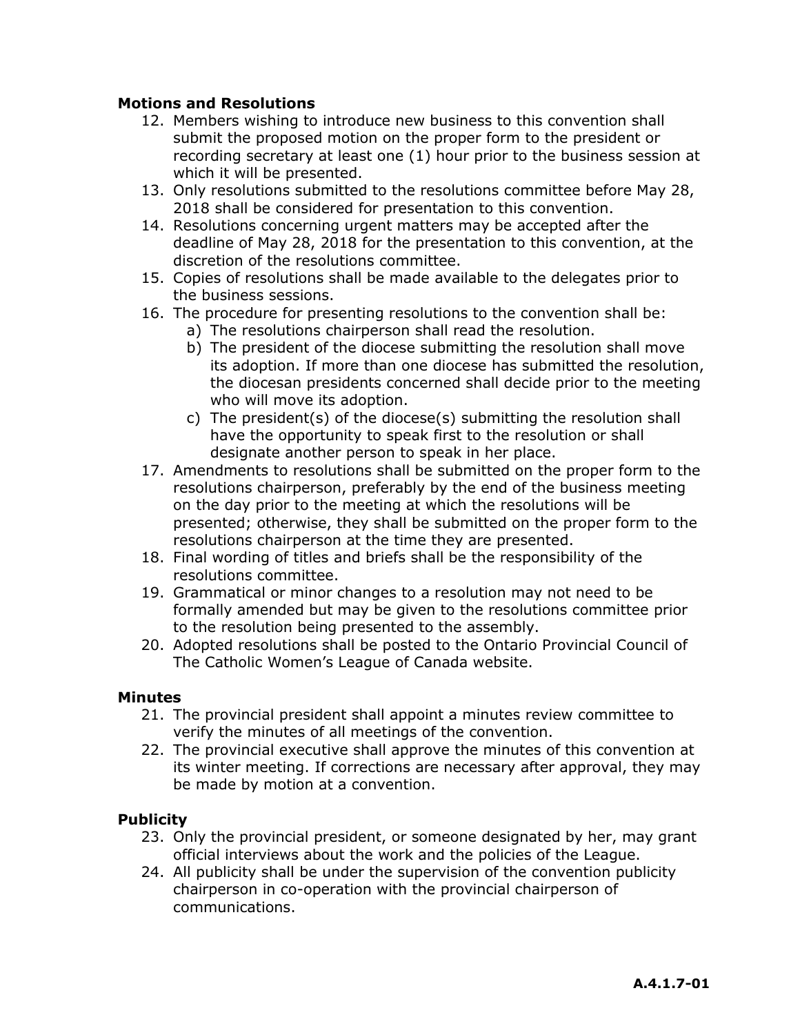**Motions and Resolutions**

12. Members wishing to introduce new business to this convention shall submit the proposed motion on the proper form to the president or recording secretary at least one (1) hour prior to the business session at which it will be presented.
13. Only resolutions submitted to the resolutions committee before May 28, 2018 shall be considered for presentation to this convention.
14. Resolutions concerning urgent matters may be accepted after the deadline of May 28, 2018 for the presentation to this convention, at the discretion of the resolutions committee.
15. Copies of resolutions shall be made available to the delegates prior to the business sessions.
16. The procedure for presenting resolutions to the convention shall be:
    a) The resolutions chairperson shall read the resolution.
    b) The president of the diocese submitting the resolution shall move its adoption. If more than one diocese has submitted the resolution, the diocesan presidents concerned shall decide prior to the meeting who will move its adoption.
    c) The president(s) of the diocese(s) submitting the resolution shall have the opportunity to speak first to the resolution or shall designate another person to speak in her place.
17. Amendments to resolutions shall be submitted on the proper form to the resolutions chairperson, preferably by the end of the business meeting on the day prior to the meeting at which the resolutions will be presented; otherwise, they shall be submitted on the proper form to the resolutions chairperson at the time they are presented.
18. Final wording of titles and briefs shall be the responsibility of the resolutions committee.
19. Grammatical or minor changes to a resolution may not need to be formally amended but may be given to the resolutions committee prior to the resolution being presented to the assembly.
20. Adopted resolutions shall be posted to the Ontario Provincial Council of The Catholic Women's League of Canada website.

**Minutes**

21. The provincial president shall appoint a minutes review committee to verify the minutes of all meetings of the convention.
22. The provincial executive shall approve the minutes of this convention at its winter meeting. If corrections are necessary after approval, they may be made by motion at a convention.

**Publicity**

23. Only the provincial president, or someone designated by her, may grant official interviews about the work and the policies of the League.
24. All publicity shall be under the supervision of the convention publicity chairperson in co-operation with the provincial chairperson of communications.

**A.4.1.7-01**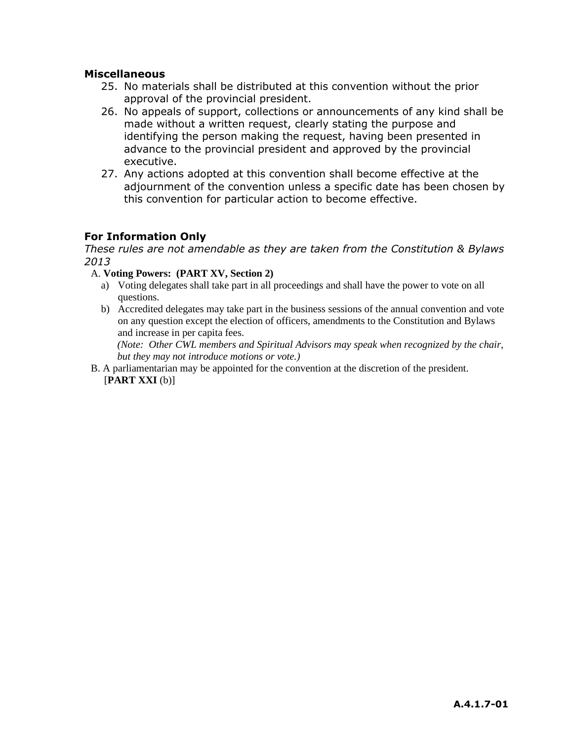## Miscellaneous

25. No materials shall be distributed at this convention without the prior approval of the provincial president.
26. No appeals of support, collections or announcements of any kind shall be made without a written request, clearly stating the purpose and identifying the person making the request, having been presented in advance to the provincial president and approved by the provincial executive.
27. Any actions adopted at this convention shall become effective at the adjournment of the convention unless a specific date has been chosen by this convention for particular action to become effective.

## For Information Only

*These rules are not amendable as they are taken from the Constitution & Bylaws 2013*

A. **Voting Powers: (PART XV, Section 2)**

   a) Voting delegates shall take part in all proceedings and shall have the power to vote on all questions.

   b) Accredited delegates may take part in the business sessions of the annual convention and vote on any question except the election of officers, amendments to the Constitution and Bylaws and increase in per capita fees.
   *(Note: Other CWL members and Spiritual Advisors may speak when recognized by the chair, but they may not introduce motions or vote.)*

B. A parliamentarian may be appointed for the convention at the discretion of the president. [**PART XXI** (b)]

**A.4.1.7-01**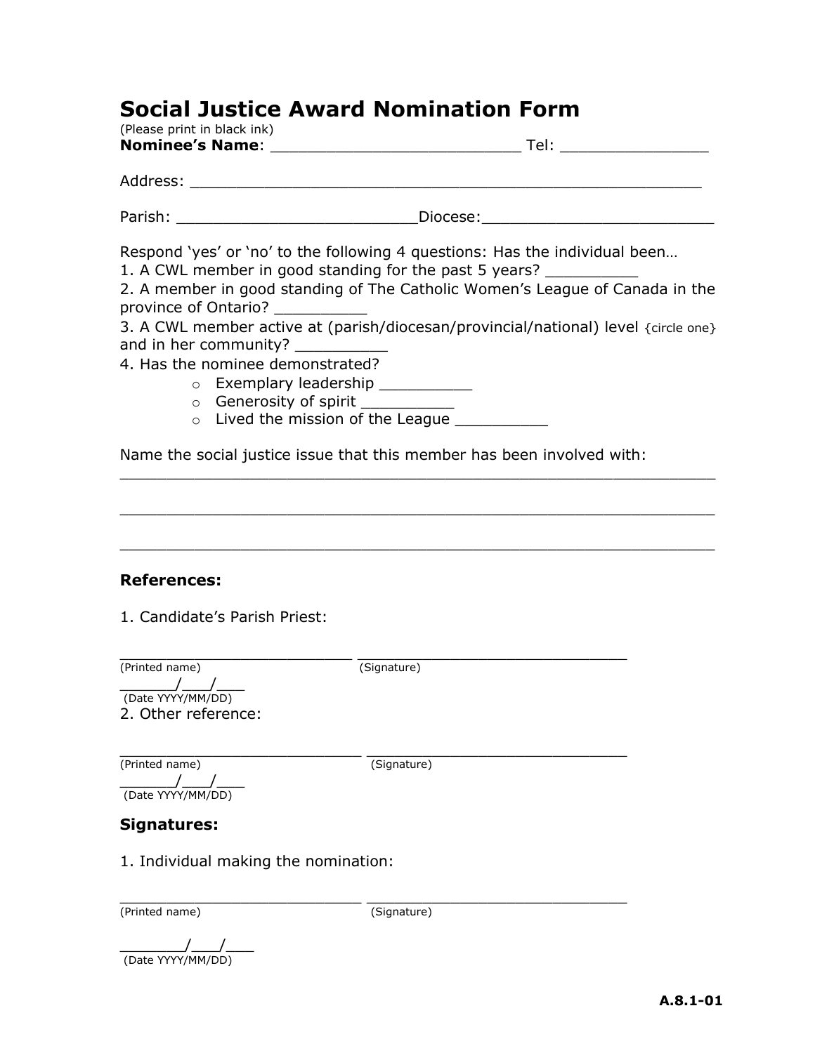# Social Justice Award Nomination Form

(Please print in black ink)

**Nominee's Name**: __________________________ Tel: _______________

Address: _______________________________________________________

Parish: _________________________Diocese:_________________________

Respond 'yes' or 'no' to the following 4 questions: Has the individual been…

1. A CWL member in good standing for the past 5 years? __________
2. A member in good standing of The Catholic Women's League of Canada in the province of Ontario? __________
3. A CWL member active at (parish/diocesan/provincial/national) level {circle one} and in her community? __________
4. Has the nominee demonstrated?
   - Exemplary leadership __________
   - Generosity of spirit __________
   - Lived the mission of the League __________

Name the social justice issue that this member has been involved with:

_________________________________________________________________

_________________________________________________________________

_________________________________________________________________

**References:**

1. Candidate's Parish Priest:

_____________________________ _______________________________

(Printed name) (Signature)

______/___/___

(Date YYYY/MM/DD)

2. Other reference:

_____________________________ _______________________________

(Printed name) (Signature)

______/___/___

(Date YYYY/MM/DD)

**Signatures:**

1. Individual making the nomination:

_____________________________ _______________________________

(Printed name) (Signature)

_______/___/___

(Date YYYY/MM/DD)

**A.8.1-01**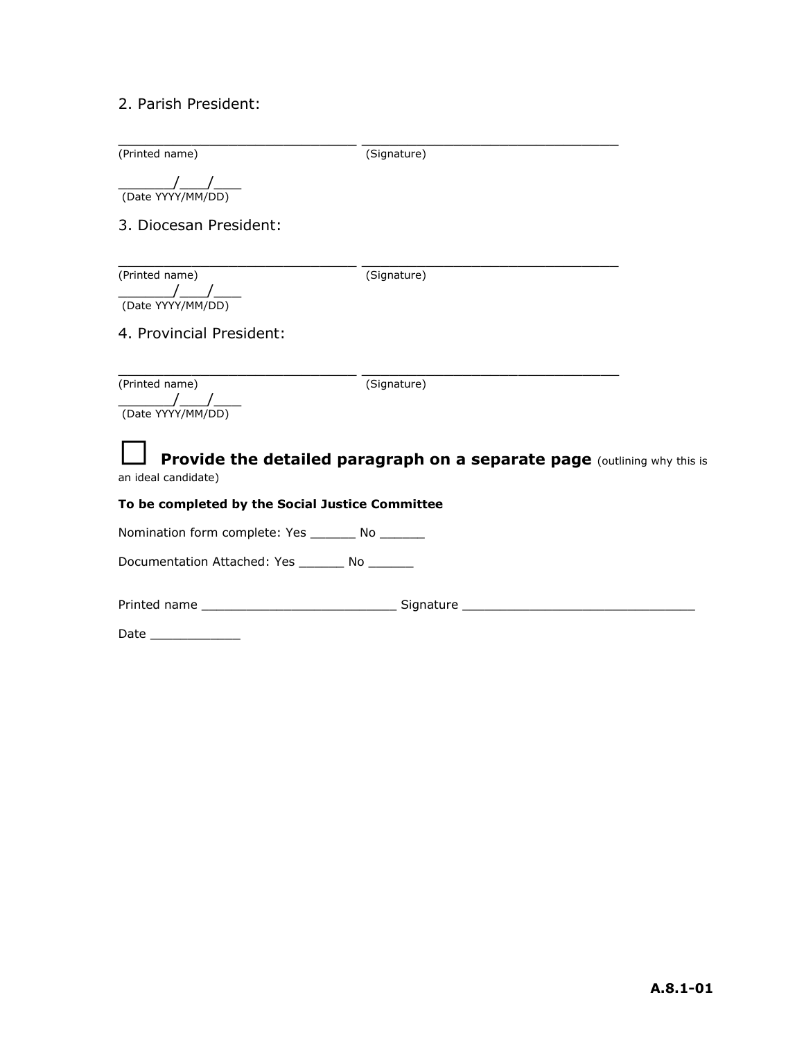2. Parish President:

_______________________________ _________________________________
(Printed name) (Signature)

_______/___/___
(Date YYYY/MM/DD)

3. Diocesan President:

_______________________________ _________________________________
(Printed name) (Signature)

_______/___/___
(Date YYYY/MM/DD)

4. Provincial President:

_______________________________ _________________________________
(Printed name) (Signature)

_______/___/___
(Date YYYY/MM/DD)

☐ **Provide the detailed paragraph on a separate page** (outlining why this is an ideal candidate)

**To be completed by the Social Justice Committee**

Nomination form complete: Yes ______ No ______

Documentation Attached: Yes ______ No ______

Printed name __________________________ Signature _______________________________

Date ____________

A.8.1-01